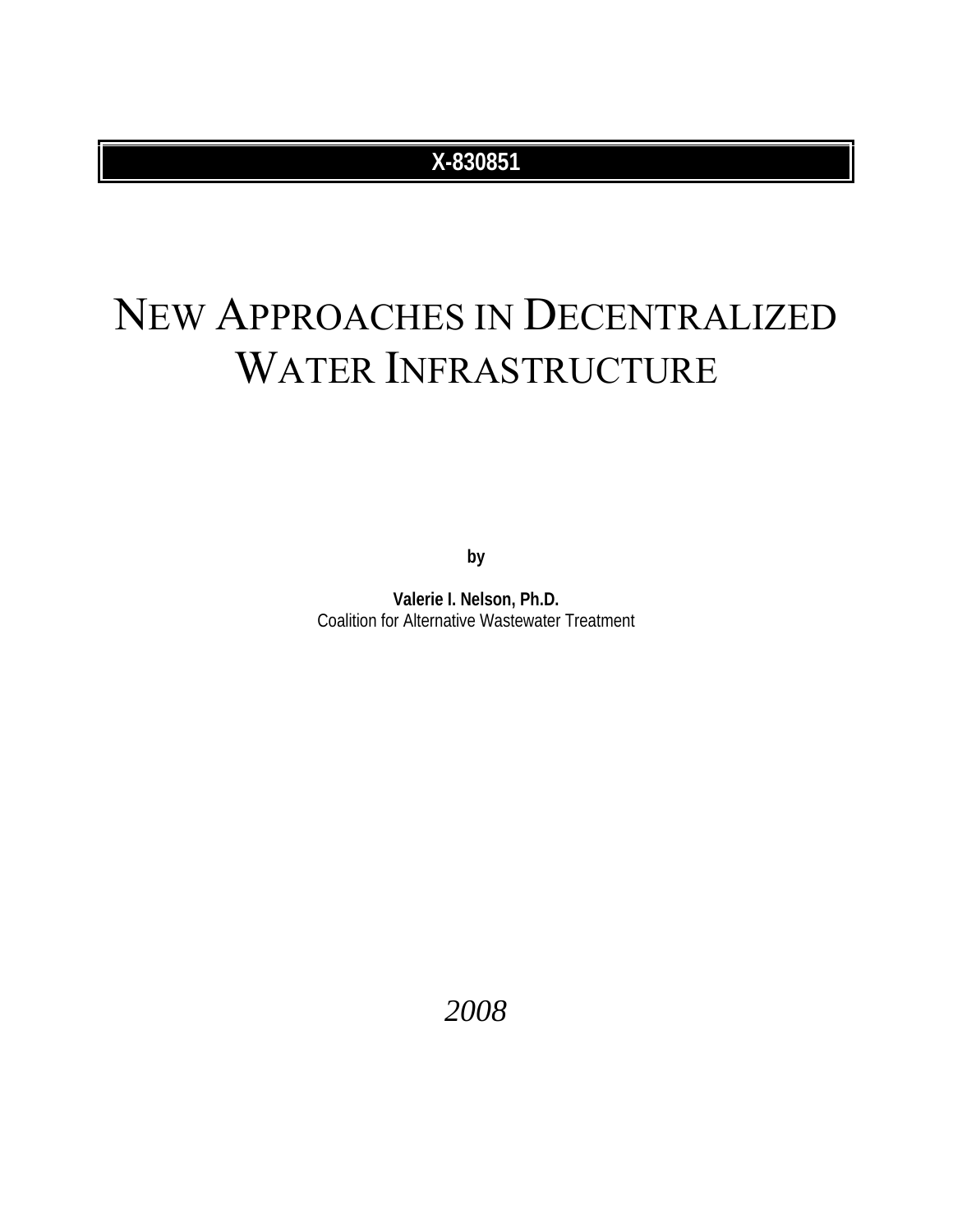**X-830851**

# NEW APPROACHES IN DECENTRALIZED WATER INFRASTRUCTURE

**by**

**Valerie I. Nelson, Ph.D.**
Coalition for Alternative Wastewater Treatment

*2008*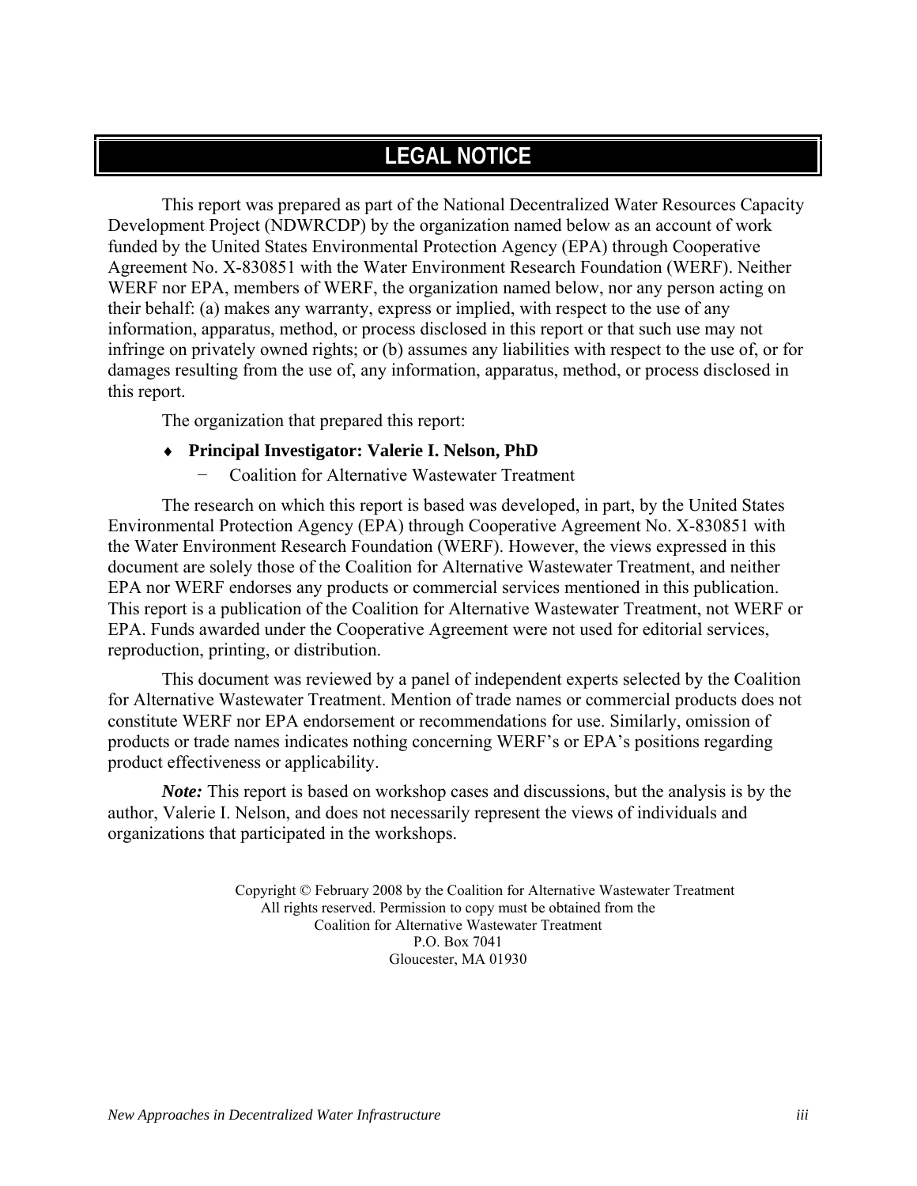# LEGAL NOTICE

This report was prepared as part of the National Decentralized Water Resources Capacity Development Project (NDWRCDP) by the organization named below as an account of work funded by the United States Environmental Protection Agency (EPA) through Cooperative Agreement No. X-830851 with the Water Environment Research Foundation (WERF). Neither WERF nor EPA, members of WERF, the organization named below, nor any person acting on their behalf: (a) makes any warranty, express or implied, with respect to the use of any information, apparatus, method, or process disclosed in this report or that such use may not infringe on privately owned rights; or (b) assumes any liabilities with respect to the use of, or for damages resulting from the use of, any information, apparatus, method, or process disclosed in this report.

The organization that prepared this report:

- **Principal Investigator: Valerie I. Nelson, PhD**
  - Coalition for Alternative Wastewater Treatment

The research on which this report is based was developed, in part, by the United States Environmental Protection Agency (EPA) through Cooperative Agreement No. X-830851 with the Water Environment Research Foundation (WERF). However, the views expressed in this document are solely those of the Coalition for Alternative Wastewater Treatment, and neither EPA nor WERF endorses any products or commercial services mentioned in this publication. This report is a publication of the Coalition for Alternative Wastewater Treatment, not WERF or EPA. Funds awarded under the Cooperative Agreement were not used for editorial services, reproduction, printing, or distribution.

This document was reviewed by a panel of independent experts selected by the Coalition for Alternative Wastewater Treatment. Mention of trade names or commercial products does not constitute WERF nor EPA endorsement or recommendations for use. Similarly, omission of products or trade names indicates nothing concerning WERF's or EPA's positions regarding product effectiveness or applicability.

***Note:*** This report is based on workshop cases and discussions, but the analysis is by the author, Valerie I. Nelson, and does not necessarily represent the views of individuals and organizations that participated in the workshops.

Copyright © February 2008 by the Coalition for Alternative Wastewater Treatment
All rights reserved. Permission to copy must be obtained from the
Coalition for Alternative Wastewater Treatment
P.O. Box 7041
Gloucester, MA 01930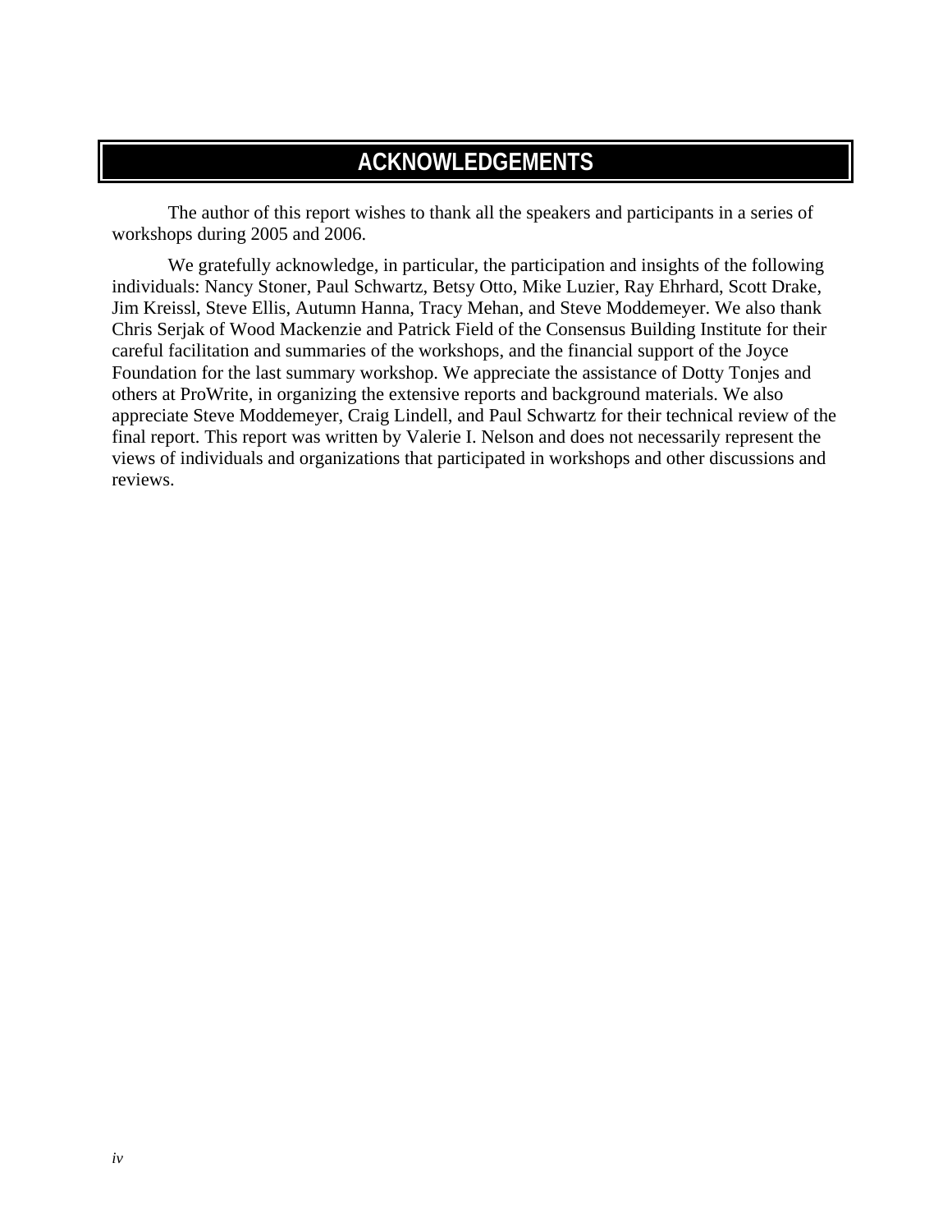# ACKNOWLEDGEMENTS

The author of this report wishes to thank all the speakers and participants in a series of workshops during 2005 and 2006.

We gratefully acknowledge, in particular, the participation and insights of the following individuals: Nancy Stoner, Paul Schwartz, Betsy Otto, Mike Luzier, Ray Ehrhard, Scott Drake, Jim Kreissl, Steve Ellis, Autumn Hanna, Tracy Mehan, and Steve Moddemeyer. We also thank Chris Serjak of Wood Mackenzie and Patrick Field of the Consensus Building Institute for their careful facilitation and summaries of the workshops, and the financial support of the Joyce Foundation for the last summary workshop. We appreciate the assistance of Dotty Tonjes and others at ProWrite, in organizing the extensive reports and background materials. We also appreciate Steve Moddemeyer, Craig Lindell, and Paul Schwartz for their technical review of the final report. This report was written by Valerie I. Nelson and does not necessarily represent the views of individuals and organizations that participated in workshops and other discussions and reviews.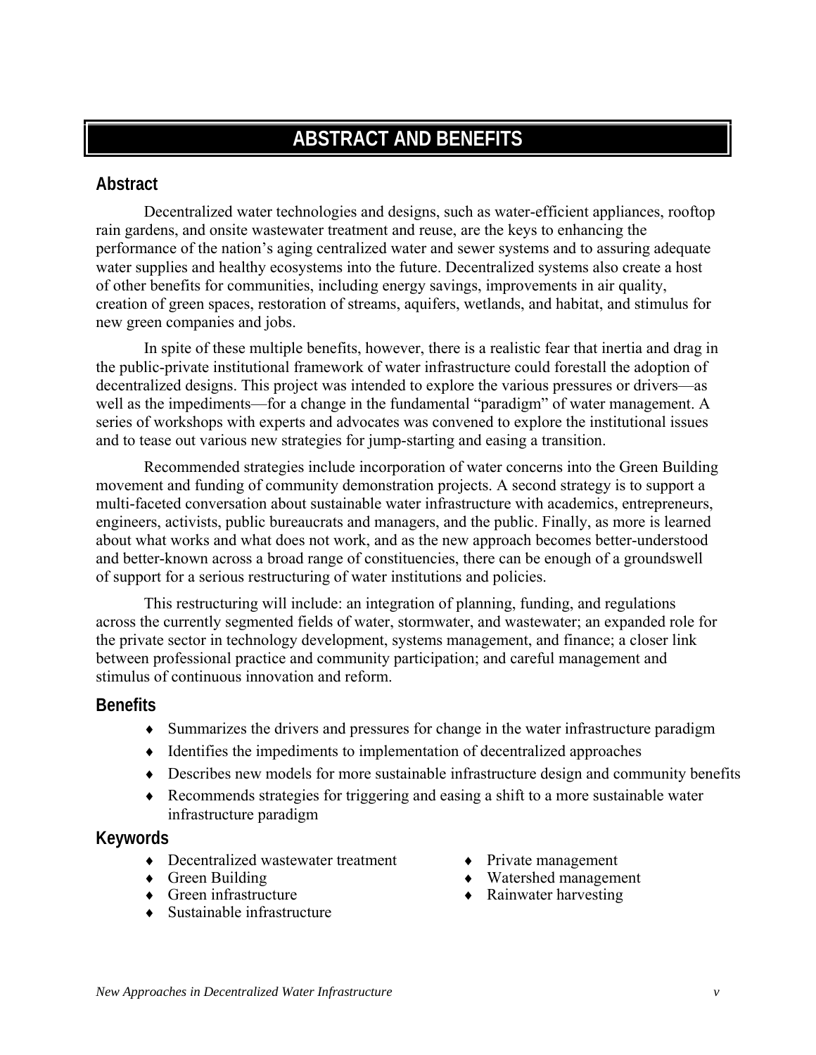# ABSTRACT AND BENEFITS

## Abstract

Decentralized water technologies and designs, such as water-efficient appliances, rooftop rain gardens, and onsite wastewater treatment and reuse, are the keys to enhancing the performance of the nation's aging centralized water and sewer systems and to assuring adequate water supplies and healthy ecosystems into the future. Decentralized systems also create a host of other benefits for communities, including energy savings, improvements in air quality, creation of green spaces, restoration of streams, aquifers, wetlands, and habitat, and stimulus for new green companies and jobs.

In spite of these multiple benefits, however, there is a realistic fear that inertia and drag in the public-private institutional framework of water infrastructure could forestall the adoption of decentralized designs. This project was intended to explore the various pressures or drivers—as well as the impediments—for a change in the fundamental "paradigm" of water management. A series of workshops with experts and advocates was convened to explore the institutional issues and to tease out various new strategies for jump-starting and easing a transition.

Recommended strategies include incorporation of water concerns into the Green Building movement and funding of community demonstration projects. A second strategy is to support a multi-faceted conversation about sustainable water infrastructure with academics, entrepreneurs, engineers, activists, public bureaucrats and managers, and the public. Finally, as more is learned about what works and what does not work, and as the new approach becomes better-understood and better-known across a broad range of constituencies, there can be enough of a groundswell of support for a serious restructuring of water institutions and policies.

This restructuring will include: an integration of planning, funding, and regulations across the currently segmented fields of water, stormwater, and wastewater; an expanded role for the private sector in technology development, systems management, and finance; a closer link between professional practice and community participation; and careful management and stimulus of continuous innovation and reform.

## Benefits

- Summarizes the drivers and pressures for change in the water infrastructure paradigm
- Identifies the impediments to implementation of decentralized approaches
- Describes new models for more sustainable infrastructure design and community benefits
- Recommends strategies for triggering and easing a shift to a more sustainable water infrastructure paradigm

## Keywords

- Decentralized wastewater treatment
- Green Building
- Green infrastructure
- Sustainable infrastructure
- Private management
- Watershed management
- Rainwater harvesting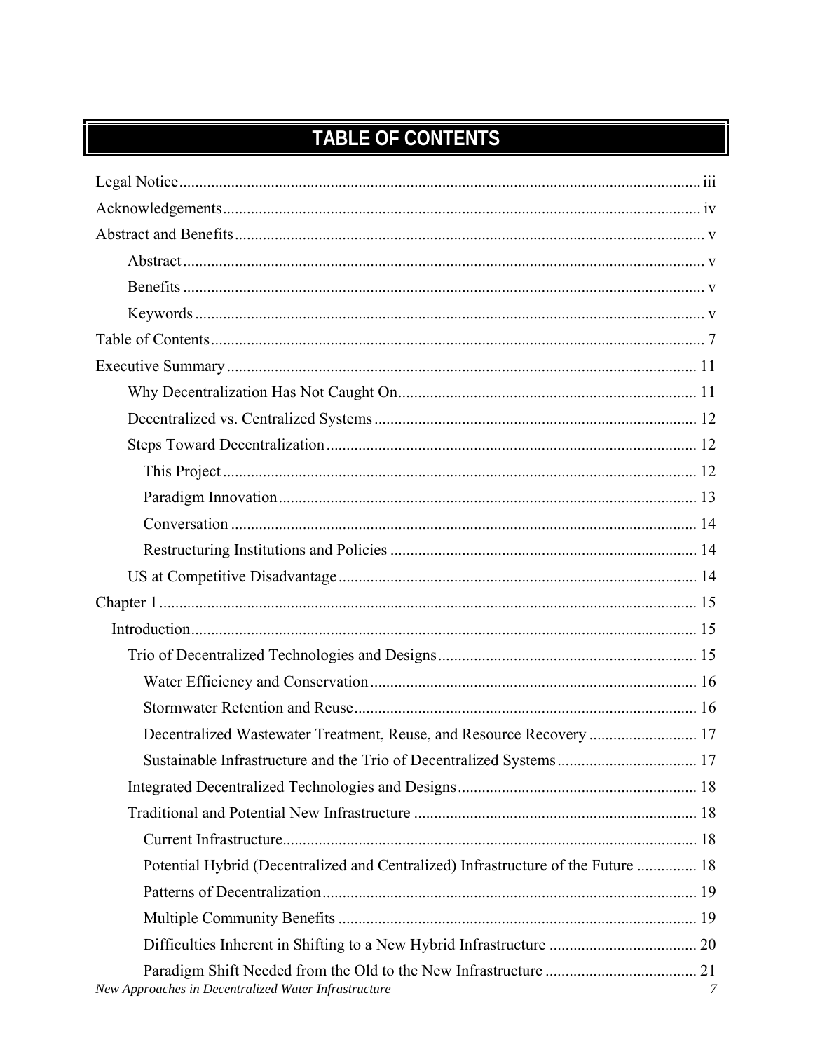# TABLE OF CONTENTS

Legal Notice .......... iii

Acknowledgements .......... iv

Abstract and Benefits .......... v

- Abstract .......... v
- Benefits .......... v
- Keywords .......... v

Table of Contents .......... 7

Executive Summary .......... 11

- Why Decentralization Has Not Caught On .......... 11
- Decentralized vs. Centralized Systems .......... 12
- Steps Toward Decentralization .......... 12
  - This Project .......... 12
  - Paradigm Innovation .......... 13
  - Conversation .......... 14
  - Restructuring Institutions and Policies .......... 14
- US at Competitive Disadvantage .......... 14

Chapter 1 .......... 15

- Introduction .......... 15
  - Trio of Decentralized Technologies and Designs .......... 15
    - Water Efficiency and Conservation .......... 16
    - Stormwater Retention and Reuse .......... 16
    - Decentralized Wastewater Treatment, Reuse, and Resource Recovery .......... 17
    - Sustainable Infrastructure and the Trio of Decentralized Systems .......... 17
  - Integrated Decentralized Technologies and Designs .......... 18
  - Traditional and Potential New Infrastructure .......... 18
    - Current Infrastructure .......... 18
    - Potential Hybrid (Decentralized and Centralized) Infrastructure of the Future .......... 18
    - Patterns of Decentralization .......... 19
    - Multiple Community Benefits .......... 19
    - Difficulties Inherent in Shifting to a New Hybrid Infrastructure .......... 20
    - Paradigm Shift Needed from the Old to the New Infrastructure .......... 21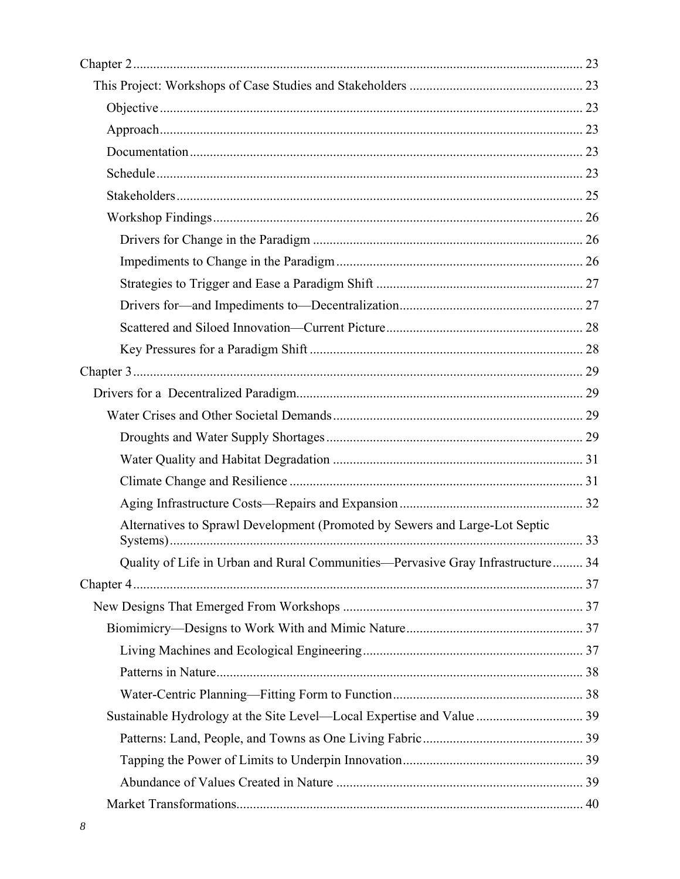Chapter 2 ........................................................................................................................ 23

This Project: Workshops of Case Studies and Stakeholders ..................................................... 23

Objective ........................................................................................................................ 23

Approach ........................................................................................................................ 23

Documentation ................................................................................................................ 23

Schedule ......................................................................................................................... 23

Stakeholders ................................................................................................................... 25

Workshop Findings .......................................................................................................... 26

Drivers for Change in the Paradigm ................................................................................. 26

Impediments to Change in the Paradigm .......................................................................... 26

Strategies to Trigger and Ease a Paradigm Shift .............................................................. 27

Drivers for—and Impediments to—Decentralization ........................................................ 27

Scattered and Siloed Innovation—Current Picture ........................................................... 28

Key Pressures for a Paradigm Shift .................................................................................. 28

Chapter 3 ........................................................................................................................ 29

Drivers for a Decentralized Paradigm ................................................................................... 29

Water Crises and Other Societal Demands ......................................................................... 29

Droughts and Water Supply Shortages ............................................................................. 29

Water Quality and Habitat Degradation ........................................................................... 31

Climate Change and Resilience ........................................................................................ 31

Aging Infrastructure Costs—Repairs and Expansion ........................................................ 32

Alternatives to Sprawl Development (Promoted by Sewers and Large-Lot Septic Systems) ........................................................................................................................... 33

Quality of Life in Urban and Rural Communities—Pervasive Gray Infrastructure ......... 34

Chapter 4 ........................................................................................................................ 37

New Designs That Emerged From Workshops ........................................................................ 37

Biomimicry—Designs to Work With and Mimic Nature ..................................................... 37

Living Machines and Ecological Engineering .................................................................. 37

Patterns in Nature ............................................................................................................ 38

Water-Centric Planning—Fitting Form to Function .......................................................... 38

Sustainable Hydrology at the Site Level—Local Expertise and Value ................................ 39

Patterns: Land, People, and Towns as One Living Fabric ................................................ 39

Tapping the Power of Limits to Underpin Innovation ...................................................... 39

Abundance of Values Created in Nature .......................................................................... 39

Market Transformations ....................................................................................................... 40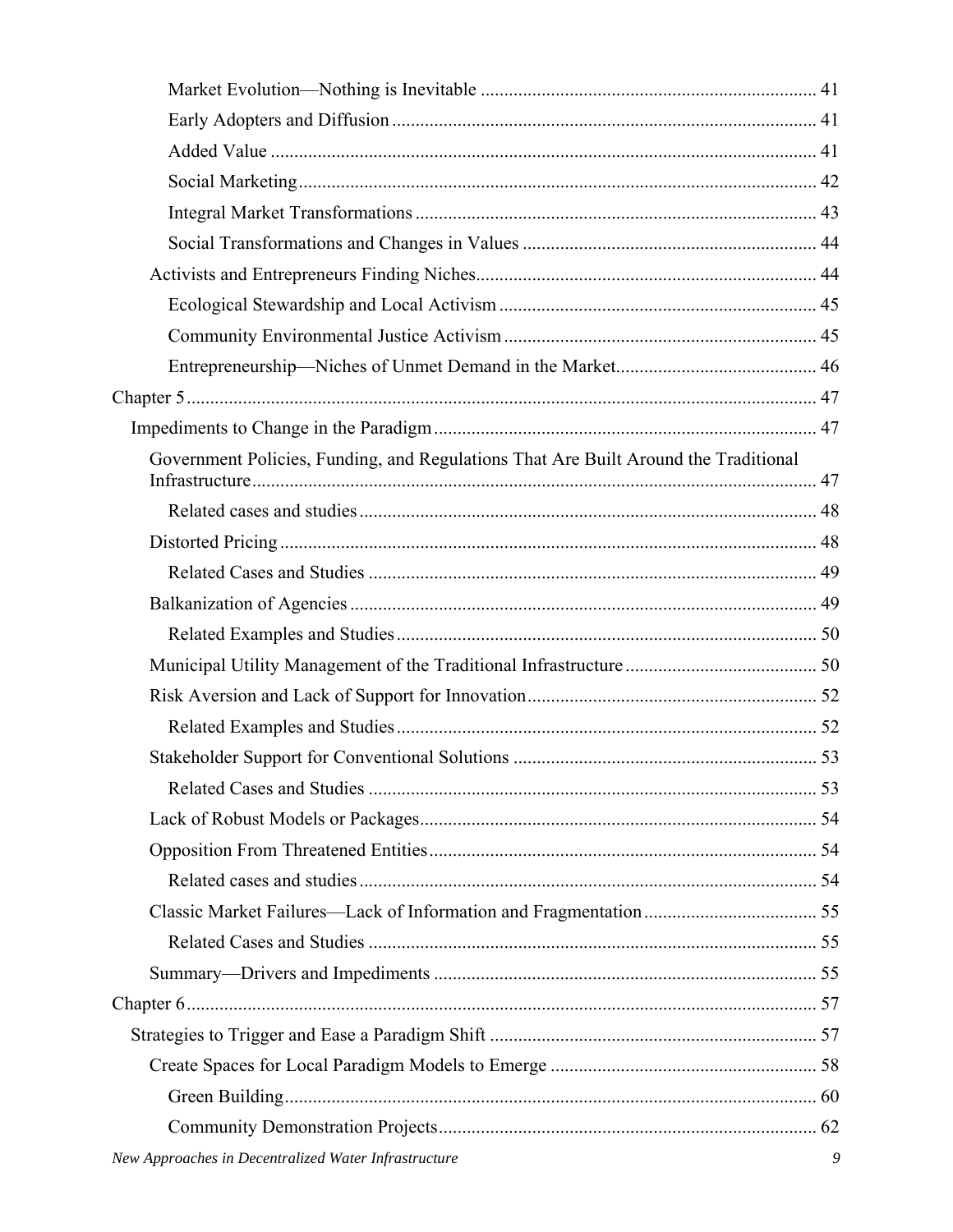Market Evolution—Nothing is Inevitable ........................................................................ 41

Early Adopters and Diffusion ........................................................................................ 41

Added Value .................................................................................................................. 41

Social Marketing ............................................................................................................ 42

Integral Market Transformations ................................................................................... 43

Social Transformations and Changes in Values ............................................................ 44

Activists and Entrepreneurs Finding Niches ...................................................................... 44

Ecological Stewardship and Local Activism ................................................................. 45

Community Environmental Justice Activism ................................................................ 45

Entrepreneurship—Niches of Unmet Demand in the Market ......................................... 46

Chapter 5 ................................................................................................................................ 47

Impediments to Change in the Paradigm ............................................................................... 47

Government Policies, Funding, and Regulations That Are Built Around the Traditional Infrastructure ..................................................................................................................... 47

Related cases and studies ............................................................................................... 48

Distorted Pricing ................................................................................................................ 48

Related Cases and Studies ............................................................................................. 49

Balkanization of Agencies ................................................................................................. 49

Related Examples and Studies ....................................................................................... 50

Municipal Utility Management of the Traditional Infrastructure ....................................... 50

Risk Aversion and Lack of Support for Innovation ........................................................... 52

Related Examples and Studies ....................................................................................... 52

Stakeholder Support for Conventional Solutions .............................................................. 53

Related Cases and Studies ............................................................................................. 53

Lack of Robust Models or Packages .................................................................................. 54

Opposition From Threatened Entities ................................................................................ 54

Related cases and studies ............................................................................................... 54

Classic Market Failures—Lack of Information and Fragmentation ................................... 55

Related Cases and Studies ............................................................................................. 55

Summary—Drivers and Impediments ............................................................................... 55

Chapter 6 ................................................................................................................................ 57

Strategies to Trigger and Ease a Paradigm Shift ................................................................... 57

Create Spaces for Local Paradigm Models to Emerge ....................................................... 58

Green Building ............................................................................................................... 60

Community Demonstration Projects .............................................................................. 62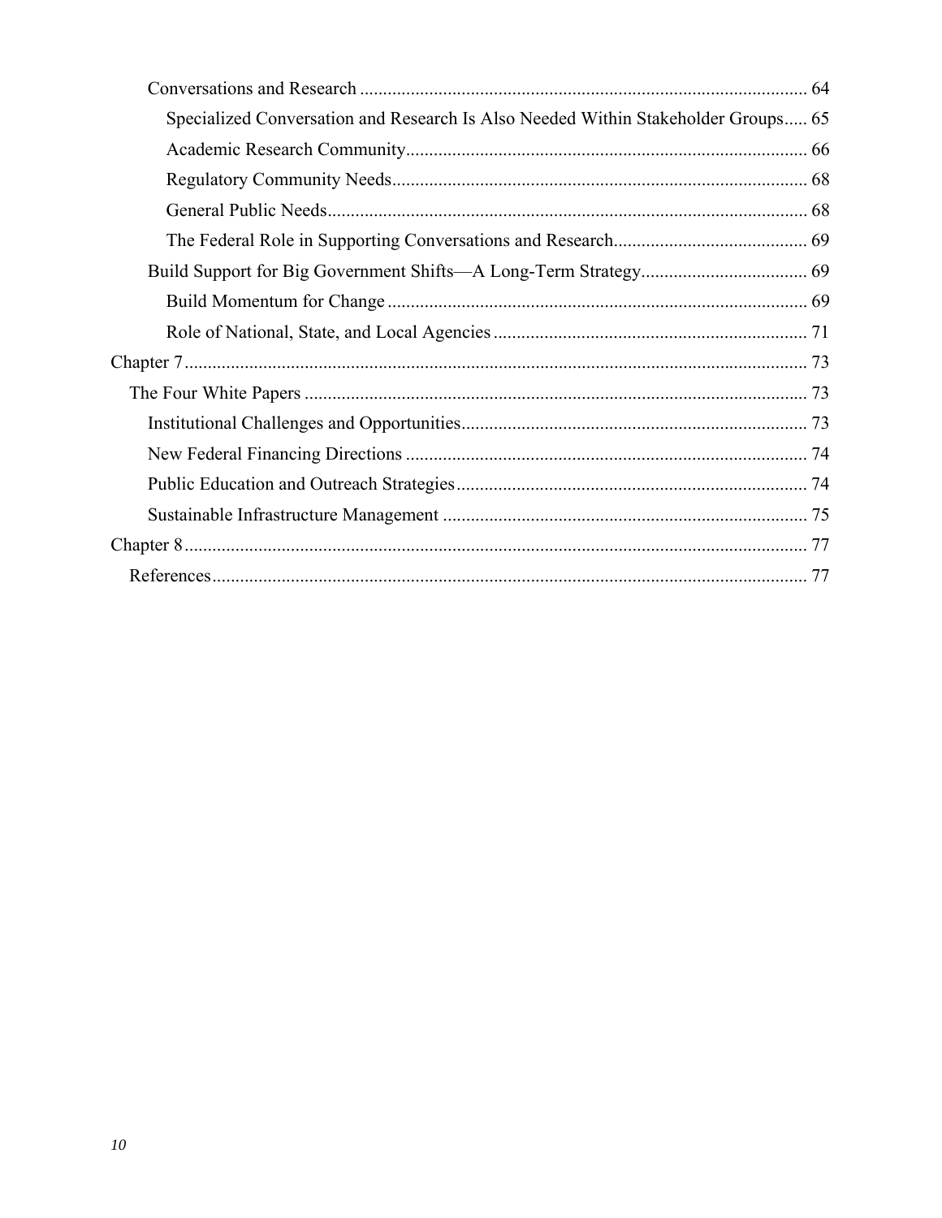Conversations and Research ................................................................................................ 64

Specialized Conversation and Research Is Also Needed Within Stakeholder Groups..... 65

Academic Research Community...................................................................................... 66

Regulatory Community Needs......................................................................................... 68

General Public Needs....................................................................................................... 68

The Federal Role in Supporting Conversations and Research.......................................... 69

Build Support for Big Government Shifts—A Long-Term Strategy.................................... 69

Build Momentum for Change .......................................................................................... 69

Role of National, State, and Local Agencies ................................................................... 71

Chapter 7...................................................................................................................................... 73

The Four White Papers ............................................................................................................ 73

Institutional Challenges and Opportunities........................................................................... 73

New Federal Financing Directions ....................................................................................... 74

Public Education and Outreach Strategies............................................................................ 74

Sustainable Infrastructure Management ............................................................................... 75

Chapter 8...................................................................................................................................... 77

References................................................................................................................................. 77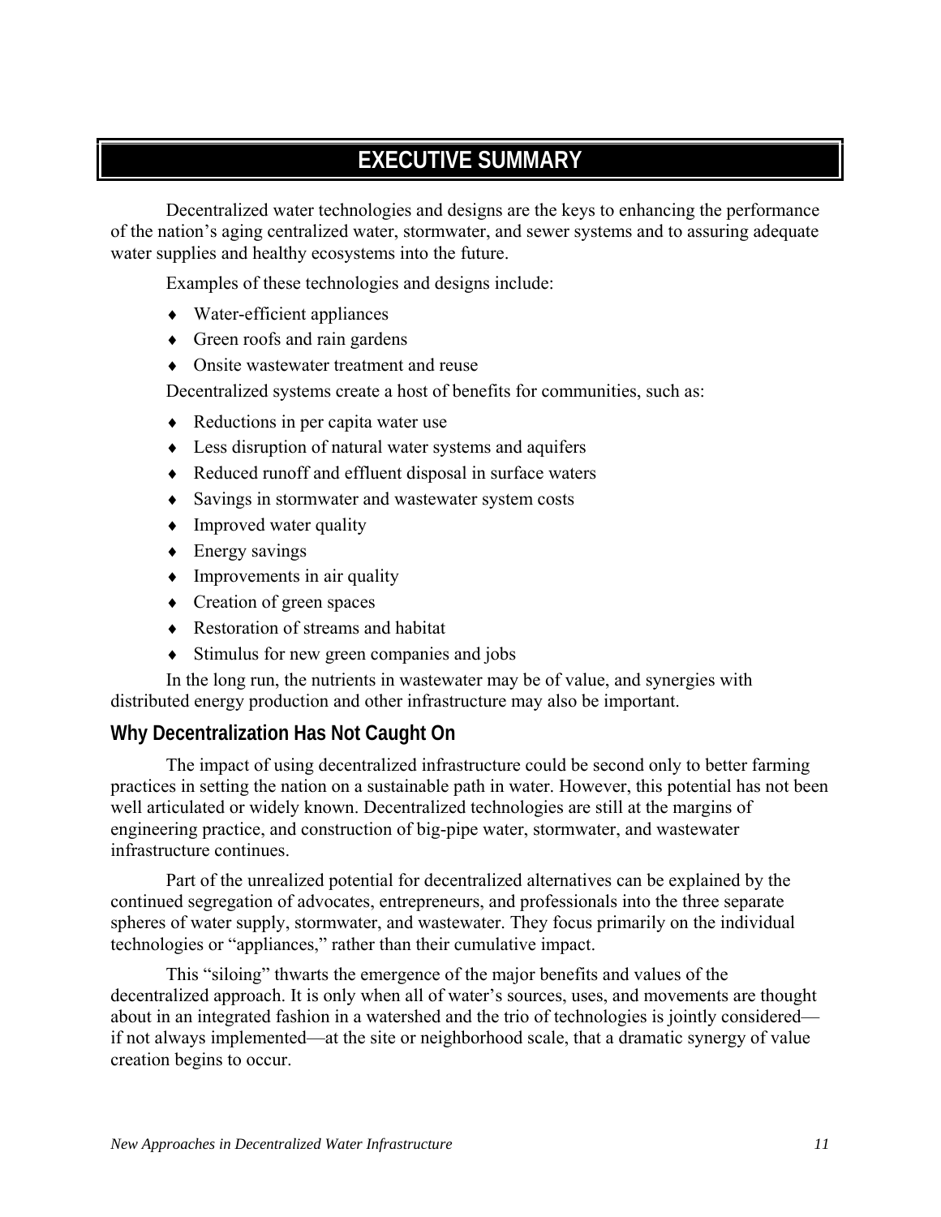# EXECUTIVE SUMMARY

Decentralized water technologies and designs are the keys to enhancing the performance of the nation's aging centralized water, stormwater, and sewer systems and to assuring adequate water supplies and healthy ecosystems into the future.

Examples of these technologies and designs include:

- Water-efficient appliances
- Green roofs and rain gardens
- Onsite wastewater treatment and reuse

Decentralized systems create a host of benefits for communities, such as:

- Reductions in per capita water use
- Less disruption of natural water systems and aquifers
- Reduced runoff and effluent disposal in surface waters
- Savings in stormwater and wastewater system costs
- Improved water quality
- Energy savings
- Improvements in air quality
- Creation of green spaces
- Restoration of streams and habitat
- Stimulus for new green companies and jobs

In the long run, the nutrients in wastewater may be of value, and synergies with distributed energy production and other infrastructure may also be important.

## Why Decentralization Has Not Caught On

The impact of using decentralized infrastructure could be second only to better farming practices in setting the nation on a sustainable path in water. However, this potential has not been well articulated or widely known. Decentralized technologies are still at the margins of engineering practice, and construction of big-pipe water, stormwater, and wastewater infrastructure continues.

Part of the unrealized potential for decentralized alternatives can be explained by the continued segregation of advocates, entrepreneurs, and professionals into the three separate spheres of water supply, stormwater, and wastewater. They focus primarily on the individual technologies or "appliances," rather than their cumulative impact.

This "siloing" thwarts the emergence of the major benefits and values of the decentralized approach. It is only when all of water's sources, uses, and movements are thought about in an integrated fashion in a watershed and the trio of technologies is jointly considered—if not always implemented—at the site or neighborhood scale, that a dramatic synergy of value creation begins to occur.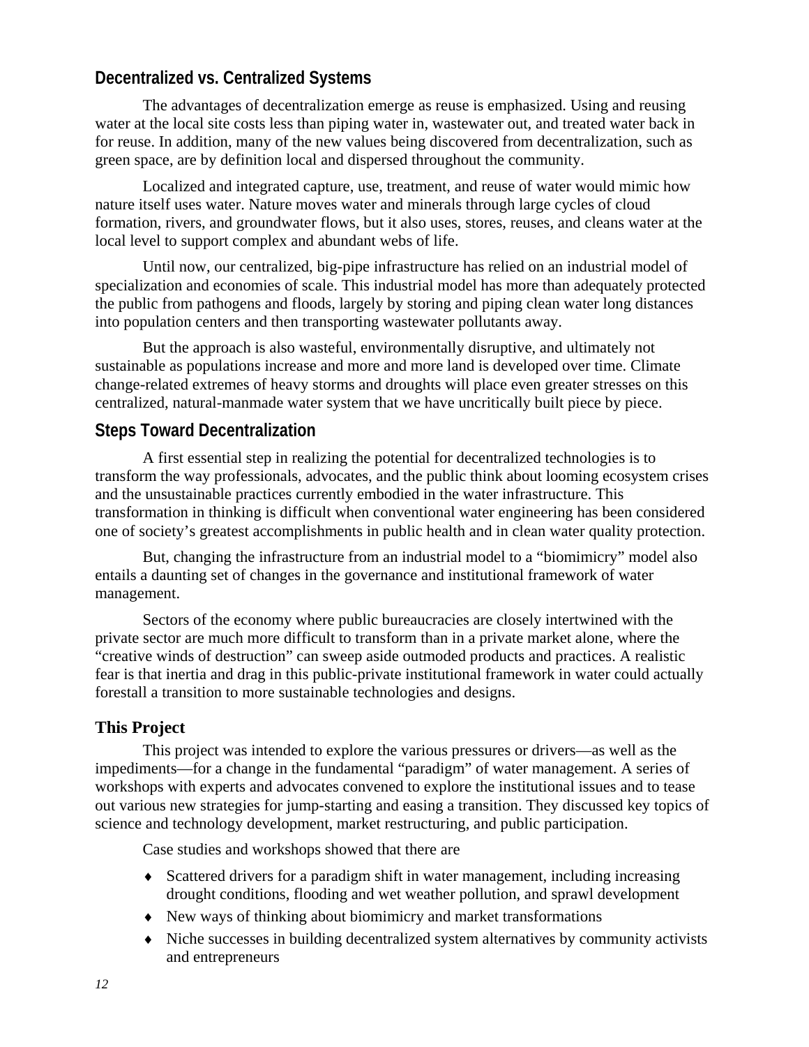## Decentralized vs. Centralized Systems

The advantages of decentralization emerge as reuse is emphasized. Using and reusing water at the local site costs less than piping water in, wastewater out, and treated water back in for reuse. In addition, many of the new values being discovered from decentralization, such as green space, are by definition local and dispersed throughout the community.

Localized and integrated capture, use, treatment, and reuse of water would mimic how nature itself uses water. Nature moves water and minerals through large cycles of cloud formation, rivers, and groundwater flows, but it also uses, stores, reuses, and cleans water at the local level to support complex and abundant webs of life.

Until now, our centralized, big-pipe infrastructure has relied on an industrial model of specialization and economies of scale. This industrial model has more than adequately protected the public from pathogens and floods, largely by storing and piping clean water long distances into population centers and then transporting wastewater pollutants away.

But the approach is also wasteful, environmentally disruptive, and ultimately not sustainable as populations increase and more and more land is developed over time. Climate change-related extremes of heavy storms and droughts will place even greater stresses on this centralized, natural-manmade water system that we have uncritically built piece by piece.

## Steps Toward Decentralization

A first essential step in realizing the potential for decentralized technologies is to transform the way professionals, advocates, and the public think about looming ecosystem crises and the unsustainable practices currently embodied in the water infrastructure. This transformation in thinking is difficult when conventional water engineering has been considered one of society's greatest accomplishments in public health and in clean water quality protection.

But, changing the infrastructure from an industrial model to a "biomimicry" model also entails a daunting set of changes in the governance and institutional framework of water management.

Sectors of the economy where public bureaucracies are closely intertwined with the private sector are much more difficult to transform than in a private market alone, where the "creative winds of destruction" can sweep aside outmoded products and practices. A realistic fear is that inertia and drag in this public-private institutional framework in water could actually forestall a transition to more sustainable technologies and designs.

## This Project

This project was intended to explore the various pressures or drivers—as well as the impediments—for a change in the fundamental "paradigm" of water management. A series of workshops with experts and advocates convened to explore the institutional issues and to tease out various new strategies for jump-starting and easing a transition. They discussed key topics of science and technology development, market restructuring, and public participation.

Case studies and workshops showed that there are

- Scattered drivers for a paradigm shift in water management, including increasing drought conditions, flooding and wet weather pollution, and sprawl development
- New ways of thinking about biomimicry and market transformations
- Niche successes in building decentralized system alternatives by community activists and entrepreneurs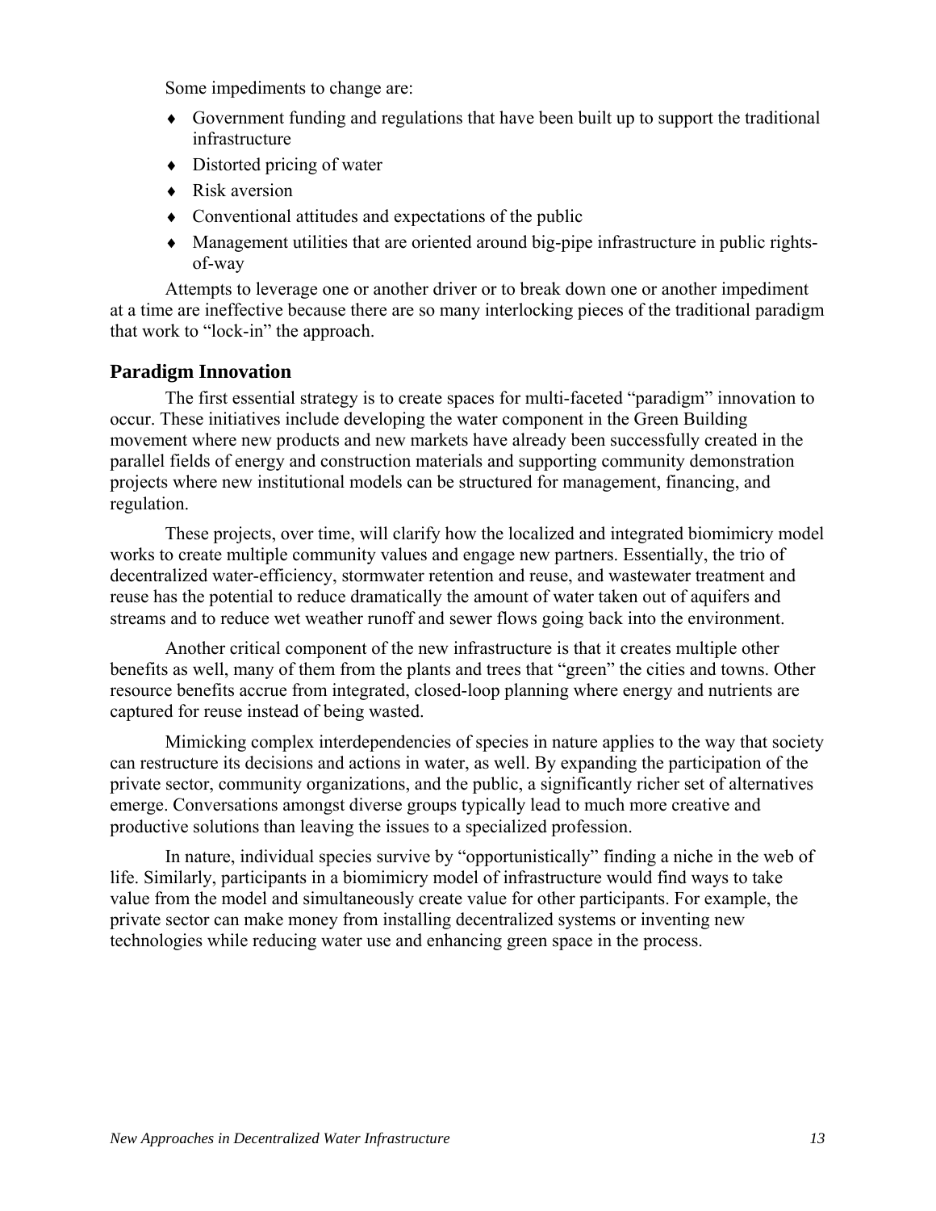Some impediments to change are:

- Government funding and regulations that have been built up to support the traditional infrastructure
- Distorted pricing of water
- Risk aversion
- Conventional attitudes and expectations of the public
- Management utilities that are oriented around big-pipe infrastructure in public rights-of-way

Attempts to leverage one or another driver or to break down one or another impediment at a time are ineffective because there are so many interlocking pieces of the traditional paradigm that work to "lock-in" the approach.

## Paradigm Innovation

The first essential strategy is to create spaces for multi-faceted "paradigm" innovation to occur. These initiatives include developing the water component in the Green Building movement where new products and new markets have already been successfully created in the parallel fields of energy and construction materials and supporting community demonstration projects where new institutional models can be structured for management, financing, and regulation.

These projects, over time, will clarify how the localized and integrated biomimicry model works to create multiple community values and engage new partners. Essentially, the trio of decentralized water-efficiency, stormwater retention and reuse, and wastewater treatment and reuse has the potential to reduce dramatically the amount of water taken out of aquifers and streams and to reduce wet weather runoff and sewer flows going back into the environment.

Another critical component of the new infrastructure is that it creates multiple other benefits as well, many of them from the plants and trees that "green" the cities and towns. Other resource benefits accrue from integrated, closed-loop planning where energy and nutrients are captured for reuse instead of being wasted.

Mimicking complex interdependencies of species in nature applies to the way that society can restructure its decisions and actions in water, as well. By expanding the participation of the private sector, community organizations, and the public, a significantly richer set of alternatives emerge. Conversations amongst diverse groups typically lead to much more creative and productive solutions than leaving the issues to a specialized profession.

In nature, individual species survive by "opportunistically" finding a niche in the web of life. Similarly, participants in a biomimicry model of infrastructure would find ways to take value from the model and simultaneously create value for other participants. For example, the private sector can make money from installing decentralized systems or inventing new technologies while reducing water use and enhancing green space in the process.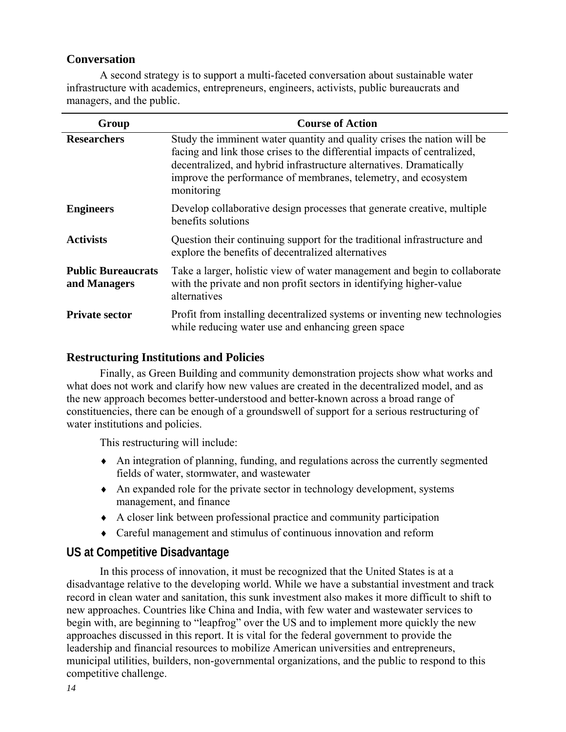## Conversation

A second strategy is to support a multi-faceted conversation about sustainable water infrastructure with academics, entrepreneurs, engineers, activists, public bureaucrats and managers, and the public.

| Group | Course of Action |
|---|---|
| **Researchers** | Study the imminent water quantity and quality crises the nation will be facing and link those crises to the differential impacts of centralized, decentralized, and hybrid infrastructure alternatives. Dramatically improve the performance of membranes, telemetry, and ecosystem monitoring |
| **Engineers** | Develop collaborative design processes that generate creative, multiple benefits solutions |
| **Activists** | Question their continuing support for the traditional infrastructure and explore the benefits of decentralized alternatives |
| **Public Bureaucrats and Managers** | Take a larger, holistic view of water management and begin to collaborate with the private and non profit sectors in identifying higher-value alternatives |
| **Private sector** | Profit from installing decentralized systems or inventing new technologies while reducing water use and enhancing green space |

## Restructuring Institutions and Policies

Finally, as Green Building and community demonstration projects show what works and what does not work and clarify how new values are created in the decentralized model, and as the new approach becomes better-understood and better-known across a broad range of constituencies, there can be enough of a groundswell of support for a serious restructuring of water institutions and policies.

This restructuring will include:

- An integration of planning, funding, and regulations across the currently segmented fields of water, stormwater, and wastewater
- An expanded role for the private sector in technology development, systems management, and finance
- A closer link between professional practice and community participation
- Careful management and stimulus of continuous innovation and reform

## US at Competitive Disadvantage

In this process of innovation, it must be recognized that the United States is at a disadvantage relative to the developing world. While we have a substantial investment and track record in clean water and sanitation, this sunk investment also makes it more difficult to shift to new approaches. Countries like China and India, with few water and wastewater services to begin with, are beginning to "leapfrog" over the US and to implement more quickly the new approaches discussed in this report. It is vital for the federal government to provide the leadership and financial resources to mobilize American universities and entrepreneurs, municipal utilities, builders, non-governmental organizations, and the public to respond to this competitive challenge.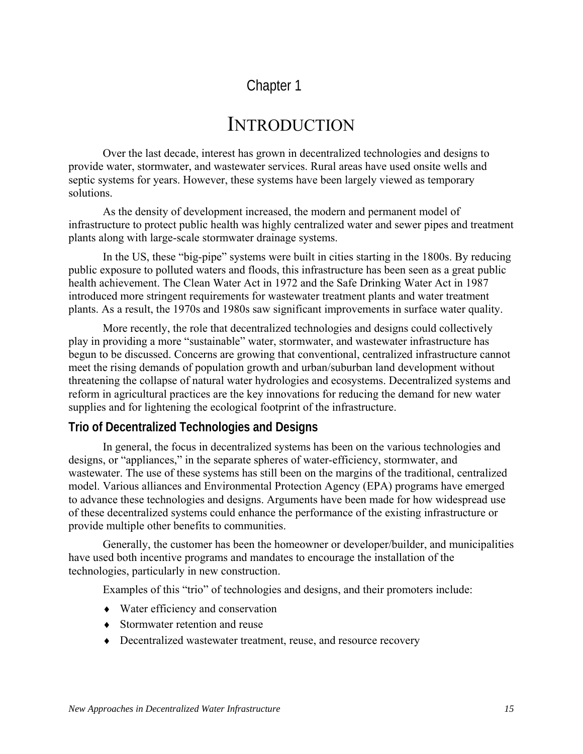# Chapter 1

# INTRODUCTION

Over the last decade, interest has grown in decentralized technologies and designs to provide water, stormwater, and wastewater services. Rural areas have used onsite wells and septic systems for years. However, these systems have been largely viewed as temporary solutions.

As the density of development increased, the modern and permanent model of infrastructure to protect public health was highly centralized water and sewer pipes and treatment plants along with large-scale stormwater drainage systems.

In the US, these "big-pipe" systems were built in cities starting in the 1800s. By reducing public exposure to polluted waters and floods, this infrastructure has been seen as a great public health achievement. The Clean Water Act in 1972 and the Safe Drinking Water Act in 1987 introduced more stringent requirements for wastewater treatment plants and water treatment plants. As a result, the 1970s and 1980s saw significant improvements in surface water quality.

More recently, the role that decentralized technologies and designs could collectively play in providing a more "sustainable" water, stormwater, and wastewater infrastructure has begun to be discussed. Concerns are growing that conventional, centralized infrastructure cannot meet the rising demands of population growth and urban/suburban land development without threatening the collapse of natural water hydrologies and ecosystems. Decentralized systems and reform in agricultural practices are the key innovations for reducing the demand for new water supplies and for lightening the ecological footprint of the infrastructure.

## Trio of Decentralized Technologies and Designs

In general, the focus in decentralized systems has been on the various technologies and designs, or "appliances," in the separate spheres of water-efficiency, stormwater, and wastewater. The use of these systems has still been on the margins of the traditional, centralized model. Various alliances and Environmental Protection Agency (EPA) programs have emerged to advance these technologies and designs. Arguments have been made for how widespread use of these decentralized systems could enhance the performance of the existing infrastructure or provide multiple other benefits to communities.

Generally, the customer has been the homeowner or developer/builder, and municipalities have used both incentive programs and mandates to encourage the installation of the technologies, particularly in new construction.

Examples of this "trio" of technologies and designs, and their promoters include:

- Water efficiency and conservation
- Stormwater retention and reuse
- Decentralized wastewater treatment, reuse, and resource recovery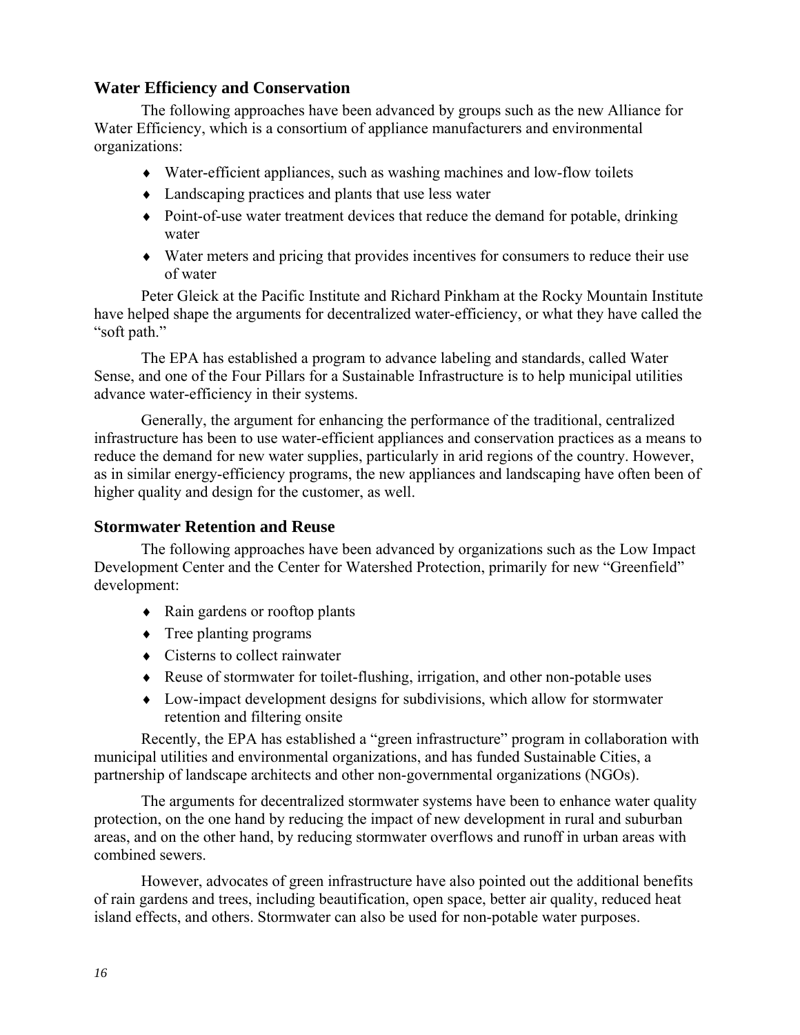## Water Efficiency and Conservation

The following approaches have been advanced by groups such as the new Alliance for Water Efficiency, which is a consortium of appliance manufacturers and environmental organizations:

- Water-efficient appliances, such as washing machines and low-flow toilets
- Landscaping practices and plants that use less water
- Point-of-use water treatment devices that reduce the demand for potable, drinking water
- Water meters and pricing that provides incentives for consumers to reduce their use of water

Peter Gleick at the Pacific Institute and Richard Pinkham at the Rocky Mountain Institute have helped shape the arguments for decentralized water-efficiency, or what they have called the "soft path."

The EPA has established a program to advance labeling and standards, called Water Sense, and one of the Four Pillars for a Sustainable Infrastructure is to help municipal utilities advance water-efficiency in their systems.

Generally, the argument for enhancing the performance of the traditional, centralized infrastructure has been to use water-efficient appliances and conservation practices as a means to reduce the demand for new water supplies, particularly in arid regions of the country. However, as in similar energy-efficiency programs, the new appliances and landscaping have often been of higher quality and design for the customer, as well.

## Stormwater Retention and Reuse

The following approaches have been advanced by organizations such as the Low Impact Development Center and the Center for Watershed Protection, primarily for new "Greenfield" development:

- Rain gardens or rooftop plants
- Tree planting programs
- Cisterns to collect rainwater
- Reuse of stormwater for toilet-flushing, irrigation, and other non-potable uses
- Low-impact development designs for subdivisions, which allow for stormwater retention and filtering onsite

Recently, the EPA has established a "green infrastructure" program in collaboration with municipal utilities and environmental organizations, and has funded Sustainable Cities, a partnership of landscape architects and other non-governmental organizations (NGOs).

The arguments for decentralized stormwater systems have been to enhance water quality protection, on the one hand by reducing the impact of new development in rural and suburban areas, and on the other hand, by reducing stormwater overflows and runoff in urban areas with combined sewers.

However, advocates of green infrastructure have also pointed out the additional benefits of rain gardens and trees, including beautification, open space, better air quality, reduced heat island effects, and others. Stormwater can also be used for non-potable water purposes.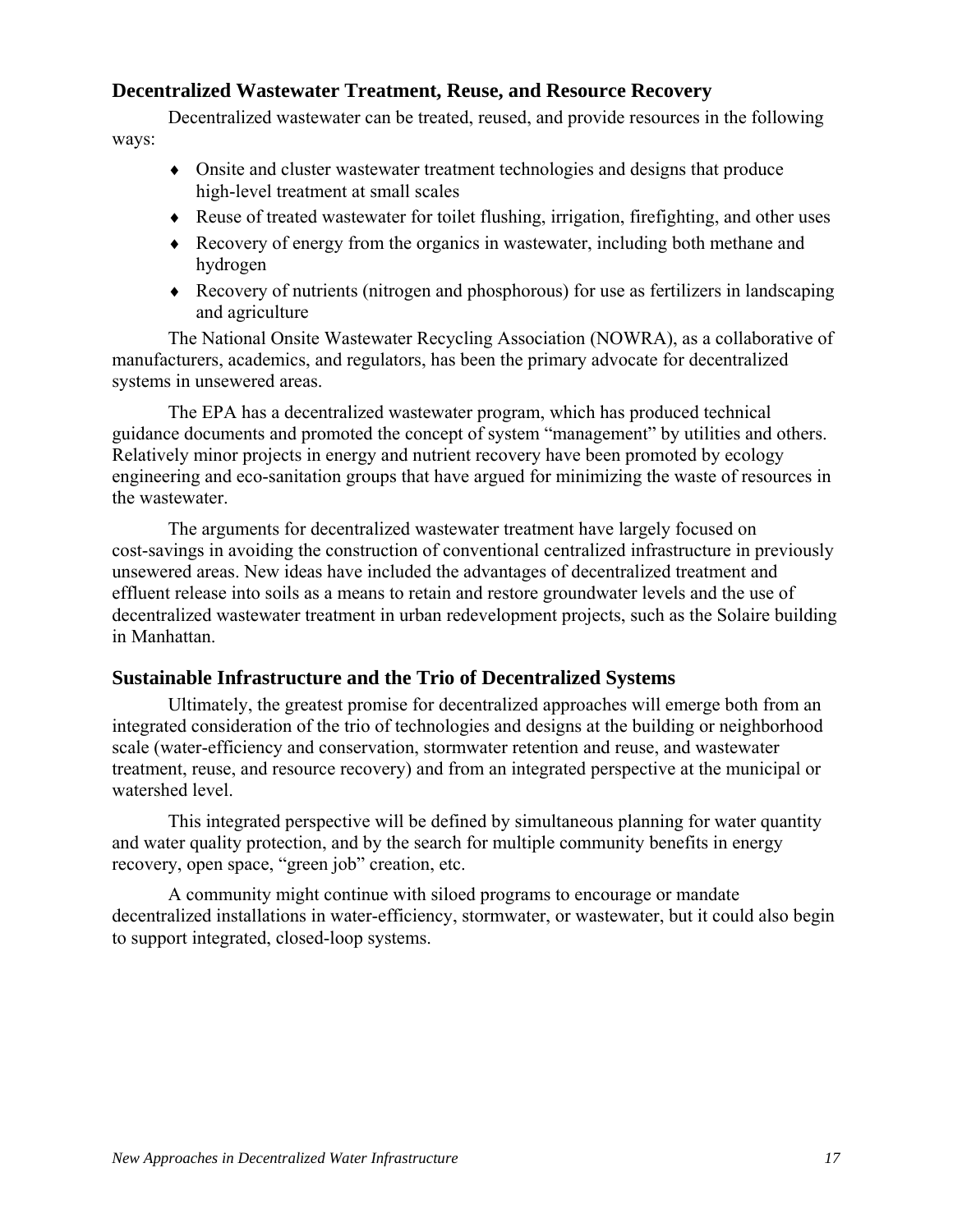## Decentralized Wastewater Treatment, Reuse, and Resource Recovery

Decentralized wastewater can be treated, reused, and provide resources in the following ways:

- Onsite and cluster wastewater treatment technologies and designs that produce high-level treatment at small scales
- Reuse of treated wastewater for toilet flushing, irrigation, firefighting, and other uses
- Recovery of energy from the organics in wastewater, including both methane and hydrogen
- Recovery of nutrients (nitrogen and phosphorous) for use as fertilizers in landscaping and agriculture

The National Onsite Wastewater Recycling Association (NOWRA), as a collaborative of manufacturers, academics, and regulators, has been the primary advocate for decentralized systems in unsewered areas.

The EPA has a decentralized wastewater program, which has produced technical guidance documents and promoted the concept of system "management" by utilities and others. Relatively minor projects in energy and nutrient recovery have been promoted by ecology engineering and eco-sanitation groups that have argued for minimizing the waste of resources in the wastewater.

The arguments for decentralized wastewater treatment have largely focused on cost-savings in avoiding the construction of conventional centralized infrastructure in previously unsewered areas. New ideas have included the advantages of decentralized treatment and effluent release into soils as a means to retain and restore groundwater levels and the use of decentralized wastewater treatment in urban redevelopment projects, such as the Solaire building in Manhattan.

## Sustainable Infrastructure and the Trio of Decentralized Systems

Ultimately, the greatest promise for decentralized approaches will emerge both from an integrated consideration of the trio of technologies and designs at the building or neighborhood scale (water-efficiency and conservation, stormwater retention and reuse, and wastewater treatment, reuse, and resource recovery) and from an integrated perspective at the municipal or watershed level.

This integrated perspective will be defined by simultaneous planning for water quantity and water quality protection, and by the search for multiple community benefits in energy recovery, open space, "green job" creation, etc.

A community might continue with siloed programs to encourage or mandate decentralized installations in water-efficiency, stormwater, or wastewater, but it could also begin to support integrated, closed-loop systems.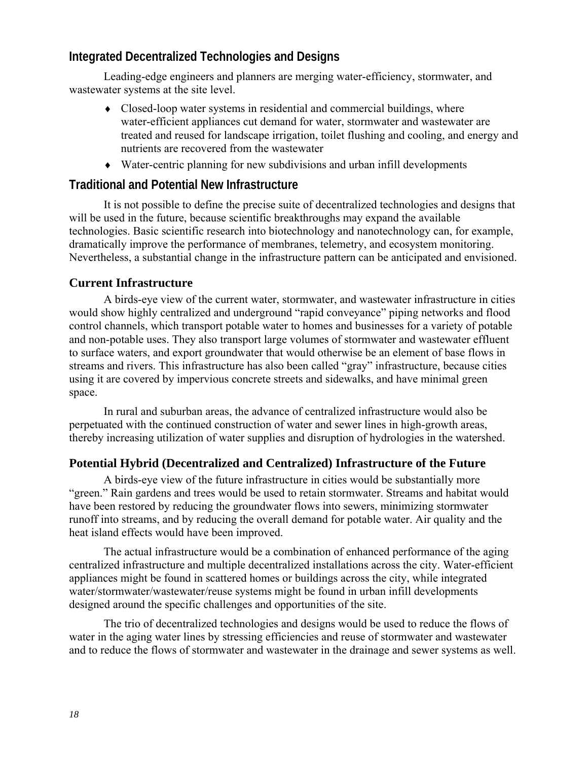## Integrated Decentralized Technologies and Designs

Leading-edge engineers and planners are merging water-efficiency, stormwater, and wastewater systems at the site level.

- Closed-loop water systems in residential and commercial buildings, where water-efficient appliances cut demand for water, stormwater and wastewater are treated and reused for landscape irrigation, toilet flushing and cooling, and energy and nutrients are recovered from the wastewater
- Water-centric planning for new subdivisions and urban infill developments

## Traditional and Potential New Infrastructure

It is not possible to define the precise suite of decentralized technologies and designs that will be used in the future, because scientific breakthroughs may expand the available technologies. Basic scientific research into biotechnology and nanotechnology can, for example, dramatically improve the performance of membranes, telemetry, and ecosystem monitoring. Nevertheless, a substantial change in the infrastructure pattern can be anticipated and envisioned.

### Current Infrastructure

A birds-eye view of the current water, stormwater, and wastewater infrastructure in cities would show highly centralized and underground "rapid conveyance" piping networks and flood control channels, which transport potable water to homes and businesses for a variety of potable and non-potable uses. They also transport large volumes of stormwater and wastewater effluent to surface waters, and export groundwater that would otherwise be an element of base flows in streams and rivers. This infrastructure has also been called "gray" infrastructure, because cities using it are covered by impervious concrete streets and sidewalks, and have minimal green space.

In rural and suburban areas, the advance of centralized infrastructure would also be perpetuated with the continued construction of water and sewer lines in high-growth areas, thereby increasing utilization of water supplies and disruption of hydrologies in the watershed.

### Potential Hybrid (Decentralized and Centralized) Infrastructure of the Future

A birds-eye view of the future infrastructure in cities would be substantially more "green." Rain gardens and trees would be used to retain stormwater. Streams and habitat would have been restored by reducing the groundwater flows into sewers, minimizing stormwater runoff into streams, and by reducing the overall demand for potable water. Air quality and the heat island effects would have been improved.

The actual infrastructure would be a combination of enhanced performance of the aging centralized infrastructure and multiple decentralized installations across the city. Water-efficient appliances might be found in scattered homes or buildings across the city, while integrated water/stormwater/wastewater/reuse systems might be found in urban infill developments designed around the specific challenges and opportunities of the site.

The trio of decentralized technologies and designs would be used to reduce the flows of water in the aging water lines by stressing efficiencies and reuse of stormwater and wastewater and to reduce the flows of stormwater and wastewater in the drainage and sewer systems as well.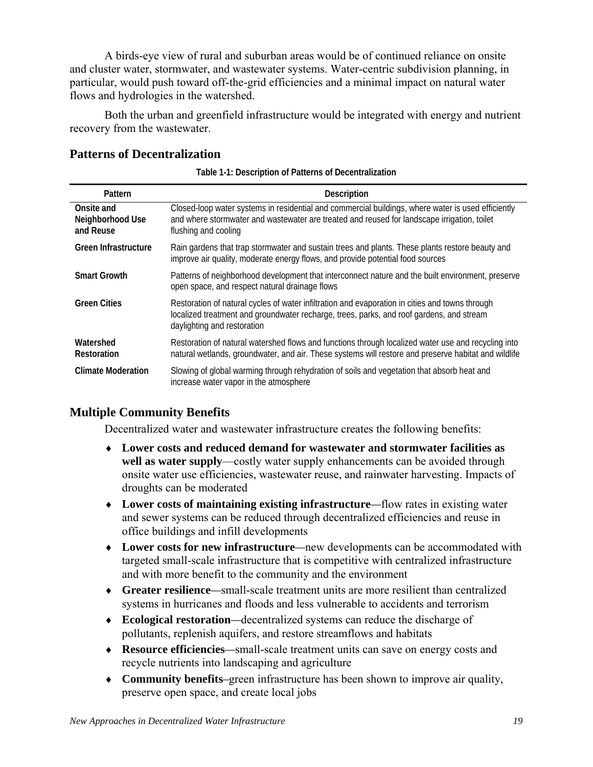A birds-eye view of rural and suburban areas would be of continued reliance on onsite and cluster water, stormwater, and wastewater systems. Water-centric subdivision planning, in particular, would push toward off-the-grid efficiencies and a minimal impact on natural water flows and hydrologies in the watershed.

Both the urban and greenfield infrastructure would be integrated with energy and nutrient recovery from the wastewater.

## Patterns of Decentralization

**Table 1-1: Description of Patterns of Decentralization**

| Pattern | Description |
|---|---|
| **Onsite and Neighborhood Use and Reuse** | Closed-loop water systems in residential and commercial buildings, where water is used efficiently and where stormwater and wastewater are treated and reused for landscape irrigation, toilet flushing and cooling |
| **Green Infrastructure** | Rain gardens that trap stormwater and sustain trees and plants. These plants restore beauty and improve air quality, moderate energy flows, and provide potential food sources |
| **Smart Growth** | Patterns of neighborhood development that interconnect nature and the built environment, preserve open space, and respect natural drainage flows |
| **Green Cities** | Restoration of natural cycles of water infiltration and evaporation in cities and towns through localized treatment and groundwater recharge, trees, parks, and roof gardens, and stream daylighting and restoration |
| **Watershed Restoration** | Restoration of natural watershed flows and functions through localized water use and recycling into natural wetlands, groundwater, and air. These systems will restore and preserve habitat and wildlife |
| **Climate Moderation** | Slowing of global warming through rehydration of soils and vegetation that absorb heat and increase water vapor in the atmosphere |

## Multiple Community Benefits

Decentralized water and wastewater infrastructure creates the following benefits:

- **Lower costs and reduced demand for wastewater and stormwater facilities as well as water supply**—costly water supply enhancements can be avoided through onsite water use efficiencies, wastewater reuse, and rainwater harvesting. Impacts of droughts can be moderated
- **Lower costs of maintaining existing infrastructure—**flow rates in existing water and sewer systems can be reduced through decentralized efficiencies and reuse in office buildings and infill developments
- **Lower costs for new infrastructure**—new developments can be accommodated with targeted small-scale infrastructure that is competitive with centralized infrastructure and with more benefit to the community and the environment
- **Greater resilience**—small-scale treatment units are more resilient than centralized systems in hurricanes and floods and less vulnerable to accidents and terrorism
- **Ecological restoration**—decentralized systems can reduce the discharge of pollutants, replenish aquifers, and restore streamflows and habitats
- **Resource efficiencies**—small-scale treatment units can save on energy costs and recycle nutrients into landscaping and agriculture
- **Community benefits**–green infrastructure has been shown to improve air quality, preserve open space, and create local jobs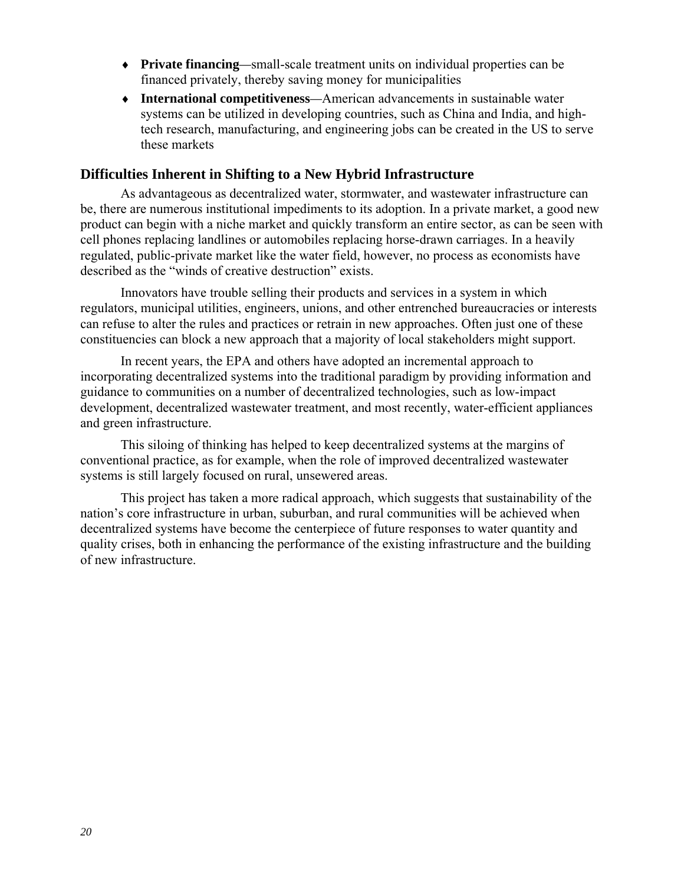- **Private financing**—small-scale treatment units on individual properties can be financed privately, thereby saving money for municipalities
- **International competitiveness**—American advancements in sustainable water systems can be utilized in developing countries, such as China and India, and high-tech research, manufacturing, and engineering jobs can be created in the US to serve these markets

## Difficulties Inherent in Shifting to a New Hybrid Infrastructure

As advantageous as decentralized water, stormwater, and wastewater infrastructure can be, there are numerous institutional impediments to its adoption. In a private market, a good new product can begin with a niche market and quickly transform an entire sector, as can be seen with cell phones replacing landlines or automobiles replacing horse-drawn carriages. In a heavily regulated, public-private market like the water field, however, no process as economists have described as the "winds of creative destruction" exists.

Innovators have trouble selling their products and services in a system in which regulators, municipal utilities, engineers, unions, and other entrenched bureaucracies or interests can refuse to alter the rules and practices or retrain in new approaches. Often just one of these constituencies can block a new approach that a majority of local stakeholders might support.

In recent years, the EPA and others have adopted an incremental approach to incorporating decentralized systems into the traditional paradigm by providing information and guidance to communities on a number of decentralized technologies, such as low-impact development, decentralized wastewater treatment, and most recently, water-efficient appliances and green infrastructure.

This siloing of thinking has helped to keep decentralized systems at the margins of conventional practice, as for example, when the role of improved decentralized wastewater systems is still largely focused on rural, unsewered areas.

This project has taken a more radical approach, which suggests that sustainability of the nation's core infrastructure in urban, suburban, and rural communities will be achieved when decentralized systems have become the centerpiece of future responses to water quantity and quality crises, both in enhancing the performance of the existing infrastructure and the building of new infrastructure.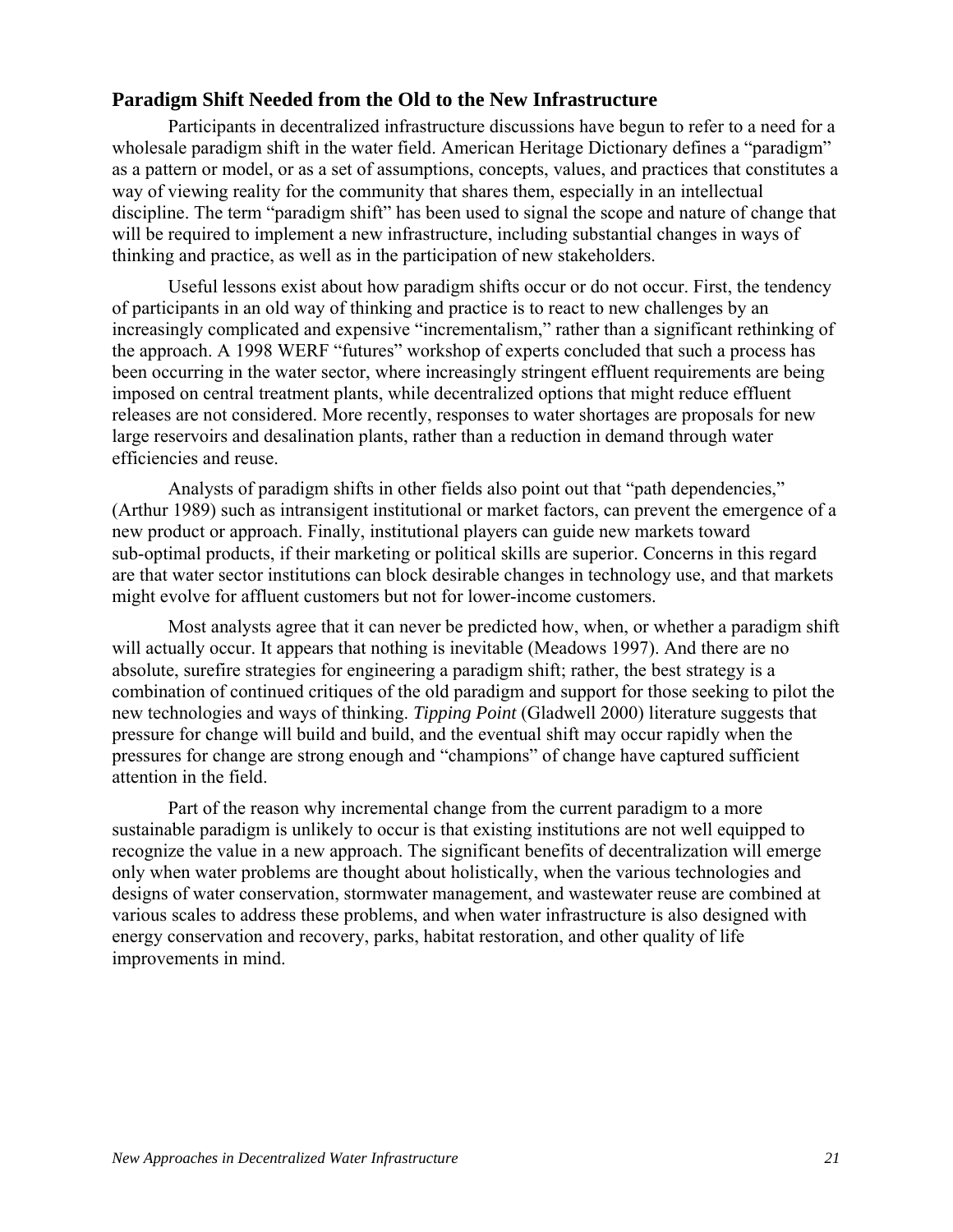## Paradigm Shift Needed from the Old to the New Infrastructure

Participants in decentralized infrastructure discussions have begun to refer to a need for a wholesale paradigm shift in the water field. American Heritage Dictionary defines a "paradigm" as a pattern or model, or as a set of assumptions, concepts, values, and practices that constitutes a way of viewing reality for the community that shares them, especially in an intellectual discipline. The term "paradigm shift" has been used to signal the scope and nature of change that will be required to implement a new infrastructure, including substantial changes in ways of thinking and practice, as well as in the participation of new stakeholders.

Useful lessons exist about how paradigm shifts occur or do not occur. First, the tendency of participants in an old way of thinking and practice is to react to new challenges by an increasingly complicated and expensive "incrementalism," rather than a significant rethinking of the approach. A 1998 WERF "futures" workshop of experts concluded that such a process has been occurring in the water sector, where increasingly stringent effluent requirements are being imposed on central treatment plants, while decentralized options that might reduce effluent releases are not considered. More recently, responses to water shortages are proposals for new large reservoirs and desalination plants, rather than a reduction in demand through water efficiencies and reuse.

Analysts of paradigm shifts in other fields also point out that "path dependencies," (Arthur 1989) such as intransigent institutional or market factors, can prevent the emergence of a new product or approach. Finally, institutional players can guide new markets toward sub-optimal products, if their marketing or political skills are superior. Concerns in this regard are that water sector institutions can block desirable changes in technology use, and that markets might evolve for affluent customers but not for lower-income customers.

Most analysts agree that it can never be predicted how, when, or whether a paradigm shift will actually occur. It appears that nothing is inevitable (Meadows 1997). And there are no absolute, surefire strategies for engineering a paradigm shift; rather, the best strategy is a combination of continued critiques of the old paradigm and support for those seeking to pilot the new technologies and ways of thinking. *Tipping Point* (Gladwell 2000) literature suggests that pressure for change will build and build, and the eventual shift may occur rapidly when the pressures for change are strong enough and "champions" of change have captured sufficient attention in the field.

Part of the reason why incremental change from the current paradigm to a more sustainable paradigm is unlikely to occur is that existing institutions are not well equipped to recognize the value in a new approach. The significant benefits of decentralization will emerge only when water problems are thought about holistically, when the various technologies and designs of water conservation, stormwater management, and wastewater reuse are combined at various scales to address these problems, and when water infrastructure is also designed with energy conservation and recovery, parks, habitat restoration, and other quality of life improvements in mind.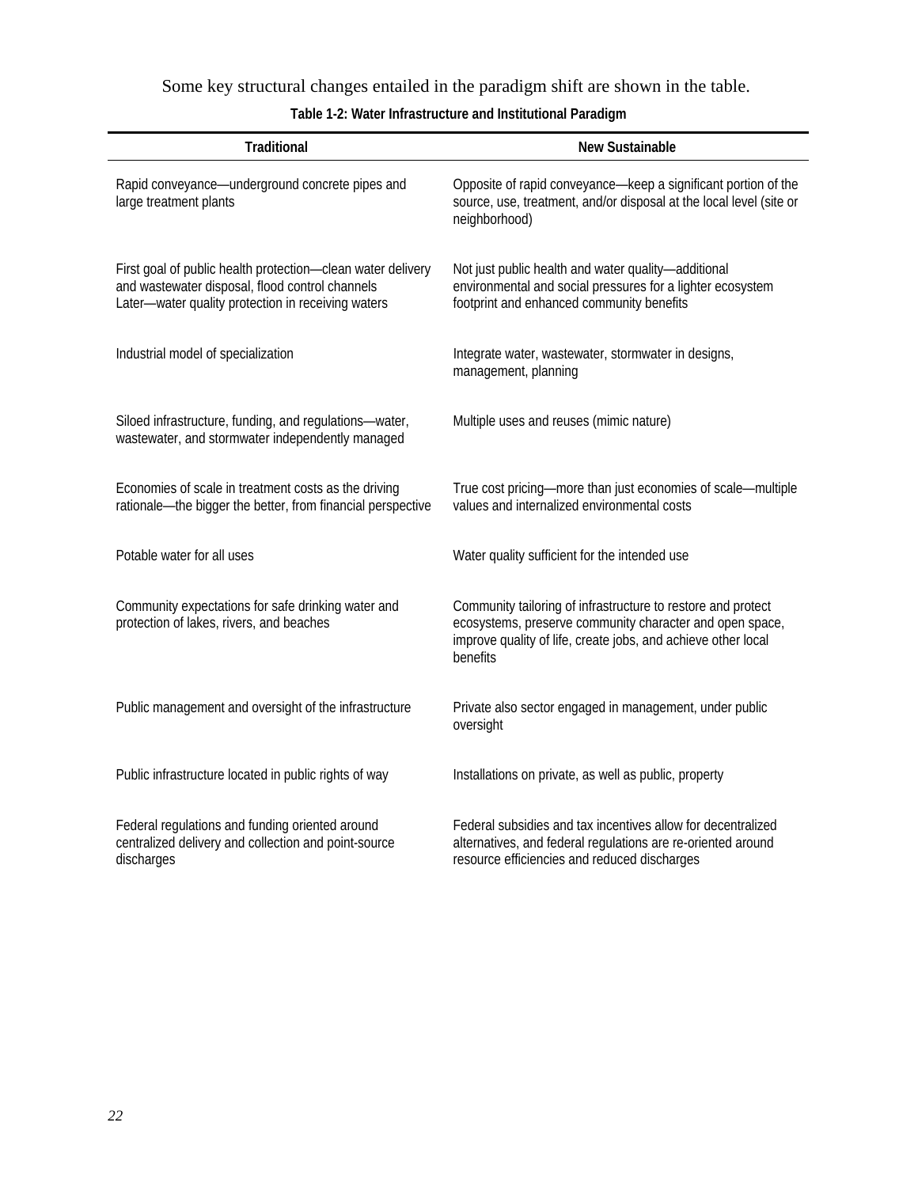Some key structural changes entailed in the paradigm shift are shown in the table.

**Table 1-2: Water Infrastructure and Institutional Paradigm**

| Traditional | New Sustainable |
|---|---|
| Rapid conveyance—underground concrete pipes and large treatment plants | Opposite of rapid conveyance—keep a significant portion of the source, use, treatment, and/or disposal at the local level (site or neighborhood) |
| First goal of public health protection—clean water delivery and wastewater disposal, flood control channels Later—water quality protection in receiving waters | Not just public health and water quality—additional environmental and social pressures for a lighter ecosystem footprint and enhanced community benefits |
| Industrial model of specialization | Integrate water, wastewater, stormwater in designs, management, planning |
| Siloed infrastructure, funding, and regulations—water, wastewater, and stormwater independently managed | Multiple uses and reuses (mimic nature) |
| Economies of scale in treatment costs as the driving rationale—the bigger the better, from financial perspective | True cost pricing—more than just economies of scale—multiple values and internalized environmental costs |
| Potable water for all uses | Water quality sufficient for the intended use |
| Community expectations for safe drinking water and protection of lakes, rivers, and beaches | Community tailoring of infrastructure to restore and protect ecosystems, preserve community character and open space, improve quality of life, create jobs, and achieve other local benefits |
| Public management and oversight of the infrastructure | Private also sector engaged in management, under public oversight |
| Public infrastructure located in public rights of way | Installations on private, as well as public, property |
| Federal regulations and funding oriented around centralized delivery and collection and point-source discharges | Federal subsidies and tax incentives allow for decentralized alternatives, and federal regulations are re-oriented around resource efficiencies and reduced discharges |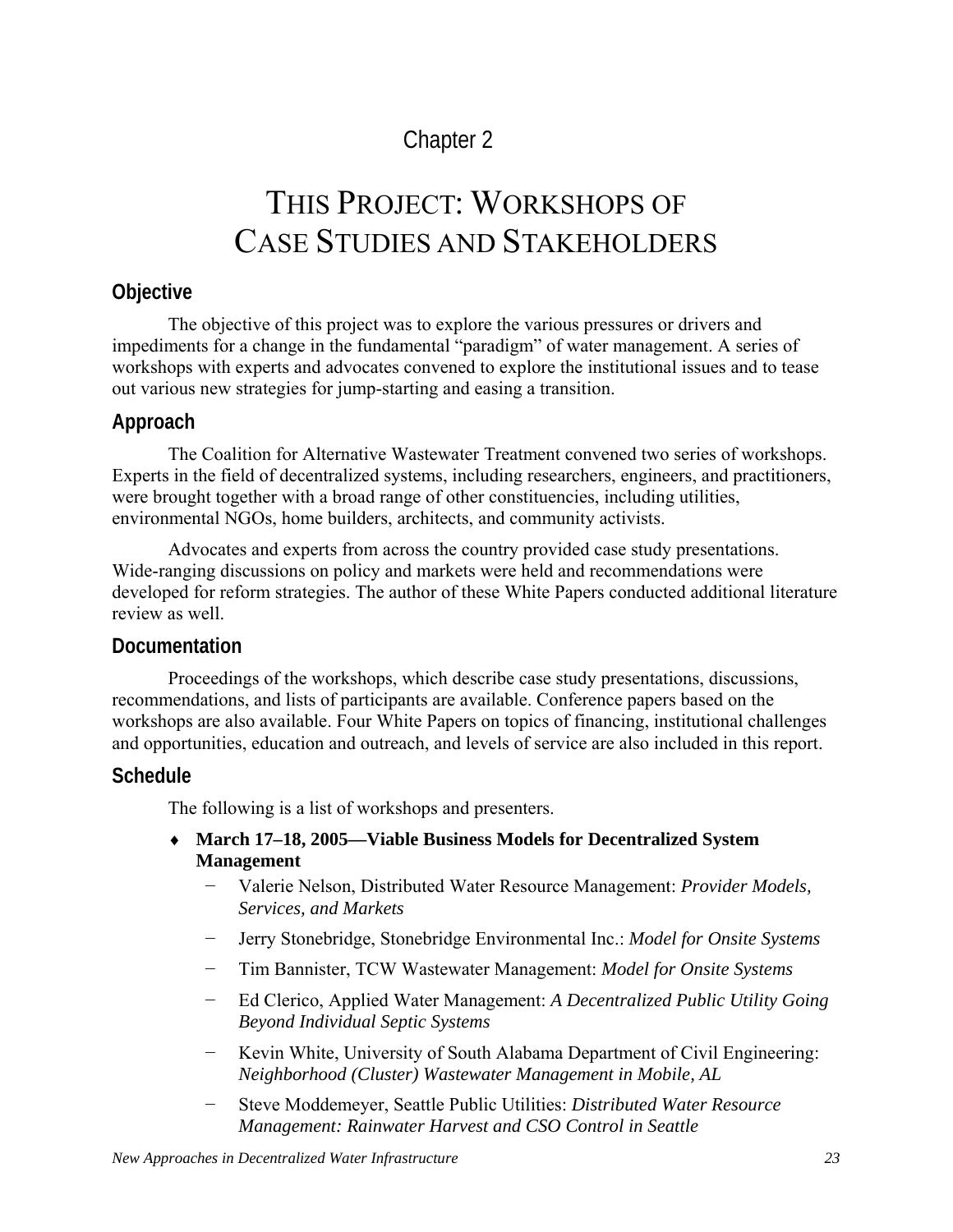Chapter 2

# THIS PROJECT: WORKSHOPS OF CASE STUDIES AND STAKEHOLDERS

## Objective

The objective of this project was to explore the various pressures or drivers and impediments for a change in the fundamental "paradigm" of water management. A series of workshops with experts and advocates convened to explore the institutional issues and to tease out various new strategies for jump-starting and easing a transition.

## Approach

The Coalition for Alternative Wastewater Treatment convened two series of workshops. Experts in the field of decentralized systems, including researchers, engineers, and practitioners, were brought together with a broad range of other constituencies, including utilities, environmental NGOs, home builders, architects, and community activists.

Advocates and experts from across the country provided case study presentations. Wide-ranging discussions on policy and markets were held and recommendations were developed for reform strategies. The author of these White Papers conducted additional literature review as well.

## Documentation

Proceedings of the workshops, which describe case study presentations, discussions, recommendations, and lists of participants are available. Conference papers based on the workshops are also available. Four White Papers on topics of financing, institutional challenges and opportunities, education and outreach, and levels of service are also included in this report.

## Schedule

The following is a list of workshops and presenters.

- **March 17–18, 2005—Viable Business Models for Decentralized System Management**
  - Valerie Nelson, Distributed Water Resource Management: *Provider Models, Services, and Markets*
  - Jerry Stonebridge, Stonebridge Environmental Inc.: *Model for Onsite Systems*
  - Tim Bannister, TCW Wastewater Management: *Model for Onsite Systems*
  - Ed Clerico, Applied Water Management: *A Decentralized Public Utility Going Beyond Individual Septic Systems*
  - Kevin White, University of South Alabama Department of Civil Engineering: *Neighborhood (Cluster) Wastewater Management in Mobile, AL*
  - Steve Moddemeyer, Seattle Public Utilities: *Distributed Water Resource Management: Rainwater Harvest and CSO Control in Seattle*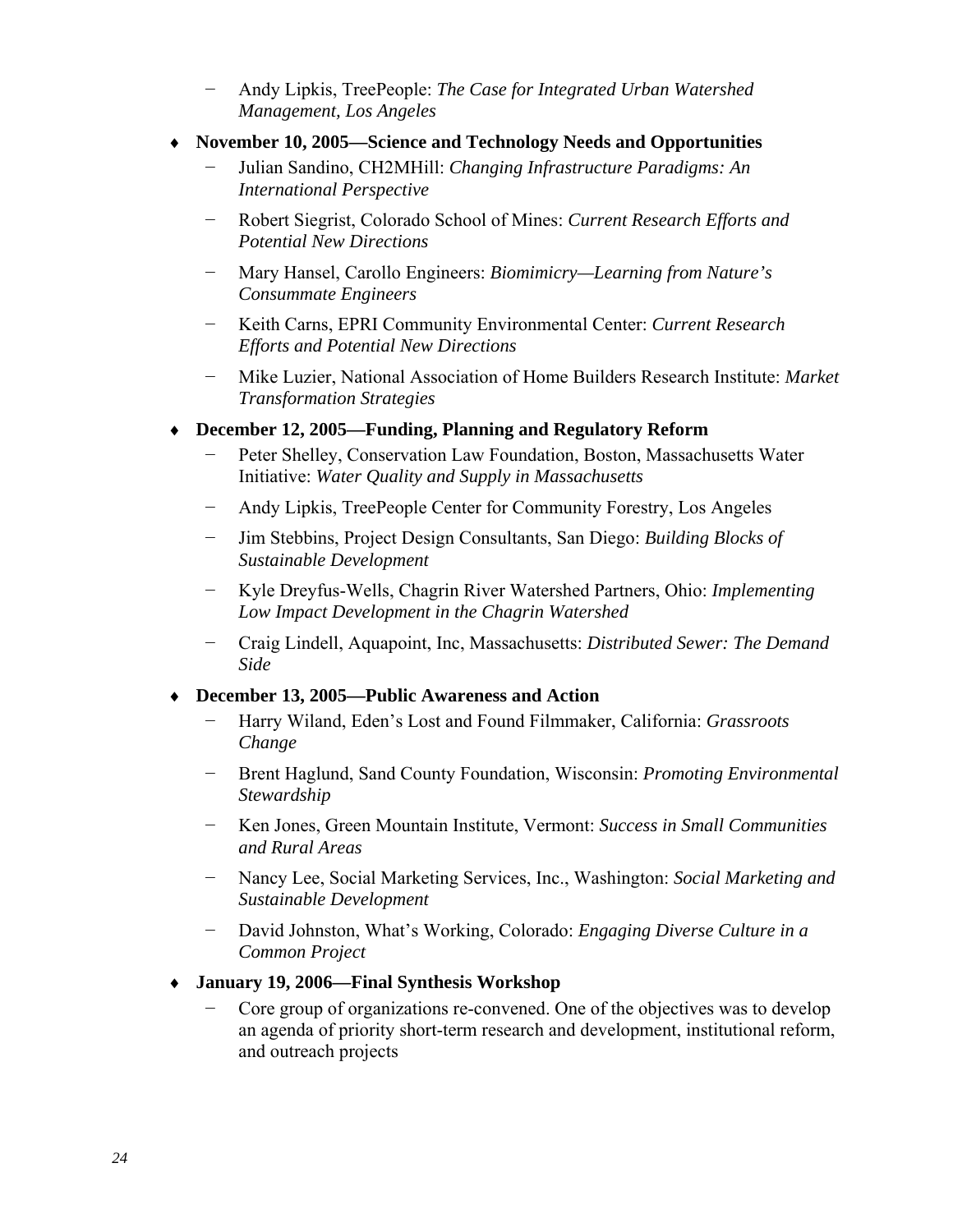- Andy Lipkis, TreePeople: *The Case for Integrated Urban Watershed Management, Los Angeles*

- **November 10, 2005—Science and Technology Needs and Opportunities**
   - Julian Sandino, CH2MHill: *Changing Infrastructure Paradigms: An International Perspective*
   - Robert Siegrist, Colorado School of Mines: *Current Research Efforts and Potential New Directions*
   - Mary Hansel, Carollo Engineers: *Biomimicry—Learning from Nature's Consummate Engineers*
   - Keith Carns, EPRI Community Environmental Center: *Current Research Efforts and Potential New Directions*
   - Mike Luzier, National Association of Home Builders Research Institute: *Market Transformation Strategies*

- **December 12, 2005—Funding, Planning and Regulatory Reform**
   - Peter Shelley, Conservation Law Foundation, Boston, Massachusetts Water Initiative: *Water Quality and Supply in Massachusetts*
   - Andy Lipkis, TreePeople Center for Community Forestry, Los Angeles
   - Jim Stebbins, Project Design Consultants, San Diego: *Building Blocks of Sustainable Development*
   - Kyle Dreyfus-Wells, Chagrin River Watershed Partners, Ohio: *Implementing Low Impact Development in the Chagrin Watershed*
   - Craig Lindell, Aquapoint, Inc, Massachusetts: *Distributed Sewer: The Demand Side*

- **December 13, 2005—Public Awareness and Action**
   - Harry Wiland, Eden's Lost and Found Filmmaker, California: *Grassroots Change*
   - Brent Haglund, Sand County Foundation, Wisconsin: *Promoting Environmental Stewardship*
   - Ken Jones, Green Mountain Institute, Vermont: *Success in Small Communities and Rural Areas*
   - Nancy Lee, Social Marketing Services, Inc., Washington: *Social Marketing and Sustainable Development*
   - David Johnston, What's Working, Colorado: *Engaging Diverse Culture in a Common Project*

- **January 19, 2006—Final Synthesis Workshop**
   - Core group of organizations re-convened. One of the objectives was to develop an agenda of priority short-term research and development, institutional reform, and outreach projects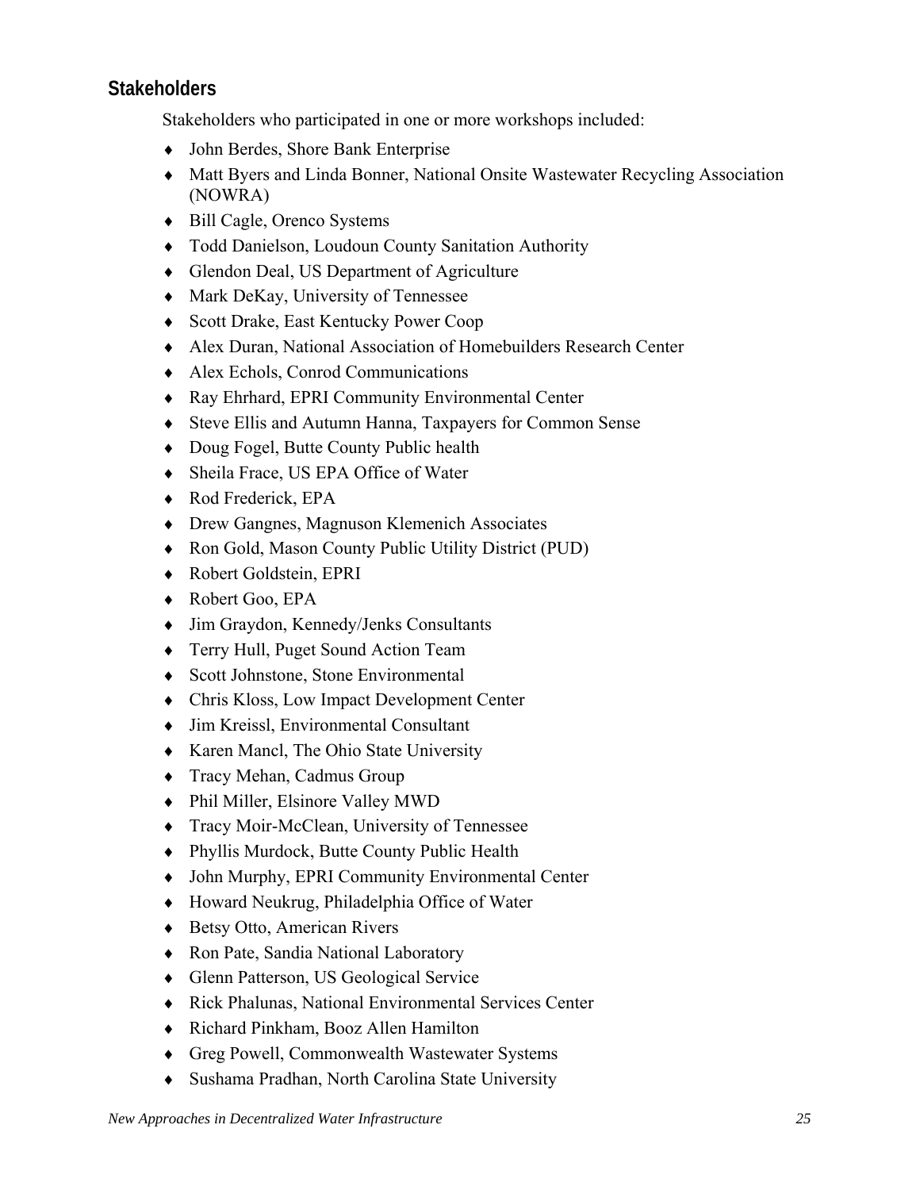## Stakeholders

Stakeholders who participated in one or more workshops included:

- John Berdes, Shore Bank Enterprise
- Matt Byers and Linda Bonner, National Onsite Wastewater Recycling Association (NOWRA)
- Bill Cagle, Orenco Systems
- Todd Danielson, Loudoun County Sanitation Authority
- Glendon Deal, US Department of Agriculture
- Mark DeKay, University of Tennessee
- Scott Drake, East Kentucky Power Coop
- Alex Duran, National Association of Homebuilders Research Center
- Alex Echols, Conrod Communications
- Ray Ehrhard, EPRI Community Environmental Center
- Steve Ellis and Autumn Hanna, Taxpayers for Common Sense
- Doug Fogel, Butte County Public health
- Sheila Frace, US EPA Office of Water
- Rod Frederick, EPA
- Drew Gangnes, Magnuson Klemenich Associates
- Ron Gold, Mason County Public Utility District (PUD)
- Robert Goldstein, EPRI
- Robert Goo, EPA
- Jim Graydon, Kennedy/Jenks Consultants
- Terry Hull, Puget Sound Action Team
- Scott Johnstone, Stone Environmental
- Chris Kloss, Low Impact Development Center
- Jim Kreissl, Environmental Consultant
- Karen Mancl, The Ohio State University
- Tracy Mehan, Cadmus Group
- Phil Miller, Elsinore Valley MWD
- Tracy Moir-McClean, University of Tennessee
- Phyllis Murdock, Butte County Public Health
- John Murphy, EPRI Community Environmental Center
- Howard Neukrug, Philadelphia Office of Water
- Betsy Otto, American Rivers
- Ron Pate, Sandia National Laboratory
- Glenn Patterson, US Geological Service
- Rick Phalunas, National Environmental Services Center
- Richard Pinkham, Booz Allen Hamilton
- Greg Powell, Commonwealth Wastewater Systems
- Sushama Pradhan, North Carolina State University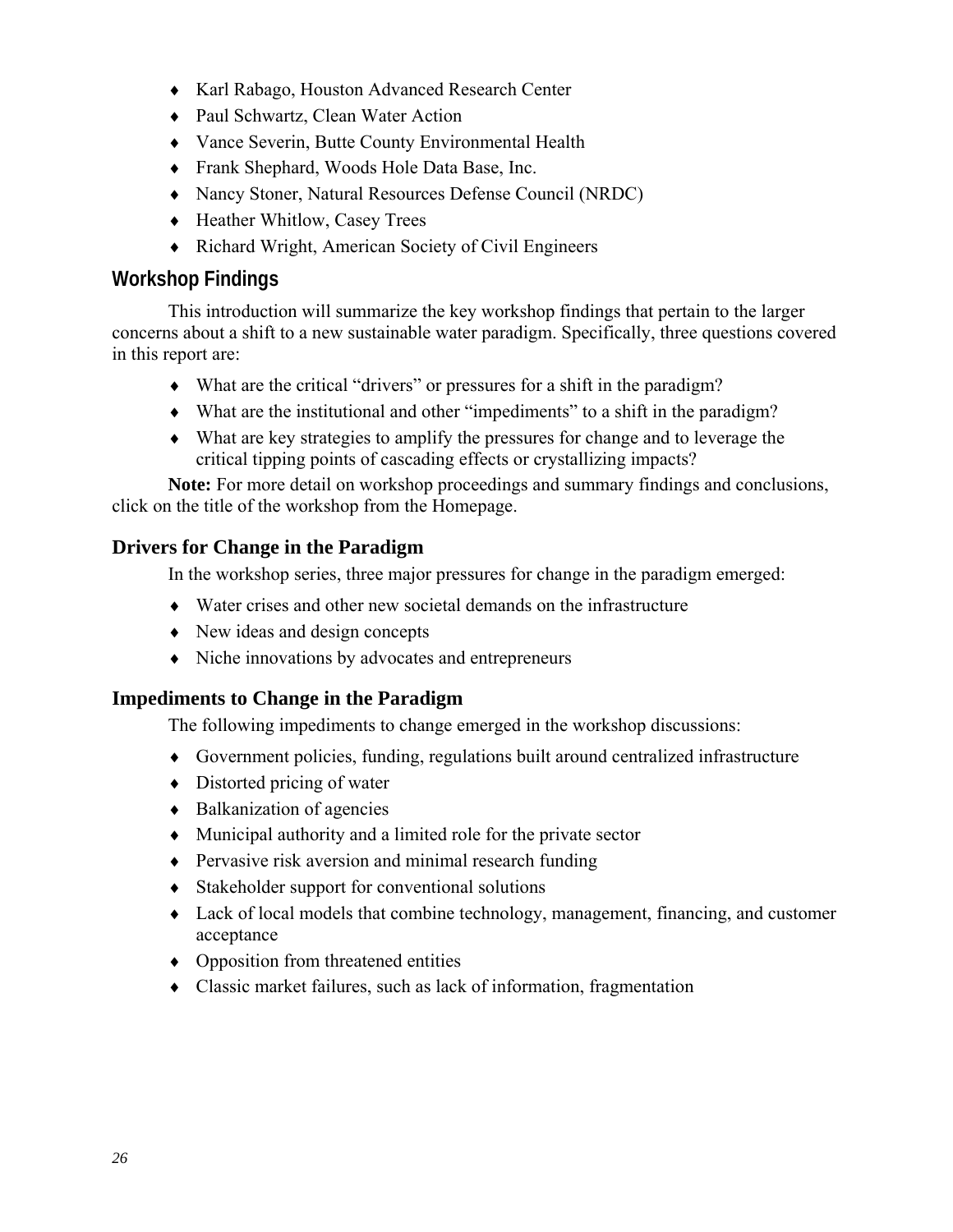- Karl Rabago, Houston Advanced Research Center
- Paul Schwartz, Clean Water Action
- Vance Severin, Butte County Environmental Health
- Frank Shephard, Woods Hole Data Base, Inc.
- Nancy Stoner, Natural Resources Defense Council (NRDC)
- Heather Whitlow, Casey Trees
- Richard Wright, American Society of Civil Engineers

## Workshop Findings

This introduction will summarize the key workshop findings that pertain to the larger concerns about a shift to a new sustainable water paradigm. Specifically, three questions covered in this report are:

- What are the critical "drivers" or pressures for a shift in the paradigm?
- What are the institutional and other "impediments" to a shift in the paradigm?
- What are key strategies to amplify the pressures for change and to leverage the critical tipping points of cascading effects or crystallizing impacts?

**Note:** For more detail on workshop proceedings and summary findings and conclusions, click on the title of the workshop from the Homepage.

### Drivers for Change in the Paradigm

In the workshop series, three major pressures for change in the paradigm emerged:

- Water crises and other new societal demands on the infrastructure
- New ideas and design concepts
- Niche innovations by advocates and entrepreneurs

### Impediments to Change in the Paradigm

The following impediments to change emerged in the workshop discussions:

- Government policies, funding, regulations built around centralized infrastructure
- Distorted pricing of water
- Balkanization of agencies
- Municipal authority and a limited role for the private sector
- Pervasive risk aversion and minimal research funding
- Stakeholder support for conventional solutions
- Lack of local models that combine technology, management, financing, and customer acceptance
- Opposition from threatened entities
- Classic market failures, such as lack of information, fragmentation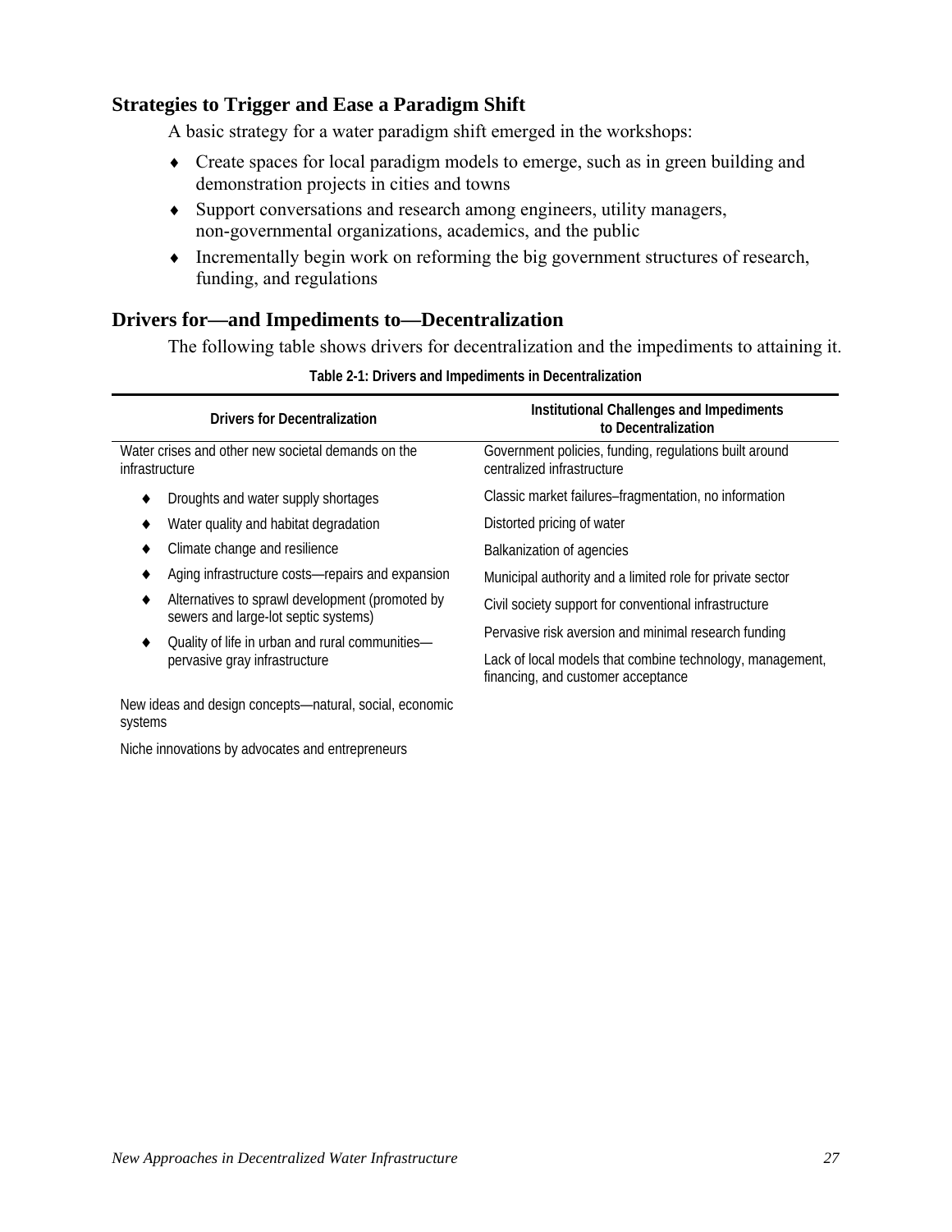## Strategies to Trigger and Ease a Paradigm Shift

A basic strategy for a water paradigm shift emerged in the workshops:

- Create spaces for local paradigm models to emerge, such as in green building and demonstration projects in cities and towns
- Support conversations and research among engineers, utility managers, non-governmental organizations, academics, and the public
- Incrementally begin work on reforming the big government structures of research, funding, and regulations

## Drivers for—and Impediments to—Decentralization

The following table shows drivers for decentralization and the impediments to attaining it.

**Table 2-1: Drivers and Impediments in Decentralization**

| Drivers for Decentralization | Institutional Challenges and Impediments to Decentralization |
|---|---|
| Water crises and other new societal demands on the infrastructure | Government policies, funding, regulations built around centralized infrastructure |
| ♦ Droughts and water supply shortages | Classic market failures–fragmentation, no information |
| ♦ Water quality and habitat degradation | Distorted pricing of water |
| ♦ Climate change and resilience | Balkanization of agencies |
| ♦ Aging infrastructure costs—repairs and expansion | Municipal authority and a limited role for private sector |
| ♦ Alternatives to sprawl development (promoted by sewers and large-lot septic systems) | Civil society support for conventional infrastructure |
| ♦ Quality of life in urban and rural communities—pervasive gray infrastructure | Pervasive risk aversion and minimal research funding |
| | Lack of local models that combine technology, management, financing, and customer acceptance |
| New ideas and design concepts—natural, social, economic systems | |
| Niche innovations by advocates and entrepreneurs | |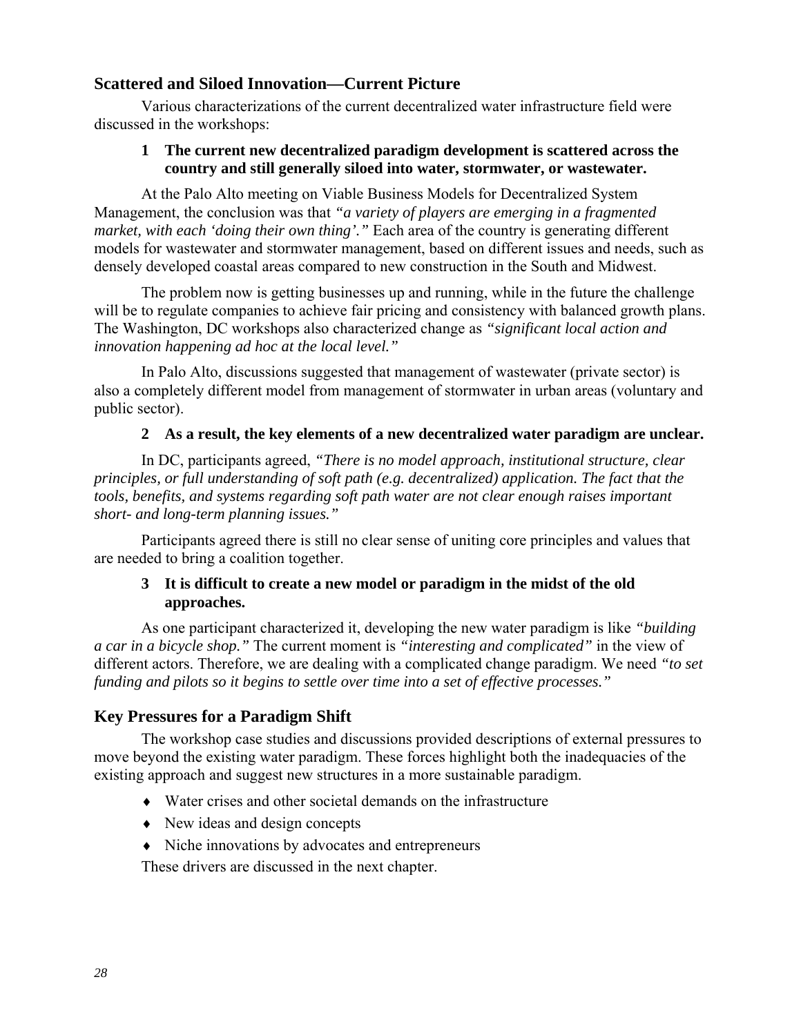## Scattered and Siloed Innovation—Current Picture

Various characterizations of the current decentralized water infrastructure field were discussed in the workshops:

**1 The current new decentralized paradigm development is scattered across the country and still generally siloed into water, stormwater, or wastewater.**

At the Palo Alto meeting on Viable Business Models for Decentralized System Management, the conclusion was that *"a variety of players are emerging in a fragmented market, with each 'doing their own thing'."* Each area of the country is generating different models for wastewater and stormwater management, based on different issues and needs, such as densely developed coastal areas compared to new construction in the South and Midwest.

The problem now is getting businesses up and running, while in the future the challenge will be to regulate companies to achieve fair pricing and consistency with balanced growth plans. The Washington, DC workshops also characterized change as *"significant local action and innovation happening ad hoc at the local level."*

In Palo Alto, discussions suggested that management of wastewater (private sector) is also a completely different model from management of stormwater in urban areas (voluntary and public sector).

**2 As a result, the key elements of a new decentralized water paradigm are unclear.**

In DC, participants agreed, *"There is no model approach, institutional structure, clear principles, or full understanding of soft path (e.g. decentralized) application. The fact that the tools, benefits, and systems regarding soft path water are not clear enough raises important short- and long-term planning issues."*

Participants agreed there is still no clear sense of uniting core principles and values that are needed to bring a coalition together.

**3 It is difficult to create a new model or paradigm in the midst of the old approaches.**

As one participant characterized it, developing the new water paradigm is like *"building a car in a bicycle shop."* The current moment is *"interesting and complicated"* in the view of different actors. Therefore, we are dealing with a complicated change paradigm. We need *"to set funding and pilots so it begins to settle over time into a set of effective processes."*

## Key Pressures for a Paradigm Shift

The workshop case studies and discussions provided descriptions of external pressures to move beyond the existing water paradigm. These forces highlight both the inadequacies of the existing approach and suggest new structures in a more sustainable paradigm.

- Water crises and other societal demands on the infrastructure
- New ideas and design concepts
- Niche innovations by advocates and entrepreneurs

These drivers are discussed in the next chapter.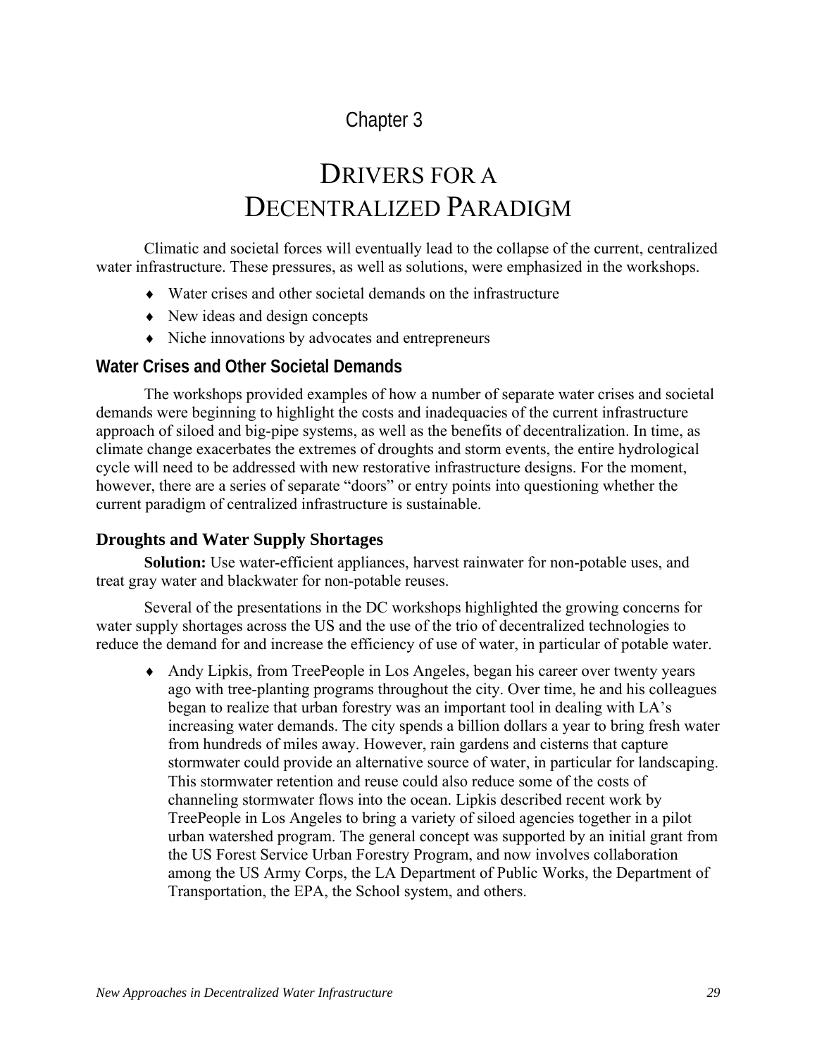# Chapter 3

# DRIVERS FOR A DECENTRALIZED PARADIGM

Climatic and societal forces will eventually lead to the collapse of the current, centralized water infrastructure. These pressures, as well as solutions, were emphasized in the workshops.

- Water crises and other societal demands on the infrastructure
- New ideas and design concepts
- Niche innovations by advocates and entrepreneurs

## Water Crises and Other Societal Demands

The workshops provided examples of how a number of separate water crises and societal demands were beginning to highlight the costs and inadequacies of the current infrastructure approach of siloed and big-pipe systems, as well as the benefits of decentralization. In time, as climate change exacerbates the extremes of droughts and storm events, the entire hydrological cycle will need to be addressed with new restorative infrastructure designs. For the moment, however, there are a series of separate "doors" or entry points into questioning whether the current paradigm of centralized infrastructure is sustainable.

### Droughts and Water Supply Shortages

**Solution:** Use water-efficient appliances, harvest rainwater for non-potable uses, and treat gray water and blackwater for non-potable reuses.

Several of the presentations in the DC workshops highlighted the growing concerns for water supply shortages across the US and the use of the trio of decentralized technologies to reduce the demand for and increase the efficiency of use of water, in particular of potable water.

- Andy Lipkis, from TreePeople in Los Angeles, began his career over twenty years ago with tree-planting programs throughout the city. Over time, he and his colleagues began to realize that urban forestry was an important tool in dealing with LA's increasing water demands. The city spends a billion dollars a year to bring fresh water from hundreds of miles away. However, rain gardens and cisterns that capture stormwater could provide an alternative source of water, in particular for landscaping. This stormwater retention and reuse could also reduce some of the costs of channeling stormwater flows into the ocean. Lipkis described recent work by TreePeople in Los Angeles to bring a variety of siloed agencies together in a pilot urban watershed program. The general concept was supported by an initial grant from the US Forest Service Urban Forestry Program, and now involves collaboration among the US Army Corps, the LA Department of Public Works, the Department of Transportation, the EPA, the School system, and others.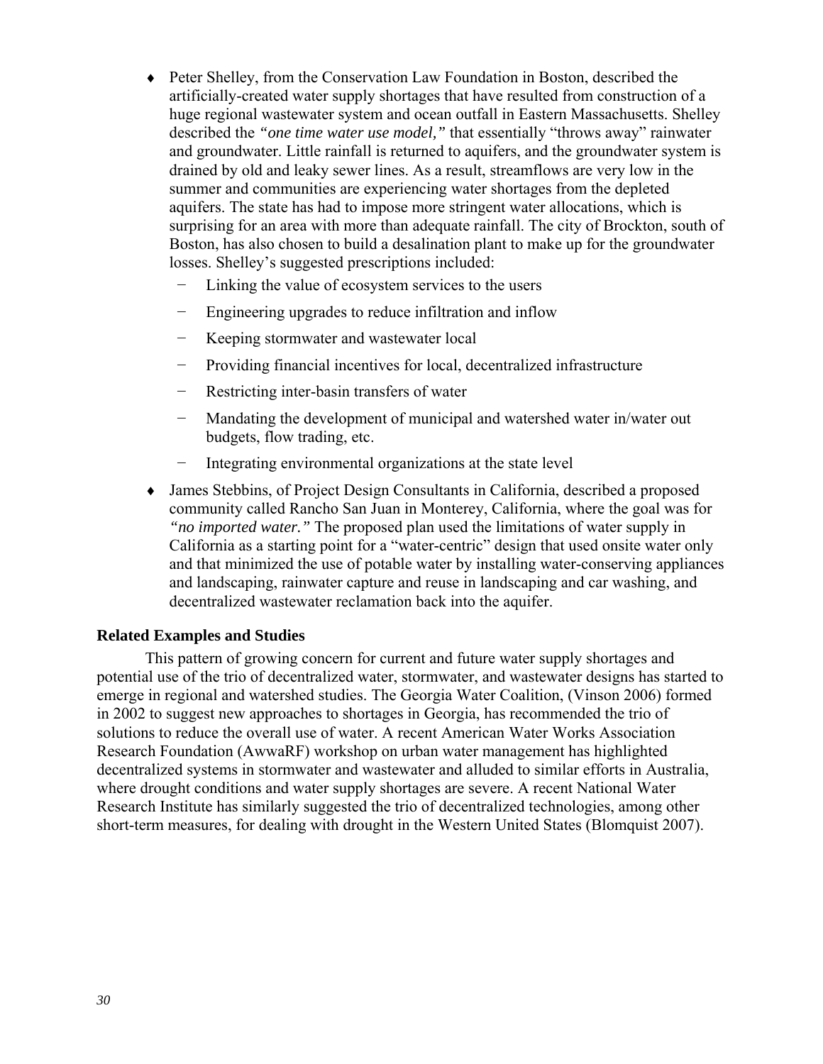- Peter Shelley, from the Conservation Law Foundation in Boston, described the artificially-created water supply shortages that have resulted from construction of a huge regional wastewater system and ocean outfall in Eastern Massachusetts. Shelley described the *"one time water use model,"* that essentially "throws away" rainwater and groundwater. Little rainfall is returned to aquifers, and the groundwater system is drained by old and leaky sewer lines. As a result, streamflows are very low in the summer and communities are experiencing water shortages from the depleted aquifers. The state has had to impose more stringent water allocations, which is surprising for an area with more than adequate rainfall. The city of Brockton, south of Boston, has also chosen to build a desalination plant to make up for the groundwater losses. Shelley's suggested prescriptions included:
  - Linking the value of ecosystem services to the users
  - Engineering upgrades to reduce infiltration and inflow
  - Keeping stormwater and wastewater local
  - Providing financial incentives for local, decentralized infrastructure
  - Restricting inter-basin transfers of water
  - Mandating the development of municipal and watershed water in/water out budgets, flow trading, etc.
  - Integrating environmental organizations at the state level
- James Stebbins, of Project Design Consultants in California, described a proposed community called Rancho San Juan in Monterey, California, where the goal was for *"no imported water."* The proposed plan used the limitations of water supply in California as a starting point for a "water-centric" design that used onsite water only and that minimized the use of potable water by installing water-conserving appliances and landscaping, rainwater capture and reuse in landscaping and car washing, and decentralized wastewater reclamation back into the aquifer.

**Related Examples and Studies**

This pattern of growing concern for current and future water supply shortages and potential use of the trio of decentralized water, stormwater, and wastewater designs has started to emerge in regional and watershed studies. The Georgia Water Coalition, (Vinson 2006) formed in 2002 to suggest new approaches to shortages in Georgia, has recommended the trio of solutions to reduce the overall use of water. A recent American Water Works Association Research Foundation (AwwaRF) workshop on urban water management has highlighted decentralized systems in stormwater and wastewater and alluded to similar efforts in Australia, where drought conditions and water supply shortages are severe. A recent National Water Research Institute has similarly suggested the trio of decentralized technologies, among other short-term measures, for dealing with drought in the Western United States (Blomquist 2007).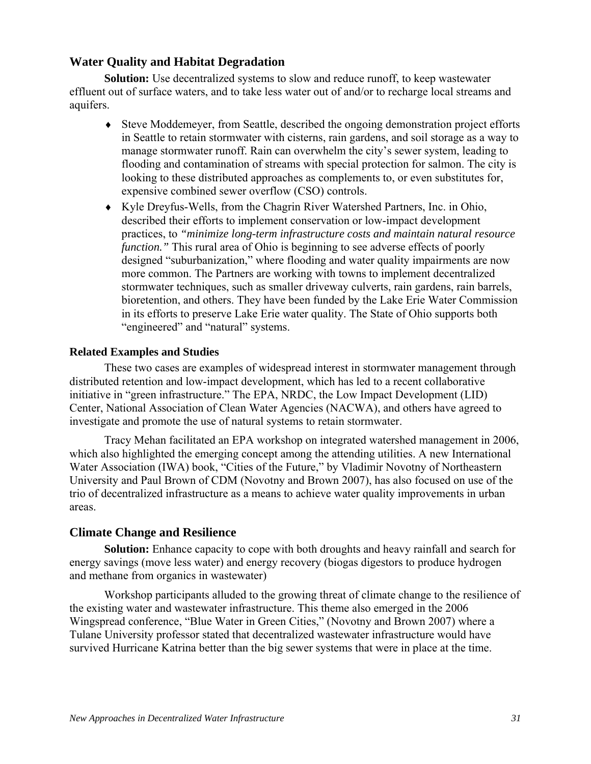## Water Quality and Habitat Degradation

**Solution:** Use decentralized systems to slow and reduce runoff, to keep wastewater effluent out of surface waters, and to take less water out of and/or to recharge local streams and aquifers.

- Steve Moddemeyer, from Seattle, described the ongoing demonstration project efforts in Seattle to retain stormwater with cisterns, rain gardens, and soil storage as a way to manage stormwater runoff. Rain can overwhelm the city's sewer system, leading to flooding and contamination of streams with special protection for salmon. The city is looking to these distributed approaches as complements to, or even substitutes for, expensive combined sewer overflow (CSO) controls.
- Kyle Dreyfus-Wells, from the Chagrin River Watershed Partners, Inc. in Ohio, described their efforts to implement conservation or low-impact development practices, to *"minimize long-term infrastructure costs and maintain natural resource function."* This rural area of Ohio is beginning to see adverse effects of poorly designed "suburbanization," where flooding and water quality impairments are now more common. The Partners are working with towns to implement decentralized stormwater techniques, such as smaller driveway culverts, rain gardens, rain barrels, bioretention, and others. They have been funded by the Lake Erie Water Commission in its efforts to preserve Lake Erie water quality. The State of Ohio supports both "engineered" and "natural" systems.

### Related Examples and Studies

These two cases are examples of widespread interest in stormwater management through distributed retention and low-impact development, which has led to a recent collaborative initiative in "green infrastructure." The EPA, NRDC, the Low Impact Development (LID) Center, National Association of Clean Water Agencies (NACWA), and others have agreed to investigate and promote the use of natural systems to retain stormwater.

Tracy Mehan facilitated an EPA workshop on integrated watershed management in 2006, which also highlighted the emerging concept among the attending utilities. A new International Water Association (IWA) book, "Cities of the Future," by Vladimir Novotny of Northeastern University and Paul Brown of CDM (Novotny and Brown 2007), has also focused on use of the trio of decentralized infrastructure as a means to achieve water quality improvements in urban areas.

## Climate Change and Resilience

**Solution:** Enhance capacity to cope with both droughts and heavy rainfall and search for energy savings (move less water) and energy recovery (biogas digestors to produce hydrogen and methane from organics in wastewater)

Workshop participants alluded to the growing threat of climate change to the resilience of the existing water and wastewater infrastructure. This theme also emerged in the 2006 Wingspread conference, "Blue Water in Green Cities," (Novotny and Brown 2007) where a Tulane University professor stated that decentralized wastewater infrastructure would have survived Hurricane Katrina better than the big sewer systems that were in place at the time.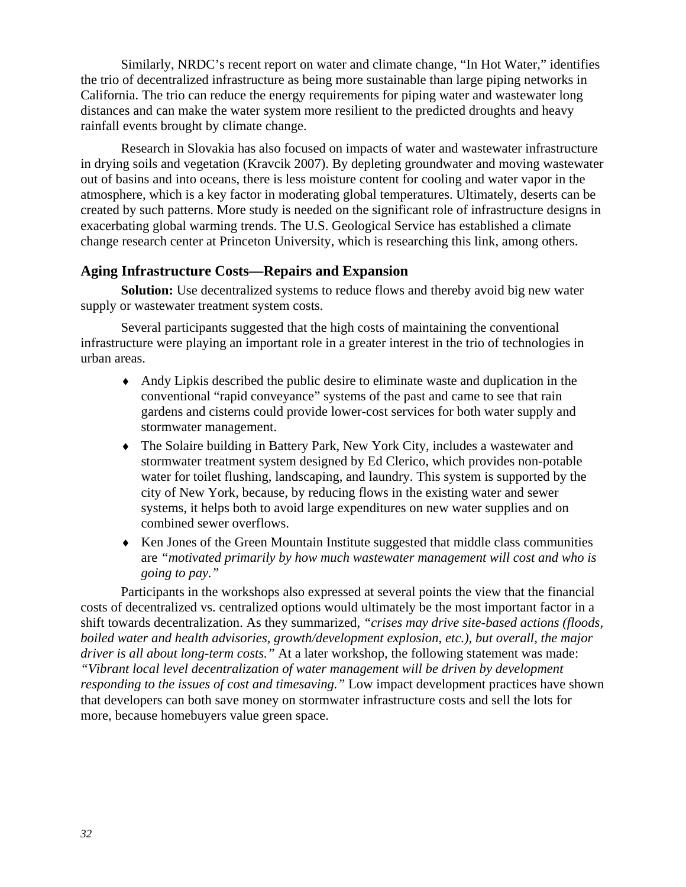Similarly, NRDC's recent report on water and climate change, "In Hot Water," identifies the trio of decentralized infrastructure as being more sustainable than large piping networks in California. The trio can reduce the energy requirements for piping water and wastewater long distances and can make the water system more resilient to the predicted droughts and heavy rainfall events brought by climate change.

Research in Slovakia has also focused on impacts of water and wastewater infrastructure in drying soils and vegetation (Kravcik 2007). By depleting groundwater and moving wastewater out of basins and into oceans, there is less moisture content for cooling and water vapor in the atmosphere, which is a key factor in moderating global temperatures. Ultimately, deserts can be created by such patterns. More study is needed on the significant role of infrastructure designs in exacerbating global warming trends. The U.S. Geological Service has established a climate change research center at Princeton University, which is researching this link, among others.

### Aging Infrastructure Costs—Repairs and Expansion

**Solution:** Use decentralized systems to reduce flows and thereby avoid big new water supply or wastewater treatment system costs.

Several participants suggested that the high costs of maintaining the conventional infrastructure were playing an important role in a greater interest in the trio of technologies in urban areas.

- Andy Lipkis described the public desire to eliminate waste and duplication in the conventional "rapid conveyance" systems of the past and came to see that rain gardens and cisterns could provide lower-cost services for both water supply and stormwater management.
- The Solaire building in Battery Park, New York City, includes a wastewater and stormwater treatment system designed by Ed Clerico, which provides non-potable water for toilet flushing, landscaping, and laundry. This system is supported by the city of New York, because, by reducing flows in the existing water and sewer systems, it helps both to avoid large expenditures on new water supplies and on combined sewer overflows.
- Ken Jones of the Green Mountain Institute suggested that middle class communities are *"motivated primarily by how much wastewater management will cost and who is going to pay."*

Participants in the workshops also expressed at several points the view that the financial costs of decentralized vs. centralized options would ultimately be the most important factor in a shift towards decentralization. As they summarized, *"crises may drive site-based actions (floods, boiled water and health advisories, growth/development explosion, etc.), but overall, the major driver is all about long-term costs."* At a later workshop, the following statement was made: *"Vibrant local level decentralization of water management will be driven by development responding to the issues of cost and timesaving."* Low impact development practices have shown that developers can both save money on stormwater infrastructure costs and sell the lots for more, because homebuyers value green space.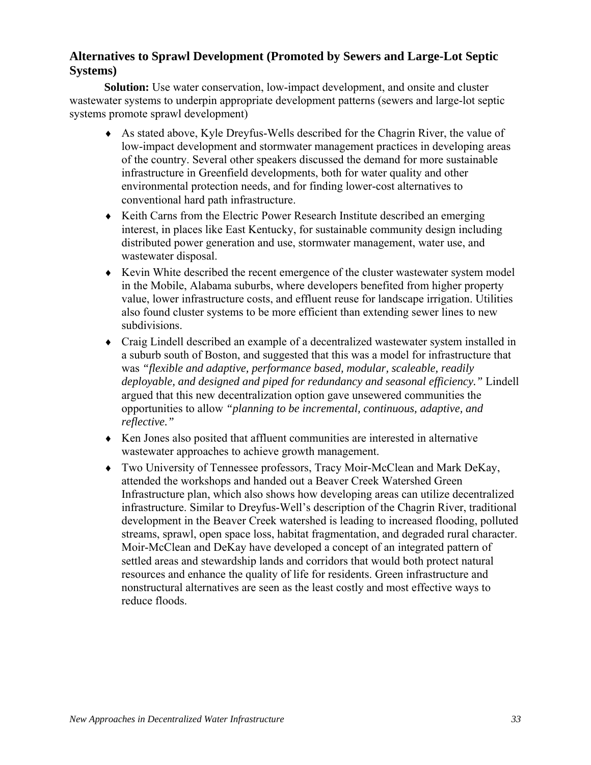## Alternatives to Sprawl Development (Promoted by Sewers and Large-Lot Septic Systems)

**Solution:** Use water conservation, low-impact development, and onsite and cluster wastewater systems to underpin appropriate development patterns (sewers and large-lot septic systems promote sprawl development)

- As stated above, Kyle Dreyfus-Wells described for the Chagrin River, the value of low-impact development and stormwater management practices in developing areas of the country. Several other speakers discussed the demand for more sustainable infrastructure in Greenfield developments, both for water quality and other environmental protection needs, and for finding lower-cost alternatives to conventional hard path infrastructure.
- Keith Carns from the Electric Power Research Institute described an emerging interest, in places like East Kentucky, for sustainable community design including distributed power generation and use, stormwater management, water use, and wastewater disposal.
- Kevin White described the recent emergence of the cluster wastewater system model in the Mobile, Alabama suburbs, where developers benefited from higher property value, lower infrastructure costs, and effluent reuse for landscape irrigation. Utilities also found cluster systems to be more efficient than extending sewer lines to new subdivisions.
- Craig Lindell described an example of a decentralized wastewater system installed in a suburb south of Boston, and suggested that this was a model for infrastructure that was *"flexible and adaptive, performance based, modular, scaleable, readily deployable, and designed and piped for redundancy and seasonal efficiency."* Lindell argued that this new decentralization option gave unsewered communities the opportunities to allow *"planning to be incremental, continuous, adaptive, and reflective."*
- Ken Jones also posited that affluent communities are interested in alternative wastewater approaches to achieve growth management.
- Two University of Tennessee professors, Tracy Moir-McClean and Mark DeKay, attended the workshops and handed out a Beaver Creek Watershed Green Infrastructure plan, which also shows how developing areas can utilize decentralized infrastructure. Similar to Dreyfus-Well's description of the Chagrin River, traditional development in the Beaver Creek watershed is leading to increased flooding, polluted streams, sprawl, open space loss, habitat fragmentation, and degraded rural character. Moir-McClean and DeKay have developed a concept of an integrated pattern of settled areas and stewardship lands and corridors that would both protect natural resources and enhance the quality of life for residents. Green infrastructure and nonstructural alternatives are seen as the least costly and most effective ways to reduce floods.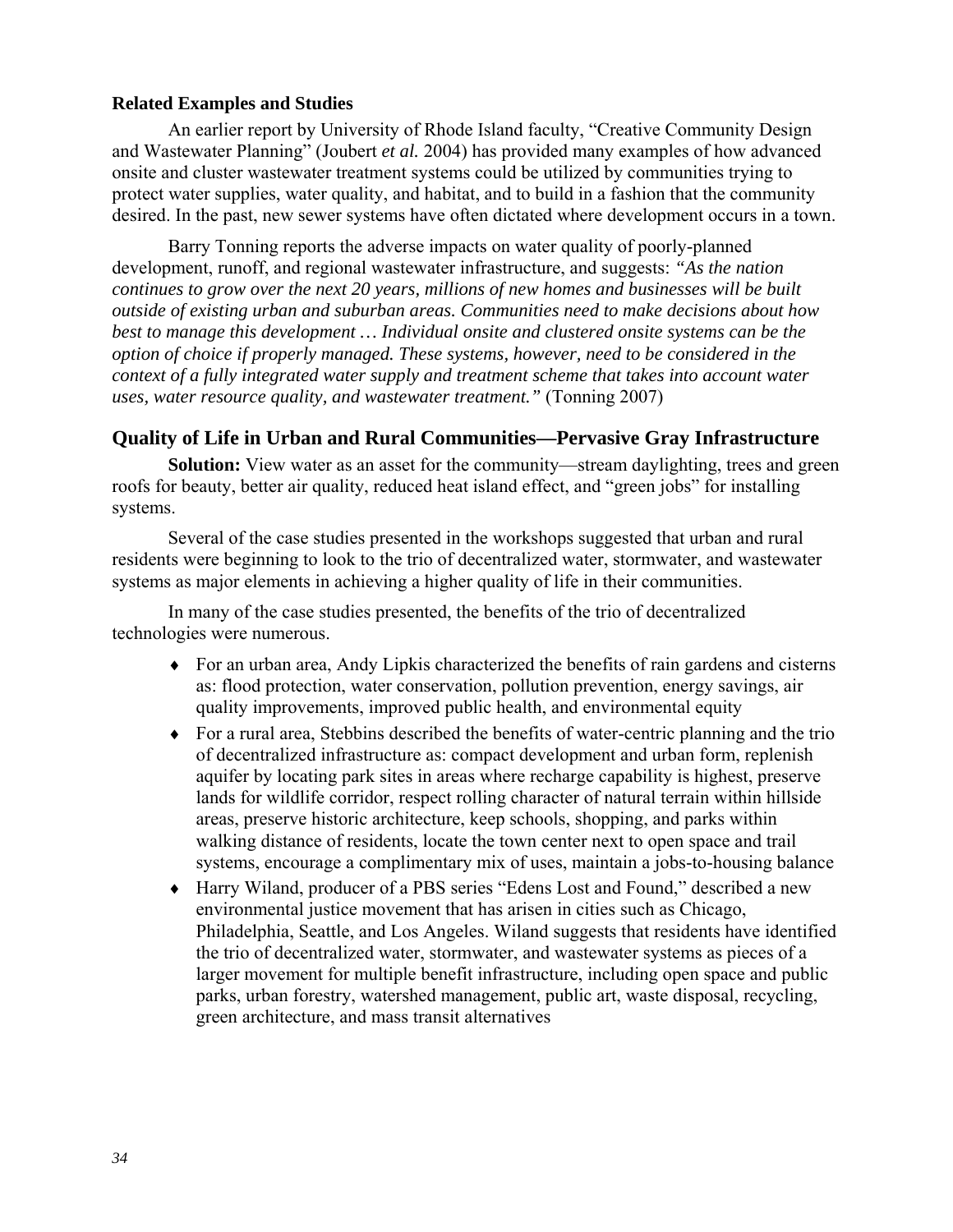### Related Examples and Studies

An earlier report by University of Rhode Island faculty, "Creative Community Design and Wastewater Planning" (Joubert *et al.* 2004) has provided many examples of how advanced onsite and cluster wastewater treatment systems could be utilized by communities trying to protect water supplies, water quality, and habitat, and to build in a fashion that the community desired. In the past, new sewer systems have often dictated where development occurs in a town.

Barry Tonning reports the adverse impacts on water quality of poorly-planned development, runoff, and regional wastewater infrastructure, and suggests: *"As the nation continues to grow over the next 20 years, millions of new homes and businesses will be built outside of existing urban and suburban areas. Communities need to make decisions about how best to manage this development … Individual onsite and clustered onsite systems can be the option of choice if properly managed. These systems, however, need to be considered in the context of a fully integrated water supply and treatment scheme that takes into account water uses, water resource quality, and wastewater treatment."* (Tonning 2007)

## Quality of Life in Urban and Rural Communities—Pervasive Gray Infrastructure

**Solution:** View water as an asset for the community—stream daylighting, trees and green roofs for beauty, better air quality, reduced heat island effect, and "green jobs" for installing systems.

Several of the case studies presented in the workshops suggested that urban and rural residents were beginning to look to the trio of decentralized water, stormwater, and wastewater systems as major elements in achieving a higher quality of life in their communities.

In many of the case studies presented, the benefits of the trio of decentralized technologies were numerous.

- For an urban area, Andy Lipkis characterized the benefits of rain gardens and cisterns as: flood protection, water conservation, pollution prevention, energy savings, air quality improvements, improved public health, and environmental equity
- For a rural area, Stebbins described the benefits of water-centric planning and the trio of decentralized infrastructure as: compact development and urban form, replenish aquifer by locating park sites in areas where recharge capability is highest, preserve lands for wildlife corridor, respect rolling character of natural terrain within hillside areas, preserve historic architecture, keep schools, shopping, and parks within walking distance of residents, locate the town center next to open space and trail systems, encourage a complimentary mix of uses, maintain a jobs-to-housing balance
- Harry Wiland, producer of a PBS series "Edens Lost and Found," described a new environmental justice movement that has arisen in cities such as Chicago, Philadelphia, Seattle, and Los Angeles. Wiland suggests that residents have identified the trio of decentralized water, stormwater, and wastewater systems as pieces of a larger movement for multiple benefit infrastructure, including open space and public parks, urban forestry, watershed management, public art, waste disposal, recycling, green architecture, and mass transit alternatives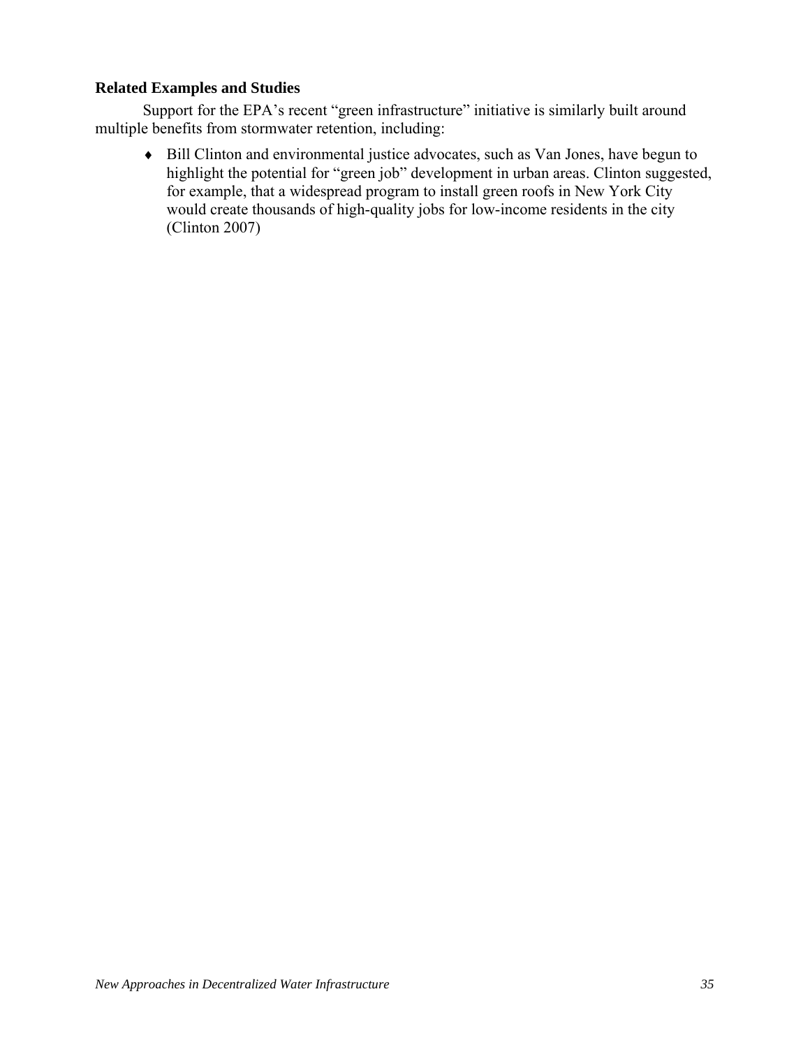### Related Examples and Studies

Support for the EPA's recent "green infrastructure" initiative is similarly built around multiple benefits from stormwater retention, including:

- Bill Clinton and environmental justice advocates, such as Van Jones, have begun to highlight the potential for "green job" development in urban areas. Clinton suggested, for example, that a widespread program to install green roofs in New York City would create thousands of high-quality jobs for low-income residents in the city (Clinton 2007)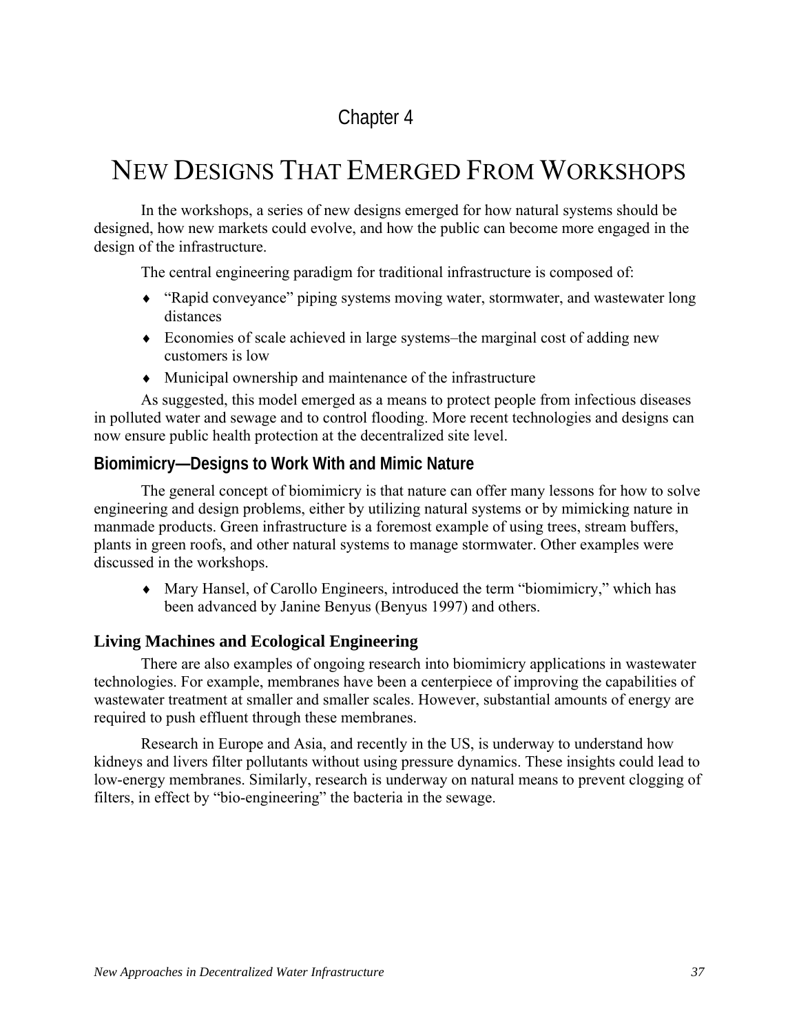Chapter 4

# NEW DESIGNS THAT EMERGED FROM WORKSHOPS

In the workshops, a series of new designs emerged for how natural systems should be designed, how new markets could evolve, and how the public can become more engaged in the design of the infrastructure.

The central engineering paradigm for traditional infrastructure is composed of:

- "Rapid conveyance" piping systems moving water, stormwater, and wastewater long distances
- Economies of scale achieved in large systems–the marginal cost of adding new customers is low
- Municipal ownership and maintenance of the infrastructure

As suggested, this model emerged as a means to protect people from infectious diseases in polluted water and sewage and to control flooding. More recent technologies and designs can now ensure public health protection at the decentralized site level.

## Biomimicry—Designs to Work With and Mimic Nature

The general concept of biomimicry is that nature can offer many lessons for how to solve engineering and design problems, either by utilizing natural systems or by mimicking nature in manmade products. Green infrastructure is a foremost example of using trees, stream buffers, plants in green roofs, and other natural systems to manage stormwater. Other examples were discussed in the workshops.

- Mary Hansel, of Carollo Engineers, introduced the term "biomimicry," which has been advanced by Janine Benyus (Benyus 1997) and others.

### Living Machines and Ecological Engineering

There are also examples of ongoing research into biomimicry applications in wastewater technologies. For example, membranes have been a centerpiece of improving the capabilities of wastewater treatment at smaller and smaller scales. However, substantial amounts of energy are required to push effluent through these membranes.

Research in Europe and Asia, and recently in the US, is underway to understand how kidneys and livers filter pollutants without using pressure dynamics. These insights could lead to low-energy membranes. Similarly, research is underway on natural means to prevent clogging of filters, in effect by "bio-engineering" the bacteria in the sewage.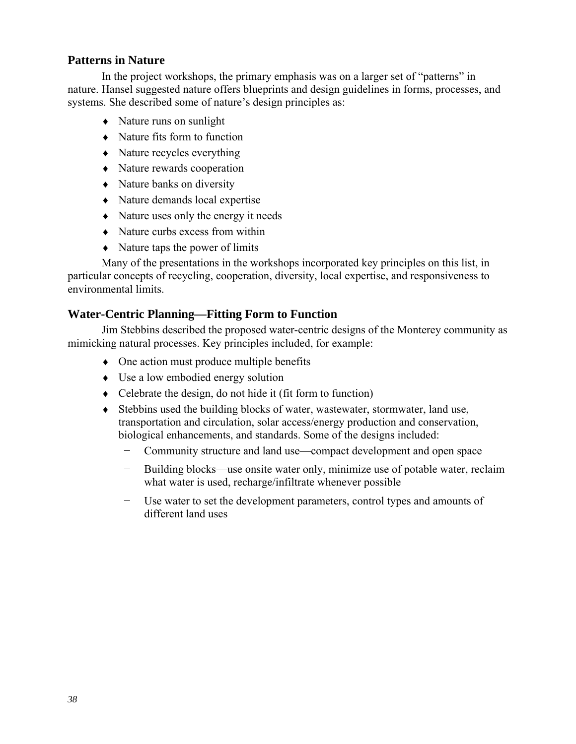## Patterns in Nature

In the project workshops, the primary emphasis was on a larger set of "patterns" in nature. Hansel suggested nature offers blueprints and design guidelines in forms, processes, and systems. She described some of nature's design principles as:

- Nature runs on sunlight
- Nature fits form to function
- Nature recycles everything
- Nature rewards cooperation
- Nature banks on diversity
- Nature demands local expertise
- Nature uses only the energy it needs
- Nature curbs excess from within
- Nature taps the power of limits

Many of the presentations in the workshops incorporated key principles on this list, in particular concepts of recycling, cooperation, diversity, local expertise, and responsiveness to environmental limits.

## Water-Centric Planning—Fitting Form to Function

Jim Stebbins described the proposed water-centric designs of the Monterey community as mimicking natural processes. Key principles included, for example:

- One action must produce multiple benefits
- Use a low embodied energy solution
- Celebrate the design, do not hide it (fit form to function)
- Stebbins used the building blocks of water, wastewater, stormwater, land use, transportation and circulation, solar access/energy production and conservation, biological enhancements, and standards. Some of the designs included:
  - Community structure and land use—compact development and open space
  - Building blocks—use onsite water only, minimize use of potable water, reclaim what water is used, recharge/infiltrate whenever possible
  - Use water to set the development parameters, control types and amounts of different land uses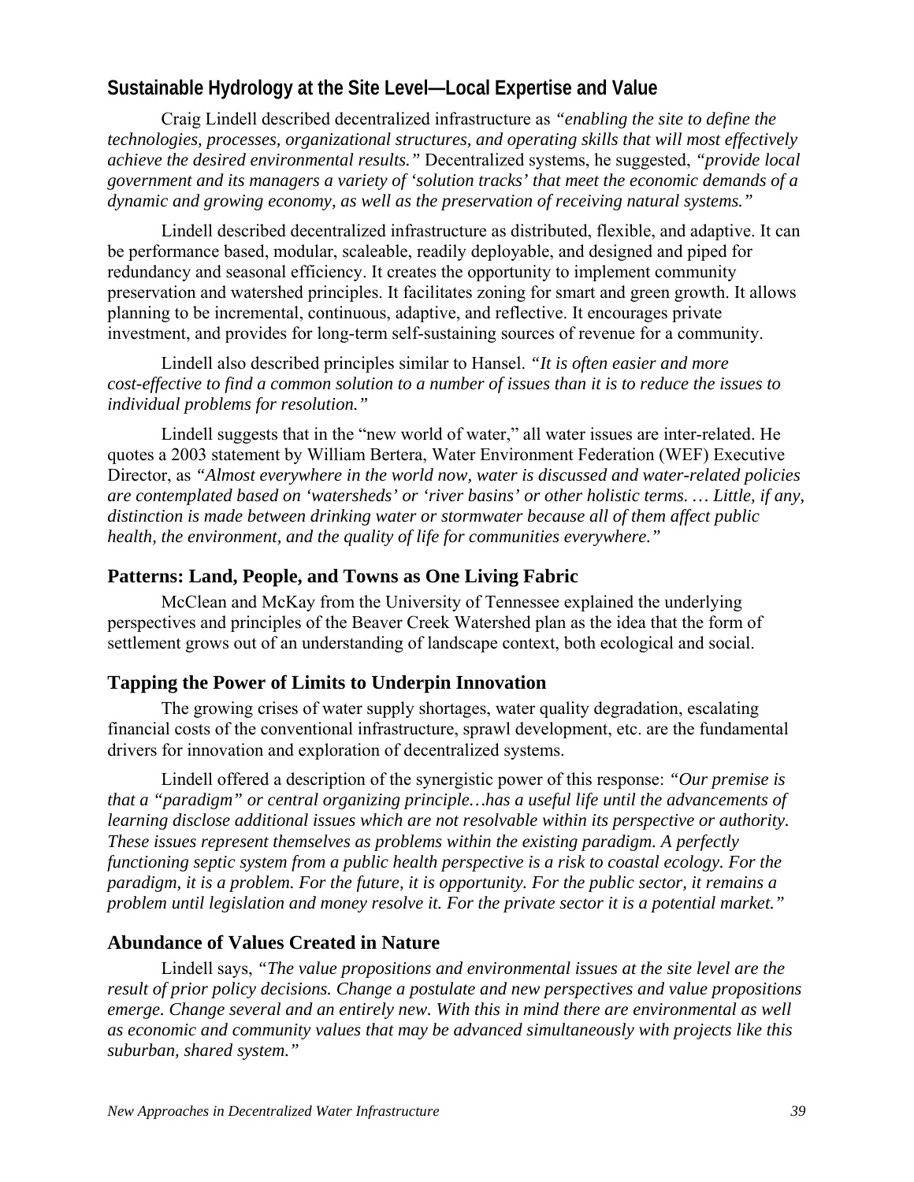### Sustainable Hydrology at the Site Level—Local Expertise and Value

Craig Lindell described decentralized infrastructure as *"enabling the site to define the technologies, processes, organizational structures, and operating skills that will most effectively achieve the desired environmental results."* Decentralized systems, he suggested, *"provide local government and its managers a variety of 'solution tracks' that meet the economic demands of a dynamic and growing economy, as well as the preservation of receiving natural systems."*

Lindell described decentralized infrastructure as distributed, flexible, and adaptive. It can be performance based, modular, scaleable, readily deployable, and designed and piped for redundancy and seasonal efficiency. It creates the opportunity to implement community preservation and watershed principles. It facilitates zoning for smart and green growth. It allows planning to be incremental, continuous, adaptive, and reflective. It encourages private investment, and provides for long-term self-sustaining sources of revenue for a community.

Lindell also described principles similar to Hansel. *"It is often easier and more cost-effective to find a common solution to a number of issues than it is to reduce the issues to individual problems for resolution."*

Lindell suggests that in the "new world of water," all water issues are inter-related. He quotes a 2003 statement by William Bertera, Water Environment Federation (WEF) Executive Director, as *"Almost everywhere in the world now, water is discussed and water-related policies are contemplated based on 'watersheds' or 'river basins' or other holistic terms. … Little, if any, distinction is made between drinking water or stormwater because all of them affect public health, the environment, and the quality of life for communities everywhere."*

### Patterns: Land, People, and Towns as One Living Fabric

McClean and McKay from the University of Tennessee explained the underlying perspectives and principles of the Beaver Creek Watershed plan as the idea that the form of settlement grows out of an understanding of landscape context, both ecological and social.

### Tapping the Power of Limits to Underpin Innovation

The growing crises of water supply shortages, water quality degradation, escalating financial costs of the conventional infrastructure, sprawl development, etc. are the fundamental drivers for innovation and exploration of decentralized systems.

Lindell offered a description of the synergistic power of this response: *"Our premise is that a "paradigm" or central organizing principle…has a useful life until the advancements of learning disclose additional issues which are not resolvable within its perspective or authority. These issues represent themselves as problems within the existing paradigm. A perfectly functioning septic system from a public health perspective is a risk to coastal ecology. For the paradigm, it is a problem. For the future, it is opportunity. For the public sector, it remains a problem until legislation and money resolve it. For the private sector it is a potential market."*

### Abundance of Values Created in Nature

Lindell says, *"The value propositions and environmental issues at the site level are the result of prior policy decisions. Change a postulate and new perspectives and value propositions emerge. Change several and an entirely new. With this in mind there are environmental as well as economic and community values that may be advanced simultaneously with projects like this suburban, shared system."*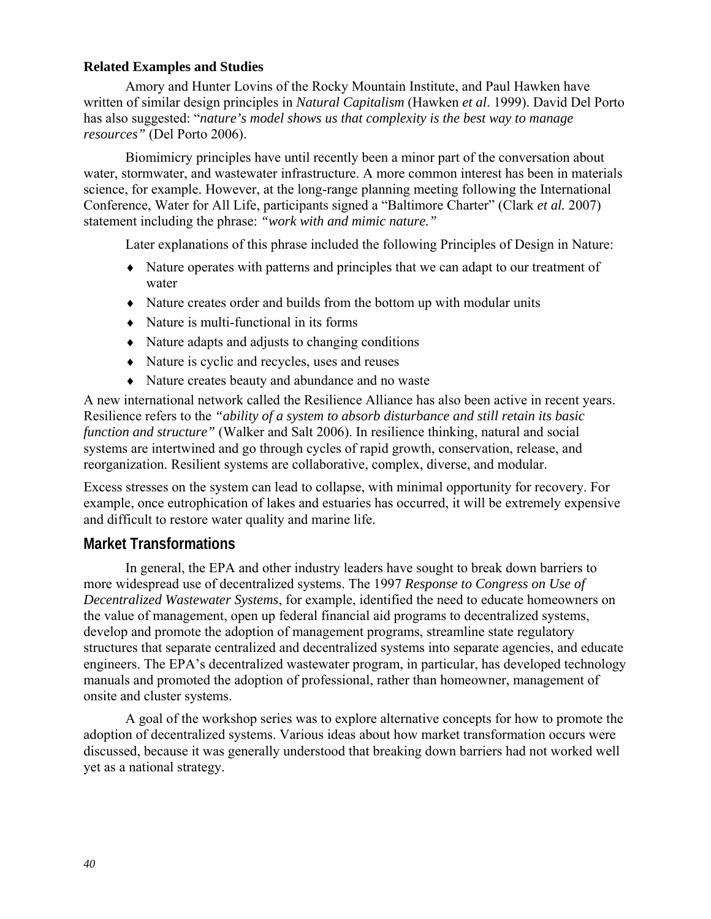### Related Examples and Studies

Amory and Hunter Lovins of the Rocky Mountain Institute, and Paul Hawken have written of similar design principles in *Natural Capitalism* (Hawken *et al*. 1999). David Del Porto has also suggested: "***nature's model shows us that complexity is the best way to manage resources"*** (Del Porto 2006).

Biomimicry principles have until recently been a minor part of the conversation about water, stormwater, and wastewater infrastructure. A more common interest has been in materials science, for example. However, at the long-range planning meeting following the International Conference, Water for All Life, participants signed a "Baltimore Charter" (Clark *et al.* 2007) statement including the phrase: ***"work with and mimic nature."***

Later explanations of this phrase included the following Principles of Design in Nature:

- Nature operates with patterns and principles that we can adapt to our treatment of water
- Nature creates order and builds from the bottom up with modular units
- Nature is multi-functional in its forms
- Nature adapts and adjusts to changing conditions
- Nature is cyclic and recycles, uses and reuses
- Nature creates beauty and abundance and no waste

A new international network called the Resilience Alliance has also been active in recent years. Resilience refers to the ***"ability of a system to absorb disturbance and still retain its basic function and structure"*** (Walker and Salt 2006). In resilience thinking, natural and social systems are intertwined and go through cycles of rapid growth, conservation, release, and reorganization. Resilient systems are collaborative, complex, diverse, and modular.

Excess stresses on the system can lead to collapse, with minimal opportunity for recovery. For example, once eutrophication of lakes and estuaries has occurred, it will be extremely expensive and difficult to restore water quality and marine life.

## Market Transformations

In general, the EPA and other industry leaders have sought to break down barriers to more widespread use of decentralized systems. The 1997 *Response to Congress on Use of Decentralized Wastewater Systems*, for example, identified the need to educate homeowners on the value of management, open up federal financial aid programs to decentralized systems, develop and promote the adoption of management programs, streamline state regulatory structures that separate centralized and decentralized systems into separate agencies, and educate engineers. The EPA's decentralized wastewater program, in particular, has developed technology manuals and promoted the adoption of professional, rather than homeowner, management of onsite and cluster systems.

A goal of the workshop series was to explore alternative concepts for how to promote the adoption of decentralized systems. Various ideas about how market transformation occurs were discussed, because it was generally understood that breaking down barriers had not worked well yet as a national strategy.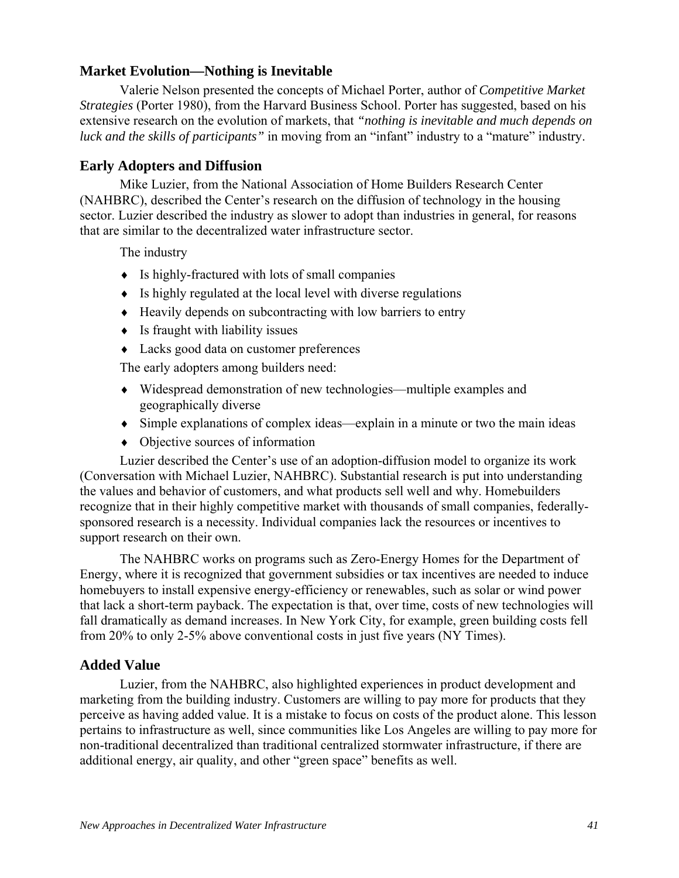## Market Evolution—Nothing is Inevitable

Valerie Nelson presented the concepts of Michael Porter, author of *Competitive Market Strategies* (Porter 1980), from the Harvard Business School. Porter has suggested, based on his extensive research on the evolution of markets, that *"nothing is inevitable and much depends on luck and the skills of participants"* in moving from an "infant" industry to a "mature" industry.

## Early Adopters and Diffusion

Mike Luzier, from the National Association of Home Builders Research Center (NAHBRC), described the Center's research on the diffusion of technology in the housing sector. Luzier described the industry as slower to adopt than industries in general, for reasons that are similar to the decentralized water infrastructure sector.

The industry

- Is highly-fractured with lots of small companies
- Is highly regulated at the local level with diverse regulations
- Heavily depends on subcontracting with low barriers to entry
- Is fraught with liability issues
- Lacks good data on customer preferences

The early adopters among builders need:

- Widespread demonstration of new technologies—multiple examples and geographically diverse
- Simple explanations of complex ideas—explain in a minute or two the main ideas
- Objective sources of information

Luzier described the Center's use of an adoption-diffusion model to organize its work (Conversation with Michael Luzier, NAHBRC). Substantial research is put into understanding the values and behavior of customers, and what products sell well and why. Homebuilders recognize that in their highly competitive market with thousands of small companies, federally-sponsored research is a necessity. Individual companies lack the resources or incentives to support research on their own.

The NAHBRC works on programs such as Zero-Energy Homes for the Department of Energy, where it is recognized that government subsidies or tax incentives are needed to induce homebuyers to install expensive energy-efficiency or renewables, such as solar or wind power that lack a short-term payback. The expectation is that, over time, costs of new technologies will fall dramatically as demand increases. In New York City, for example, green building costs fell from 20% to only 2-5% above conventional costs in just five years (NY Times).

## Added Value

Luzier, from the NAHBRC, also highlighted experiences in product development and marketing from the building industry. Customers are willing to pay more for products that they perceive as having added value. It is a mistake to focus on costs of the product alone. This lesson pertains to infrastructure as well, since communities like Los Angeles are willing to pay more for non-traditional decentralized than traditional centralized stormwater infrastructure, if there are additional energy, air quality, and other "green space" benefits as well.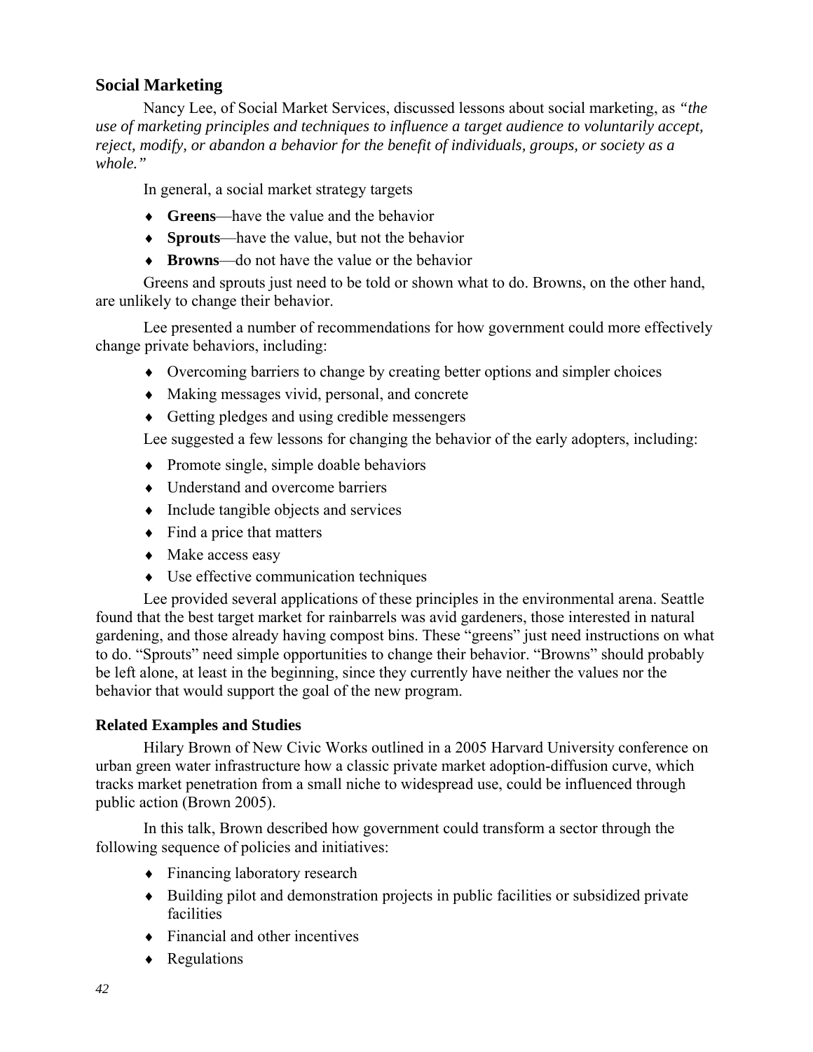## Social Marketing

Nancy Lee, of Social Market Services, discussed lessons about social marketing, as *"the use of marketing principles and techniques to influence a target audience to voluntarily accept, reject, modify, or abandon a behavior for the benefit of individuals, groups, or society as a whole."*

In general, a social market strategy targets

- **Greens**—have the value and the behavior
- **Sprouts**—have the value, but not the behavior
- **Browns**—do not have the value or the behavior

Greens and sprouts just need to be told or shown what to do. Browns, on the other hand, are unlikely to change their behavior.

Lee presented a number of recommendations for how government could more effectively change private behaviors, including:

- Overcoming barriers to change by creating better options and simpler choices
- Making messages vivid, personal, and concrete
- Getting pledges and using credible messengers

Lee suggested a few lessons for changing the behavior of the early adopters, including:

- Promote single, simple doable behaviors
- Understand and overcome barriers
- Include tangible objects and services
- Find a price that matters
- Make access easy
- Use effective communication techniques

Lee provided several applications of these principles in the environmental arena. Seattle found that the best target market for rainbarrels was avid gardeners, those interested in natural gardening, and those already having compost bins. These "greens" just need instructions on what to do. "Sprouts" need simple opportunities to change their behavior. "Browns" should probably be left alone, at least in the beginning, since they currently have neither the values nor the behavior that would support the goal of the new program.

### Related Examples and Studies

Hilary Brown of New Civic Works outlined in a 2005 Harvard University conference on urban green water infrastructure how a classic private market adoption-diffusion curve, which tracks market penetration from a small niche to widespread use, could be influenced through public action (Brown 2005).

In this talk, Brown described how government could transform a sector through the following sequence of policies and initiatives:

- Financing laboratory research
- Building pilot and demonstration projects in public facilities or subsidized private facilities
- Financial and other incentives
- Regulations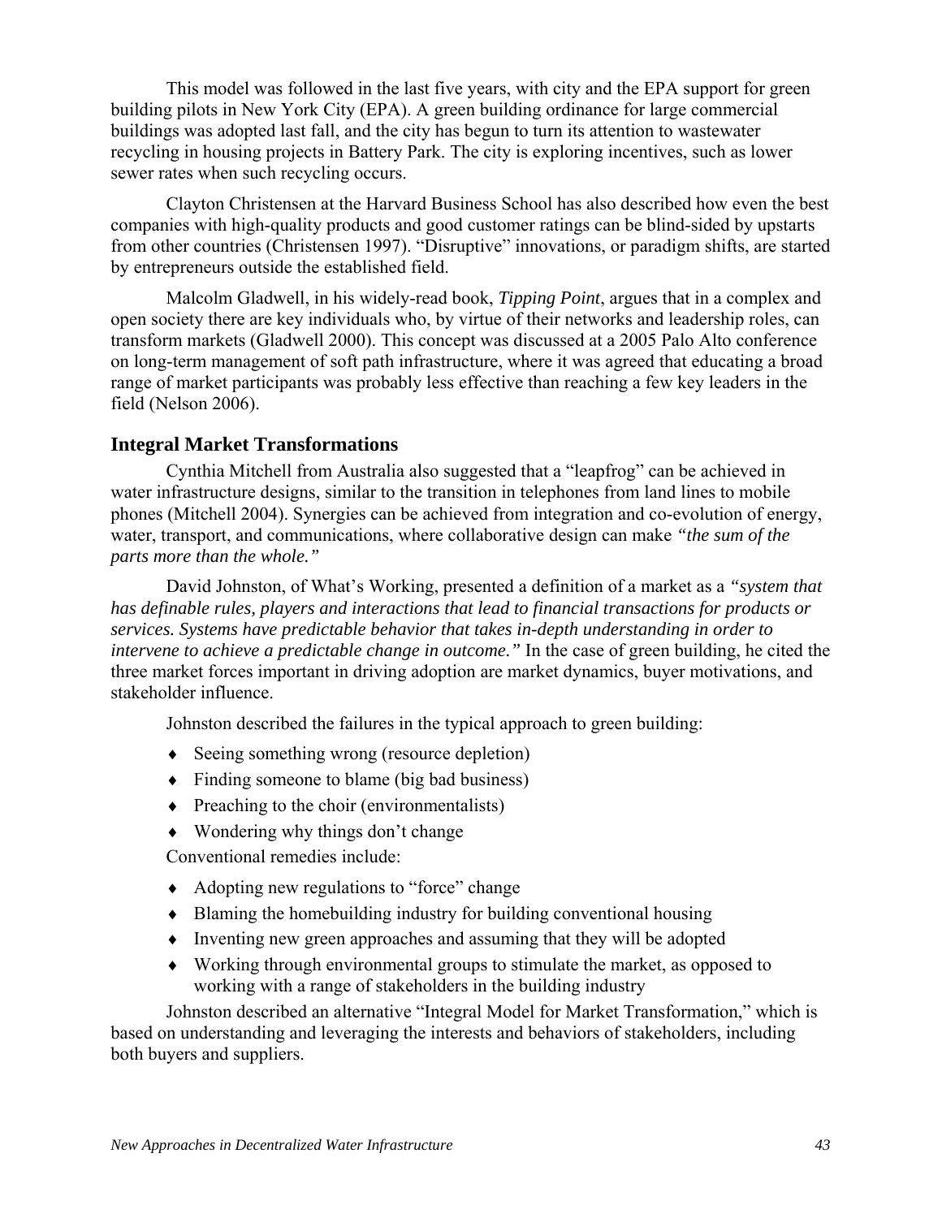This model was followed in the last five years, with city and the EPA support for green building pilots in New York City (EPA). A green building ordinance for large commercial buildings was adopted last fall, and the city has begun to turn its attention to wastewater recycling in housing projects in Battery Park. The city is exploring incentives, such as lower sewer rates when such recycling occurs.

Clayton Christensen at the Harvard Business School has also described how even the best companies with high-quality products and good customer ratings can be blind-sided by upstarts from other countries (Christensen 1997). "Disruptive" innovations, or paradigm shifts, are started by entrepreneurs outside the established field.

Malcolm Gladwell, in his widely-read book, *Tipping Point*, argues that in a complex and open society there are key individuals who, by virtue of their networks and leadership roles, can transform markets (Gladwell 2000). This concept was discussed at a 2005 Palo Alto conference on long-term management of soft path infrastructure, where it was agreed that educating a broad range of market participants was probably less effective than reaching a few key leaders in the field (Nelson 2006).

## Integral Market Transformations

Cynthia Mitchell from Australia also suggested that a "leapfrog" can be achieved in water infrastructure designs, similar to the transition in telephones from land lines to mobile phones (Mitchell 2004). Synergies can be achieved from integration and co-evolution of energy, water, transport, and communications, where collaborative design can make *"the sum of the parts more than the whole."*

David Johnston, of What's Working, presented a definition of a market as a *"system that has definable rules, players and interactions that lead to financial transactions for products or services. Systems have predictable behavior that takes in-depth understanding in order to intervene to achieve a predictable change in outcome."* In the case of green building, he cited the three market forces important in driving adoption are market dynamics, buyer motivations, and stakeholder influence.

Johnston described the failures in the typical approach to green building:

- Seeing something wrong (resource depletion)
- Finding someone to blame (big bad business)
- Preaching to the choir (environmentalists)
- Wondering why things don't change

Conventional remedies include:

- Adopting new regulations to "force" change
- Blaming the homebuilding industry for building conventional housing
- Inventing new green approaches and assuming that they will be adopted
- Working through environmental groups to stimulate the market, as opposed to working with a range of stakeholders in the building industry

Johnston described an alternative "Integral Model for Market Transformation," which is based on understanding and leveraging the interests and behaviors of stakeholders, including both buyers and suppliers.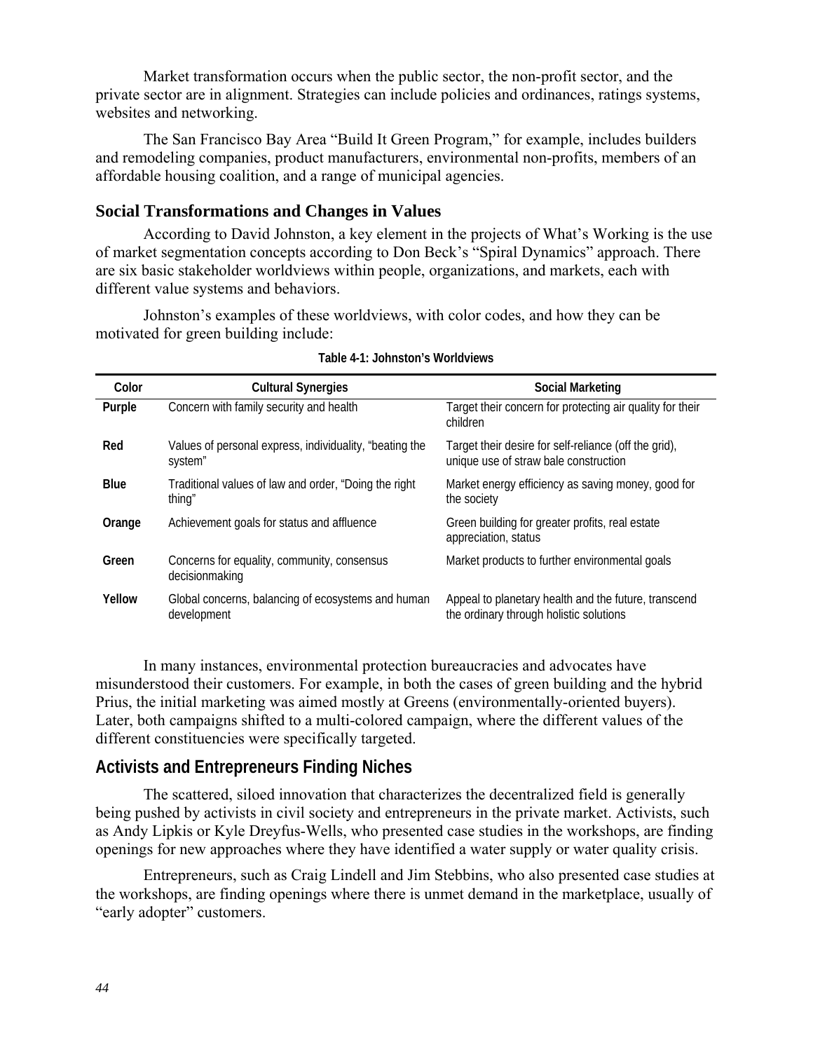Market transformation occurs when the public sector, the non-profit sector, and the private sector are in alignment. Strategies can include policies and ordinances, ratings systems, websites and networking.

The San Francisco Bay Area "Build It Green Program," for example, includes builders and remodeling companies, product manufacturers, environmental non-profits, members of an affordable housing coalition, and a range of municipal agencies.

### Social Transformations and Changes in Values

According to David Johnston, a key element in the projects of What's Working is the use of market segmentation concepts according to Don Beck's "Spiral Dynamics" approach. There are six basic stakeholder worldviews within people, organizations, and markets, each with different value systems and behaviors.

Johnston's examples of these worldviews, with color codes, and how they can be motivated for green building include:

**Table 4-1: Johnston's Worldviews**

| Color | Cultural Synergies | Social Marketing |
|---|---|---|
| **Purple** | Concern with family security and health | Target their concern for protecting air quality for their children |
| **Red** | Values of personal express, individuality, "beating the system" | Target their desire for self-reliance (off the grid), unique use of straw bale construction |
| **Blue** | Traditional values of law and order, "Doing the right thing" | Market energy efficiency as saving money, good for the society |
| **Orange** | Achievement goals for status and affluence | Green building for greater profits, real estate appreciation, status |
| **Green** | Concerns for equality, community, consensus decisionmaking | Market products to further environmental goals |
| **Yellow** | Global concerns, balancing of ecosystems and human development | Appeal to planetary health and the future, transcend the ordinary through holistic solutions |

In many instances, environmental protection bureaucracies and advocates have misunderstood their customers. For example, in both the cases of green building and the hybrid Prius, the initial marketing was aimed mostly at Greens (environmentally-oriented buyers). Later, both campaigns shifted to a multi-colored campaign, where the different values of the different constituencies were specifically targeted.

## Activists and Entrepreneurs Finding Niches

The scattered, siloed innovation that characterizes the decentralized field is generally being pushed by activists in civil society and entrepreneurs in the private market. Activists, such as Andy Lipkis or Kyle Dreyfus-Wells, who presented case studies in the workshops, are finding openings for new approaches where they have identified a water supply or water quality crisis.

Entrepreneurs, such as Craig Lindell and Jim Stebbins, who also presented case studies at the workshops, are finding openings where there is unmet demand in the marketplace, usually of "early adopter" customers.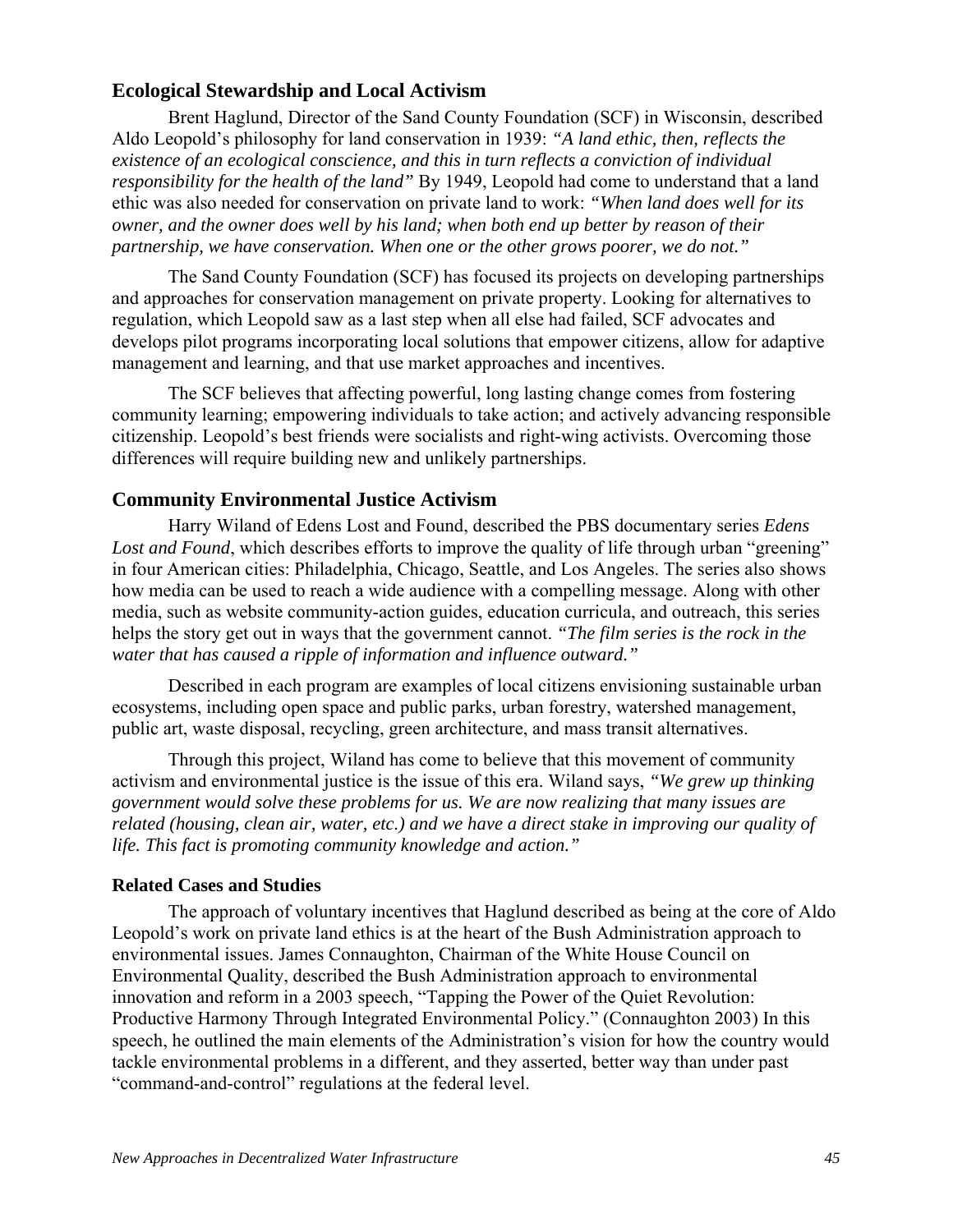## Ecological Stewardship and Local Activism

Brent Haglund, Director of the Sand County Foundation (SCF) in Wisconsin, described Aldo Leopold's philosophy for land conservation in 1939: *"A land ethic, then, reflects the existence of an ecological conscience, and this in turn reflects a conviction of individual responsibility for the health of the land"* By 1949, Leopold had come to understand that a land ethic was also needed for conservation on private land to work: *"When land does well for its owner, and the owner does well by his land; when both end up better by reason of their partnership, we have conservation. When one or the other grows poorer, we do not."*

The Sand County Foundation (SCF) has focused its projects on developing partnerships and approaches for conservation management on private property. Looking for alternatives to regulation, which Leopold saw as a last step when all else had failed, SCF advocates and develops pilot programs incorporating local solutions that empower citizens, allow for adaptive management and learning, and that use market approaches and incentives.

The SCF believes that affecting powerful, long lasting change comes from fostering community learning; empowering individuals to take action; and actively advancing responsible citizenship. Leopold's best friends were socialists and right-wing activists. Overcoming those differences will require building new and unlikely partnerships.

## Community Environmental Justice Activism

Harry Wiland of Edens Lost and Found, described the PBS documentary series *Edens Lost and Found*, which describes efforts to improve the quality of life through urban "greening" in four American cities: Philadelphia, Chicago, Seattle, and Los Angeles. The series also shows how media can be used to reach a wide audience with a compelling message. Along with other media, such as website community-action guides, education curricula, and outreach, this series helps the story get out in ways that the government cannot. *"The film series is the rock in the water that has caused a ripple of information and influence outward."*

Described in each program are examples of local citizens envisioning sustainable urban ecosystems, including open space and public parks, urban forestry, watershed management, public art, waste disposal, recycling, green architecture, and mass transit alternatives.

Through this project, Wiland has come to believe that this movement of community activism and environmental justice is the issue of this era. Wiland says, *"We grew up thinking government would solve these problems for us. We are now realizing that many issues are related (housing, clean air, water, etc.) and we have a direct stake in improving our quality of life. This fact is promoting community knowledge and action."*

### Related Cases and Studies

The approach of voluntary incentives that Haglund described as being at the core of Aldo Leopold's work on private land ethics is at the heart of the Bush Administration approach to environmental issues. James Connaughton, Chairman of the White House Council on Environmental Quality, described the Bush Administration approach to environmental innovation and reform in a 2003 speech, "Tapping the Power of the Quiet Revolution: Productive Harmony Through Integrated Environmental Policy." (Connaughton 2003) In this speech, he outlined the main elements of the Administration's vision for how the country would tackle environmental problems in a different, and they asserted, better way than under past "command-and-control" regulations at the federal level.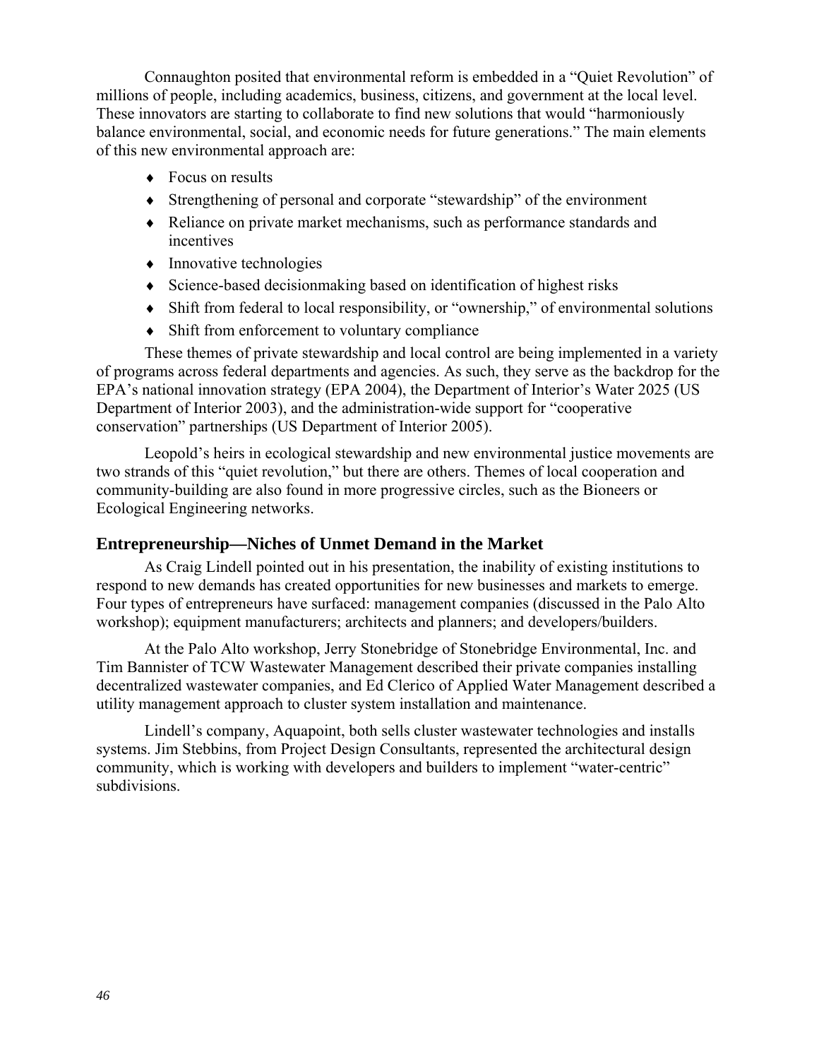Connaughton posited that environmental reform is embedded in a "Quiet Revolution" of millions of people, including academics, business, citizens, and government at the local level. These innovators are starting to collaborate to find new solutions that would "harmoniously balance environmental, social, and economic needs for future generations." The main elements of this new environmental approach are:

- Focus on results
- Strengthening of personal and corporate "stewardship" of the environment
- Reliance on private market mechanisms, such as performance standards and incentives
- Innovative technologies
- Science-based decisionmaking based on identification of highest risks
- Shift from federal to local responsibility, or "ownership," of environmental solutions
- Shift from enforcement to voluntary compliance

These themes of private stewardship and local control are being implemented in a variety of programs across federal departments and agencies. As such, they serve as the backdrop for the EPA's national innovation strategy (EPA 2004), the Department of Interior's Water 2025 (US Department of Interior 2003), and the administration-wide support for "cooperative conservation" partnerships (US Department of Interior 2005).

Leopold's heirs in ecological stewardship and new environmental justice movements are two strands of this "quiet revolution," but there are others. Themes of local cooperation and community-building are also found in more progressive circles, such as the Bioneers or Ecological Engineering networks.

## Entrepreneurship—Niches of Unmet Demand in the Market

As Craig Lindell pointed out in his presentation, the inability of existing institutions to respond to new demands has created opportunities for new businesses and markets to emerge. Four types of entrepreneurs have surfaced: management companies (discussed in the Palo Alto workshop); equipment manufacturers; architects and planners; and developers/builders.

At the Palo Alto workshop, Jerry Stonebridge of Stonebridge Environmental, Inc. and Tim Bannister of TCW Wastewater Management described their private companies installing decentralized wastewater companies, and Ed Clerico of Applied Water Management described a utility management approach to cluster system installation and maintenance.

Lindell's company, Aquapoint, both sells cluster wastewater technologies and installs systems. Jim Stebbins, from Project Design Consultants, represented the architectural design community, which is working with developers and builders to implement "water-centric" subdivisions.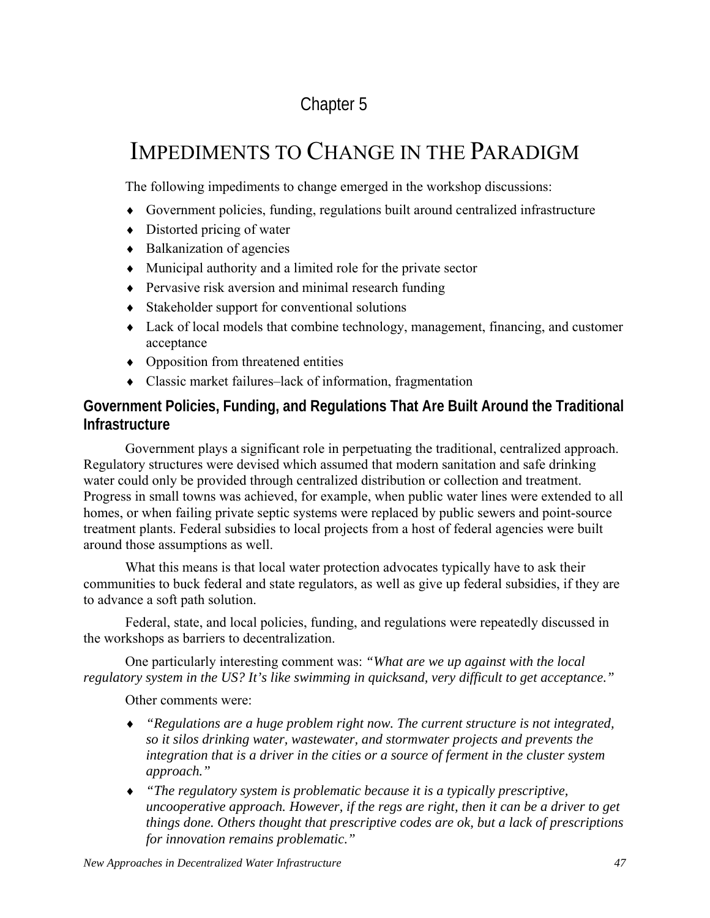Chapter 5

# IMPEDIMENTS TO CHANGE IN THE PARADIGM

The following impediments to change emerged in the workshop discussions:

- Government policies, funding, regulations built around centralized infrastructure
- Distorted pricing of water
- Balkanization of agencies
- Municipal authority and a limited role for the private sector
- Pervasive risk aversion and minimal research funding
- Stakeholder support for conventional solutions
- Lack of local models that combine technology, management, financing, and customer acceptance
- Opposition from threatened entities
- Classic market failures–lack of information, fragmentation

## Government Policies, Funding, and Regulations That Are Built Around the Traditional Infrastructure

Government plays a significant role in perpetuating the traditional, centralized approach. Regulatory structures were devised which assumed that modern sanitation and safe drinking water could only be provided through centralized distribution or collection and treatment. Progress in small towns was achieved, for example, when public water lines were extended to all homes, or when failing private septic systems were replaced by public sewers and point-source treatment plants. Federal subsidies to local projects from a host of federal agencies were built around those assumptions as well.

What this means is that local water protection advocates typically have to ask their communities to buck federal and state regulators, as well as give up federal subsidies, if they are to advance a soft path solution.

Federal, state, and local policies, funding, and regulations were repeatedly discussed in the workshops as barriers to decentralization.

One particularly interesting comment was: *"What are we up against with the local regulatory system in the US? It's like swimming in quicksand, very difficult to get acceptance."*

Other comments were:

- *"Regulations are a huge problem right now. The current structure is not integrated, so it silos drinking water, wastewater, and stormwater projects and prevents the integration that is a driver in the cities or a source of ferment in the cluster system approach."*
- *"The regulatory system is problematic because it is a typically prescriptive, uncooperative approach. However, if the regs are right, then it can be a driver to get things done. Others thought that prescriptive codes are ok, but a lack of prescriptions for innovation remains problematic."*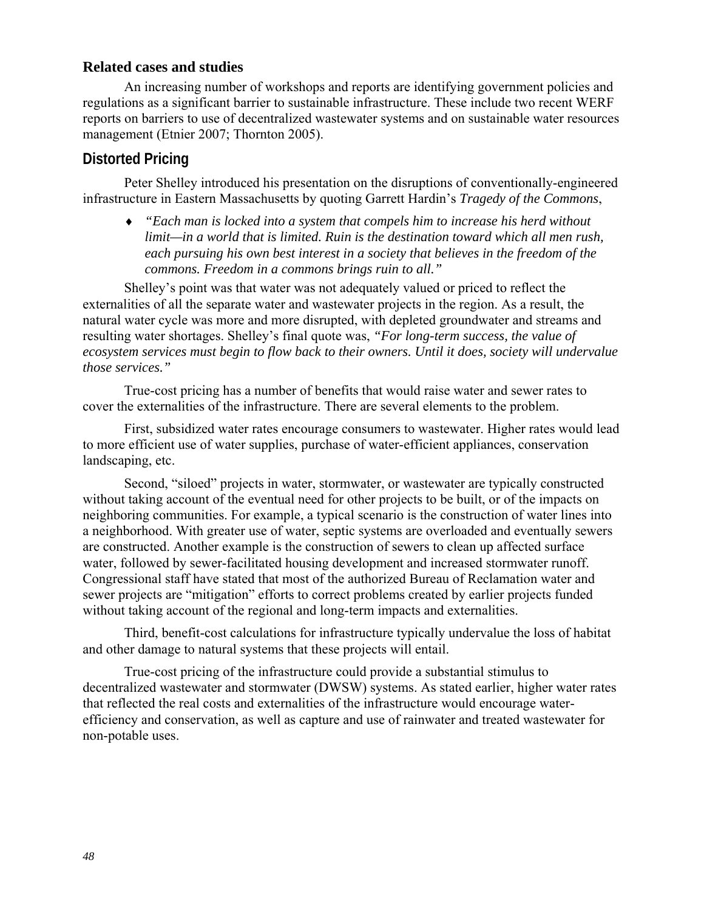### Related cases and studies

An increasing number of workshops and reports are identifying government policies and regulations as a significant barrier to sustainable infrastructure. These include two recent WERF reports on barriers to use of decentralized wastewater systems and on sustainable water resources management (Etnier 2007; Thornton 2005).

## Distorted Pricing

Peter Shelley introduced his presentation on the disruptions of conventionally-engineered infrastructure in Eastern Massachusetts by quoting Garrett Hardin's *Tragedy of the Commons*,

- *"Each man is locked into a system that compels him to increase his herd without limit—in a world that is limited. Ruin is the destination toward which all men rush, each pursuing his own best interest in a society that believes in the freedom of the commons. Freedom in a commons brings ruin to all."*

Shelley's point was that water was not adequately valued or priced to reflect the externalities of all the separate water and wastewater projects in the region. As a result, the natural water cycle was more and more disrupted, with depleted groundwater and streams and resulting water shortages. Shelley's final quote was, *"For long-term success, the value of ecosystem services must begin to flow back to their owners. Until it does, society will undervalue those services."*

True-cost pricing has a number of benefits that would raise water and sewer rates to cover the externalities of the infrastructure. There are several elements to the problem.

First, subsidized water rates encourage consumers to wastewater. Higher rates would lead to more efficient use of water supplies, purchase of water-efficient appliances, conservation landscaping, etc.

Second, "siloed" projects in water, stormwater, or wastewater are typically constructed without taking account of the eventual need for other projects to be built, or of the impacts on neighboring communities. For example, a typical scenario is the construction of water lines into a neighborhood. With greater use of water, septic systems are overloaded and eventually sewers are constructed. Another example is the construction of sewers to clean up affected surface water, followed by sewer-facilitated housing development and increased stormwater runoff. Congressional staff have stated that most of the authorized Bureau of Reclamation water and sewer projects are "mitigation" efforts to correct problems created by earlier projects funded without taking account of the regional and long-term impacts and externalities.

Third, benefit-cost calculations for infrastructure typically undervalue the loss of habitat and other damage to natural systems that these projects will entail.

True-cost pricing of the infrastructure could provide a substantial stimulus to decentralized wastewater and stormwater (DWSW) systems. As stated earlier, higher water rates that reflected the real costs and externalities of the infrastructure would encourage water-efficiency and conservation, as well as capture and use of rainwater and treated wastewater for non-potable uses.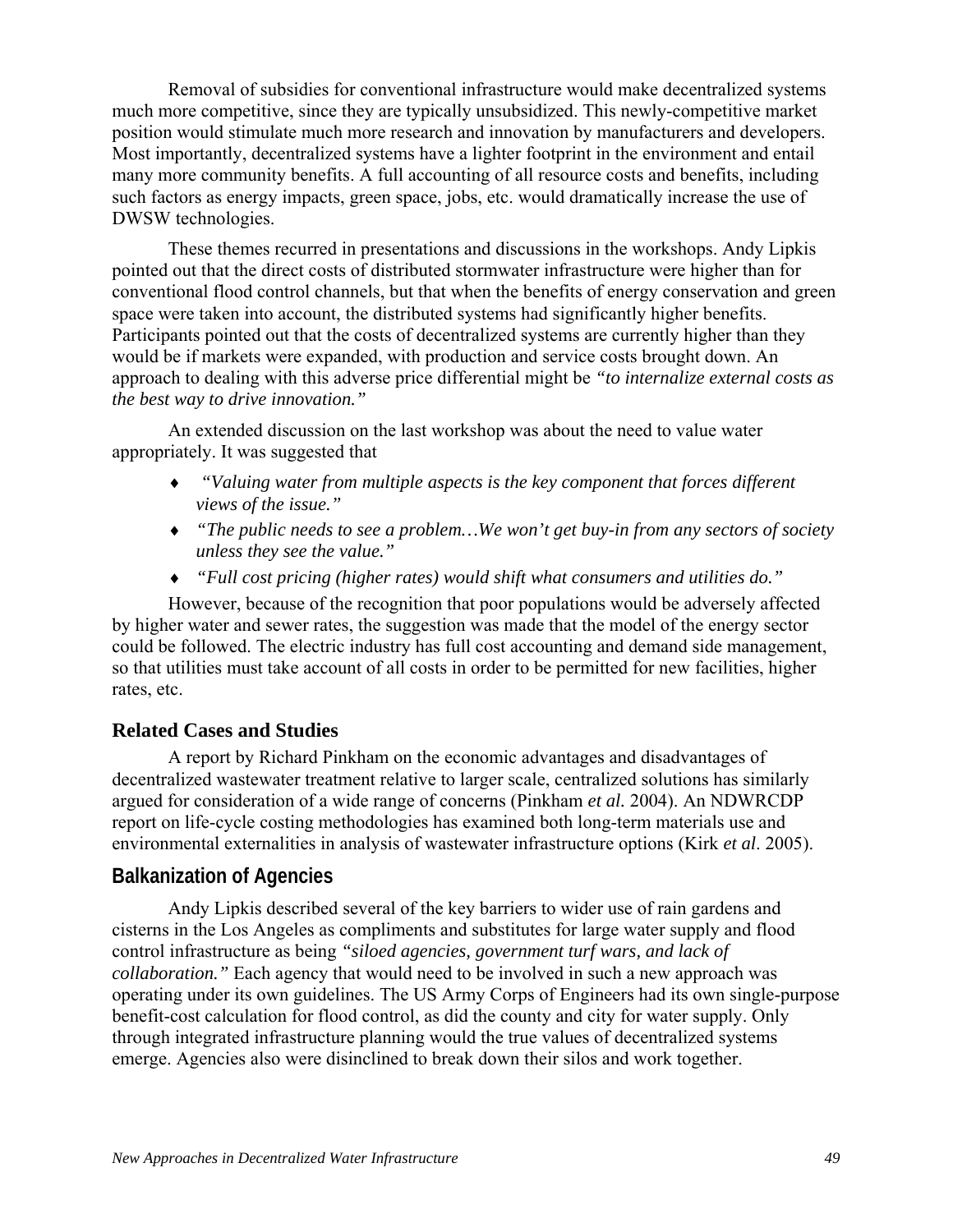Removal of subsidies for conventional infrastructure would make decentralized systems much more competitive, since they are typically unsubsidized. This newly-competitive market position would stimulate much more research and innovation by manufacturers and developers. Most importantly, decentralized systems have a lighter footprint in the environment and entail many more community benefits. A full accounting of all resource costs and benefits, including such factors as energy impacts, green space, jobs, etc. would dramatically increase the use of DWSW technologies.

These themes recurred in presentations and discussions in the workshops. Andy Lipkis pointed out that the direct costs of distributed stormwater infrastructure were higher than for conventional flood control channels, but that when the benefits of energy conservation and green space were taken into account, the distributed systems had significantly higher benefits. Participants pointed out that the costs of decentralized systems are currently higher than they would be if markets were expanded, with production and service costs brought down. An approach to dealing with this adverse price differential might be *"to internalize external costs as the best way to drive innovation."*

An extended discussion on the last workshop was about the need to value water appropriately. It was suggested that

- *"Valuing water from multiple aspects is the key component that forces different views of the issue."*
- *"The public needs to see a problem…We won't get buy-in from any sectors of society unless they see the value."*
- *"Full cost pricing (higher rates) would shift what consumers and utilities do."*

However, because of the recognition that poor populations would be adversely affected by higher water and sewer rates, the suggestion was made that the model of the energy sector could be followed. The electric industry has full cost accounting and demand side management, so that utilities must take account of all costs in order to be permitted for new facilities, higher rates, etc.

### Related Cases and Studies

A report by Richard Pinkham on the economic advantages and disadvantages of decentralized wastewater treatment relative to larger scale, centralized solutions has similarly argued for consideration of a wide range of concerns (Pinkham *et al.* 2004). An NDWRCDP report on life-cycle costing methodologies has examined both long-term materials use and environmental externalities in analysis of wastewater infrastructure options (Kirk *et al*. 2005).

## Balkanization of Agencies

Andy Lipkis described several of the key barriers to wider use of rain gardens and cisterns in the Los Angeles as compliments and substitutes for large water supply and flood control infrastructure as being *"siloed agencies, government turf wars, and lack of collaboration."* Each agency that would need to be involved in such a new approach was operating under its own guidelines. The US Army Corps of Engineers had its own single-purpose benefit-cost calculation for flood control, as did the county and city for water supply. Only through integrated infrastructure planning would the true values of decentralized systems emerge. Agencies also were disinclined to break down their silos and work together.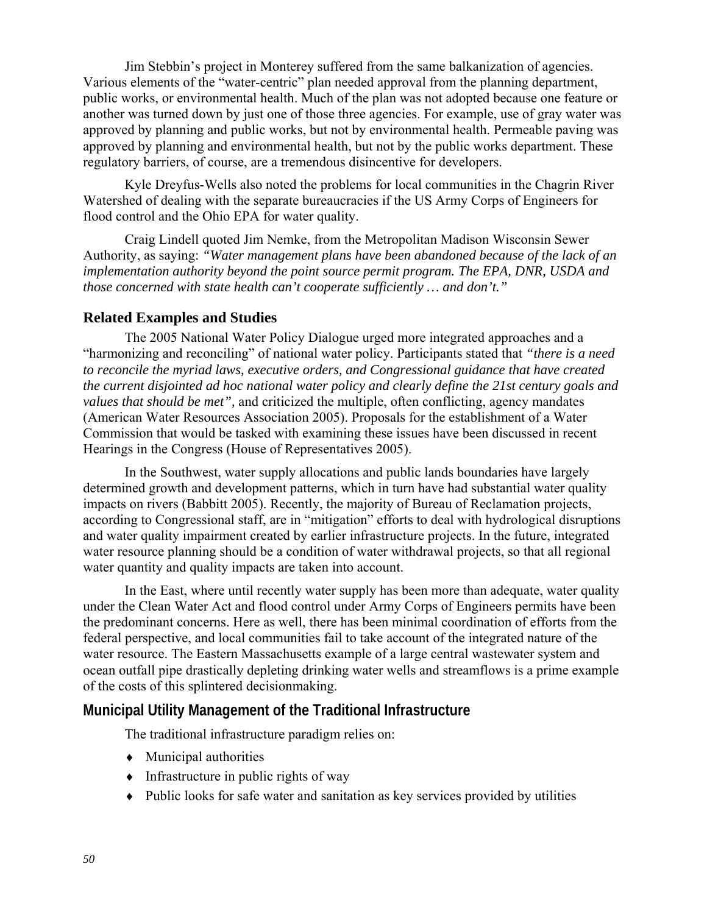Jim Stebbin's project in Monterey suffered from the same balkanization of agencies. Various elements of the "water-centric" plan needed approval from the planning department, public works, or environmental health. Much of the plan was not adopted because one feature or another was turned down by just one of those three agencies. For example, use of gray water was approved by planning and public works, but not by environmental health. Permeable paving was approved by planning and environmental health, but not by the public works department. These regulatory barriers, of course, are a tremendous disincentive for developers.

Kyle Dreyfus-Wells also noted the problems for local communities in the Chagrin River Watershed of dealing with the separate bureaucracies if the US Army Corps of Engineers for flood control and the Ohio EPA for water quality.

Craig Lindell quoted Jim Nemke, from the Metropolitan Madison Wisconsin Sewer Authority, as saying: *"Water management plans have been abandoned because of the lack of an implementation authority beyond the point source permit program. The EPA, DNR, USDA and those concerned with state health can't cooperate sufficiently … and don't."*

### Related Examples and Studies

The 2005 National Water Policy Dialogue urged more integrated approaches and a "harmonizing and reconciling" of national water policy. Participants stated that *"there is a need to reconcile the myriad laws, executive orders, and Congressional guidance that have created the current disjointed ad hoc national water policy and clearly define the 21st century goals and values that should be met",* and criticized the multiple, often conflicting, agency mandates (American Water Resources Association 2005). Proposals for the establishment of a Water Commission that would be tasked with examining these issues have been discussed in recent Hearings in the Congress (House of Representatives 2005).

In the Southwest, water supply allocations and public lands boundaries have largely determined growth and development patterns, which in turn have had substantial water quality impacts on rivers (Babbitt 2005). Recently, the majority of Bureau of Reclamation projects, according to Congressional staff, are in "mitigation" efforts to deal with hydrological disruptions and water quality impairment created by earlier infrastructure projects. In the future, integrated water resource planning should be a condition of water withdrawal projects, so that all regional water quantity and quality impacts are taken into account.

In the East, where until recently water supply has been more than adequate, water quality under the Clean Water Act and flood control under Army Corps of Engineers permits have been the predominant concerns. Here as well, there has been minimal coordination of efforts from the federal perspective, and local communities fail to take account of the integrated nature of the water resource. The Eastern Massachusetts example of a large central wastewater system and ocean outfall pipe drastically depleting drinking water wells and streamflows is a prime example of the costs of this splintered decisionmaking.

### Municipal Utility Management of the Traditional Infrastructure

The traditional infrastructure paradigm relies on:

- Municipal authorities
- Infrastructure in public rights of way
- Public looks for safe water and sanitation as key services provided by utilities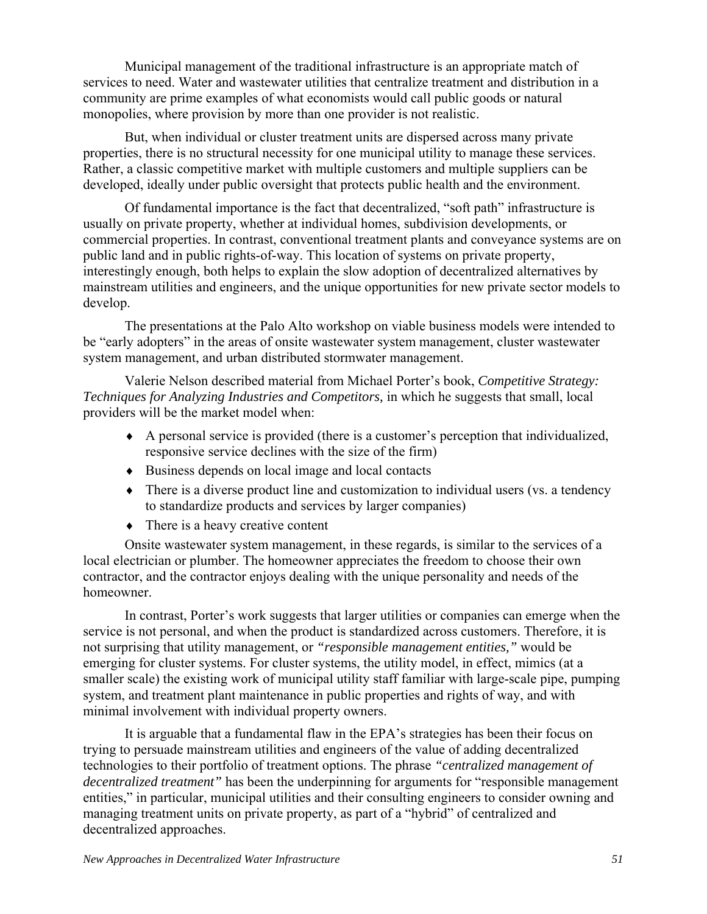Municipal management of the traditional infrastructure is an appropriate match of services to need. Water and wastewater utilities that centralize treatment and distribution in a community are prime examples of what economists would call public goods or natural monopolies, where provision by more than one provider is not realistic.

But, when individual or cluster treatment units are dispersed across many private properties, there is no structural necessity for one municipal utility to manage these services. Rather, a classic competitive market with multiple customers and multiple suppliers can be developed, ideally under public oversight that protects public health and the environment.

Of fundamental importance is the fact that decentralized, "soft path" infrastructure is usually on private property, whether at individual homes, subdivision developments, or commercial properties. In contrast, conventional treatment plants and conveyance systems are on public land and in public rights-of-way. This location of systems on private property, interestingly enough, both helps to explain the slow adoption of decentralized alternatives by mainstream utilities and engineers, and the unique opportunities for new private sector models to develop.

The presentations at the Palo Alto workshop on viable business models were intended to be "early adopters" in the areas of onsite wastewater system management, cluster wastewater system management, and urban distributed stormwater management.

Valerie Nelson described material from Michael Porter's book, *Competitive Strategy: Techniques for Analyzing Industries and Competitors,* in which he suggests that small, local providers will be the market model when:

- A personal service is provided (there is a customer's perception that individualized, responsive service declines with the size of the firm)
- Business depends on local image and local contacts
- There is a diverse product line and customization to individual users (vs. a tendency to standardize products and services by larger companies)
- There is a heavy creative content

Onsite wastewater system management, in these regards, is similar to the services of a local electrician or plumber. The homeowner appreciates the freedom to choose their own contractor, and the contractor enjoys dealing with the unique personality and needs of the homeowner.

In contrast, Porter's work suggests that larger utilities or companies can emerge when the service is not personal, and when the product is standardized across customers. Therefore, it is not surprising that utility management, or *"responsible management entities,"* would be emerging for cluster systems. For cluster systems, the utility model, in effect, mimics (at a smaller scale) the existing work of municipal utility staff familiar with large-scale pipe, pumping system, and treatment plant maintenance in public properties and rights of way, and with minimal involvement with individual property owners.

It is arguable that a fundamental flaw in the EPA's strategies has been their focus on trying to persuade mainstream utilities and engineers of the value of adding decentralized technologies to their portfolio of treatment options. The phrase *"centralized management of decentralized treatment"* has been the underpinning for arguments for "responsible management entities," in particular, municipal utilities and their consulting engineers to consider owning and managing treatment units on private property, as part of a "hybrid" of centralized and decentralized approaches.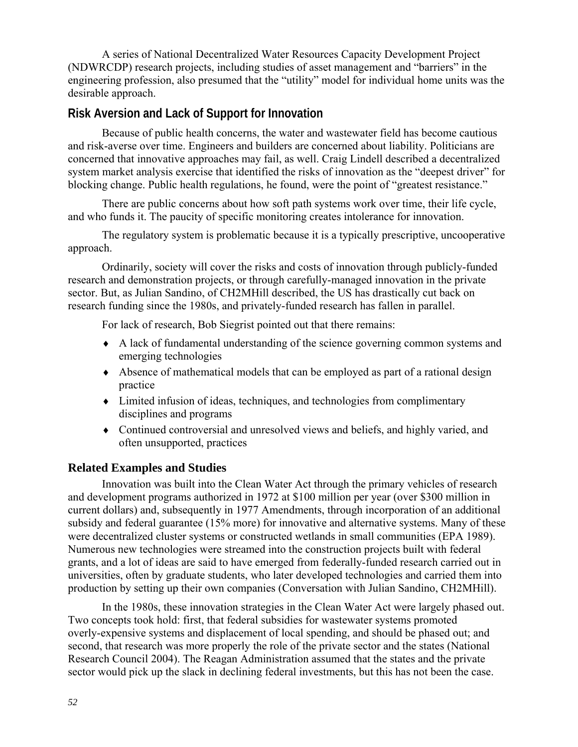A series of National Decentralized Water Resources Capacity Development Project (NDWRCDP) research projects, including studies of asset management and "barriers" in the engineering profession, also presumed that the "utility" model for individual home units was the desirable approach.

## Risk Aversion and Lack of Support for Innovation

Because of public health concerns, the water and wastewater field has become cautious and risk-averse over time. Engineers and builders are concerned about liability. Politicians are concerned that innovative approaches may fail, as well. Craig Lindell described a decentralized system market analysis exercise that identified the risks of innovation as the "deepest driver" for blocking change. Public health regulations, he found, were the point of "greatest resistance."

There are public concerns about how soft path systems work over time, their life cycle, and who funds it. The paucity of specific monitoring creates intolerance for innovation.

The regulatory system is problematic because it is a typically prescriptive, uncooperative approach.

Ordinarily, society will cover the risks and costs of innovation through publicly-funded research and demonstration projects, or through carefully-managed innovation in the private sector. But, as Julian Sandino, of CH2MHill described, the US has drastically cut back on research funding since the 1980s, and privately-funded research has fallen in parallel.

For lack of research, Bob Siegrist pointed out that there remains:

- A lack of fundamental understanding of the science governing common systems and emerging technologies
- Absence of mathematical models that can be employed as part of a rational design practice
- Limited infusion of ideas, techniques, and technologies from complimentary disciplines and programs
- Continued controversial and unresolved views and beliefs, and highly varied, and often unsupported, practices

## Related Examples and Studies

Innovation was built into the Clean Water Act through the primary vehicles of research and development programs authorized in 1972 at $100 million per year (over $300 million in current dollars) and, subsequently in 1977 Amendments, through incorporation of an additional subsidy and federal guarantee (15% more) for innovative and alternative systems. Many of these were decentralized cluster systems or constructed wetlands in small communities (EPA 1989). Numerous new technologies were streamed into the construction projects built with federal grants, and a lot of ideas are said to have emerged from federally-funded research carried out in universities, often by graduate students, who later developed technologies and carried them into production by setting up their own companies (Conversation with Julian Sandino, CH2MHill).

In the 1980s, these innovation strategies in the Clean Water Act were largely phased out. Two concepts took hold: first, that federal subsidies for wastewater systems promoted overly-expensive systems and displacement of local spending, and should be phased out; and second, that research was more properly the role of the private sector and the states (National Research Council 2004). The Reagan Administration assumed that the states and the private sector would pick up the slack in declining federal investments, but this has not been the case.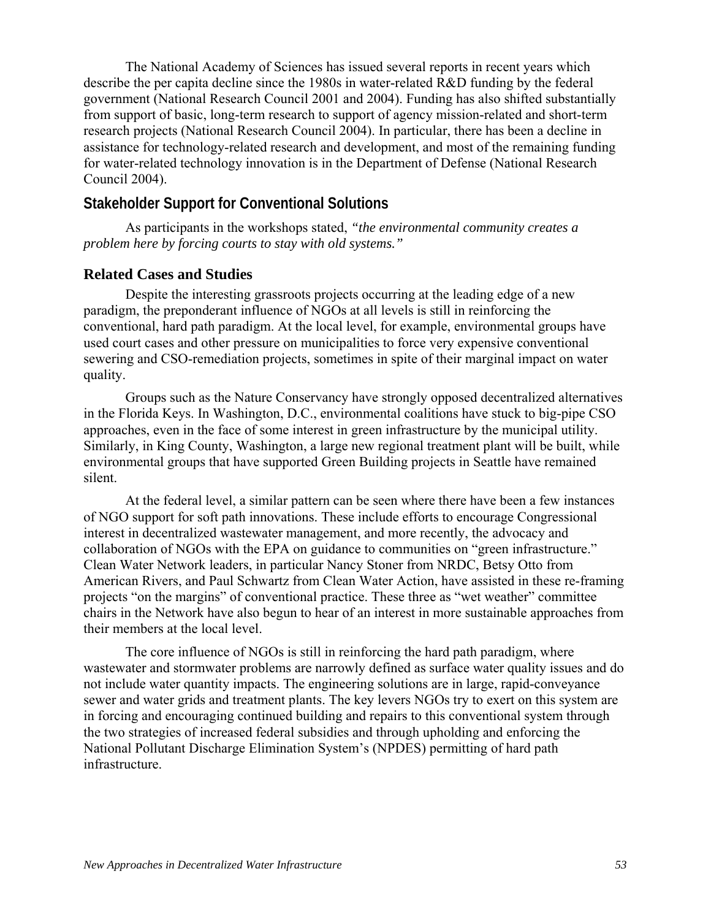The National Academy of Sciences has issued several reports in recent years which describe the per capita decline since the 1980s in water-related R&D funding by the federal government (National Research Council 2001 and 2004). Funding has also shifted substantially from support of basic, long-term research to support of agency mission-related and short-term research projects (National Research Council 2004). In particular, there has been a decline in assistance for technology-related research and development, and most of the remaining funding for water-related technology innovation is in the Department of Defense (National Research Council 2004).

## Stakeholder Support for Conventional Solutions

As participants in the workshops stated, *"the environmental community creates a problem here by forcing courts to stay with old systems."*

### Related Cases and Studies

Despite the interesting grassroots projects occurring at the leading edge of a new paradigm, the preponderant influence of NGOs at all levels is still in reinforcing the conventional, hard path paradigm. At the local level, for example, environmental groups have used court cases and other pressure on municipalities to force very expensive conventional sewering and CSO-remediation projects, sometimes in spite of their marginal impact on water quality.

Groups such as the Nature Conservancy have strongly opposed decentralized alternatives in the Florida Keys. In Washington, D.C., environmental coalitions have stuck to big-pipe CSO approaches, even in the face of some interest in green infrastructure by the municipal utility. Similarly, in King County, Washington, a large new regional treatment plant will be built, while environmental groups that have supported Green Building projects in Seattle have remained silent.

At the federal level, a similar pattern can be seen where there have been a few instances of NGO support for soft path innovations. These include efforts to encourage Congressional interest in decentralized wastewater management, and more recently, the advocacy and collaboration of NGOs with the EPA on guidance to communities on "green infrastructure." Clean Water Network leaders, in particular Nancy Stoner from NRDC, Betsy Otto from American Rivers, and Paul Schwartz from Clean Water Action, have assisted in these re-framing projects "on the margins" of conventional practice. These three as "wet weather" committee chairs in the Network have also begun to hear of an interest in more sustainable approaches from their members at the local level.

The core influence of NGOs is still in reinforcing the hard path paradigm, where wastewater and stormwater problems are narrowly defined as surface water quality issues and do not include water quantity impacts. The engineering solutions are in large, rapid-conveyance sewer and water grids and treatment plants. The key levers NGOs try to exert on this system are in forcing and encouraging continued building and repairs to this conventional system through the two strategies of increased federal subsidies and through upholding and enforcing the National Pollutant Discharge Elimination System's (NPDES) permitting of hard path infrastructure.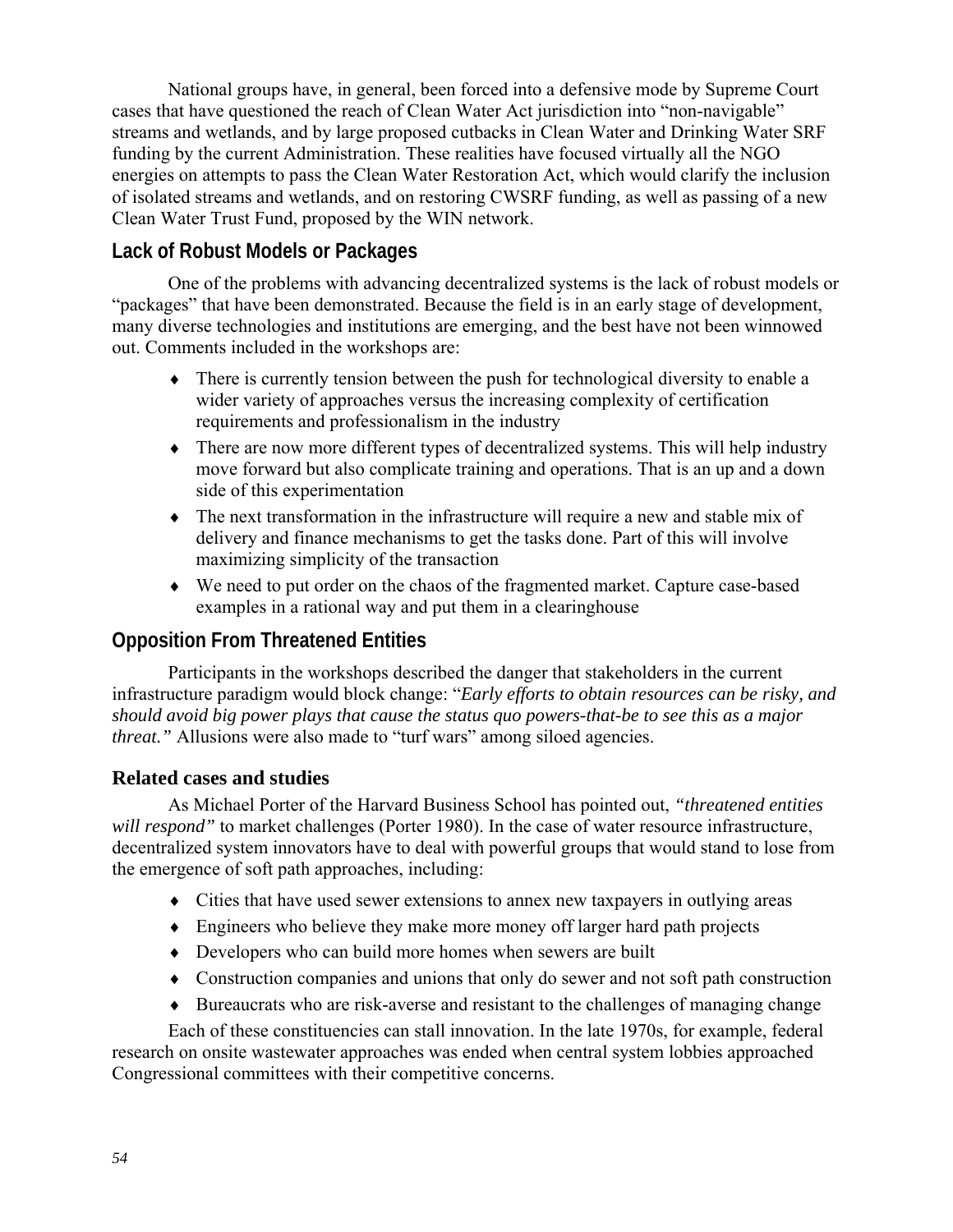National groups have, in general, been forced into a defensive mode by Supreme Court cases that have questioned the reach of Clean Water Act jurisdiction into “non-navigable” streams and wetlands, and by large proposed cutbacks in Clean Water and Drinking Water SRF funding by the current Administration. These realities have focused virtually all the NGO energies on attempts to pass the Clean Water Restoration Act, which would clarify the inclusion of isolated streams and wetlands, and on restoring CWSRF funding, as well as passing of a new Clean Water Trust Fund, proposed by the WIN network.

## Lack of Robust Models or Packages

One of the problems with advancing decentralized systems is the lack of robust models or “packages” that have been demonstrated. Because the field is in an early stage of development, many diverse technologies and institutions are emerging, and the best have not been winnowed out. Comments included in the workshops are:

- There is currently tension between the push for technological diversity to enable a wider variety of approaches versus the increasing complexity of certification requirements and professionalism in the industry
- There are now more different types of decentralized systems. This will help industry move forward but also complicate training and operations. That is an up and a down side of this experimentation
- The next transformation in the infrastructure will require a new and stable mix of delivery and finance mechanisms to get the tasks done. Part of this will involve maximizing simplicity of the transaction
- We need to put order on the chaos of the fragmented market. Capture case-based examples in a rational way and put them in a clearinghouse

## Opposition From Threatened Entities

Participants in the workshops described the danger that stakeholders in the current infrastructure paradigm would block change: “*Early efforts to obtain resources can be risky, and should avoid big power plays that cause the status quo powers-that-be to see this as a major threat.”* Allusions were also made to “turf wars” among siloed agencies.

### Related cases and studies

As Michael Porter of the Harvard Business School has pointed out, *“threatened entities will respond”* to market challenges (Porter 1980). In the case of water resource infrastructure, decentralized system innovators have to deal with powerful groups that would stand to lose from the emergence of soft path approaches, including:

- Cities that have used sewer extensions to annex new taxpayers in outlying areas
- Engineers who believe they make more money off larger hard path projects
- Developers who can build more homes when sewers are built
- Construction companies and unions that only do sewer and not soft path construction
- Bureaucrats who are risk-averse and resistant to the challenges of managing change

Each of these constituencies can stall innovation. In the late 1970s, for example, federal research on onsite wastewater approaches was ended when central system lobbies approached Congressional committees with their competitive concerns.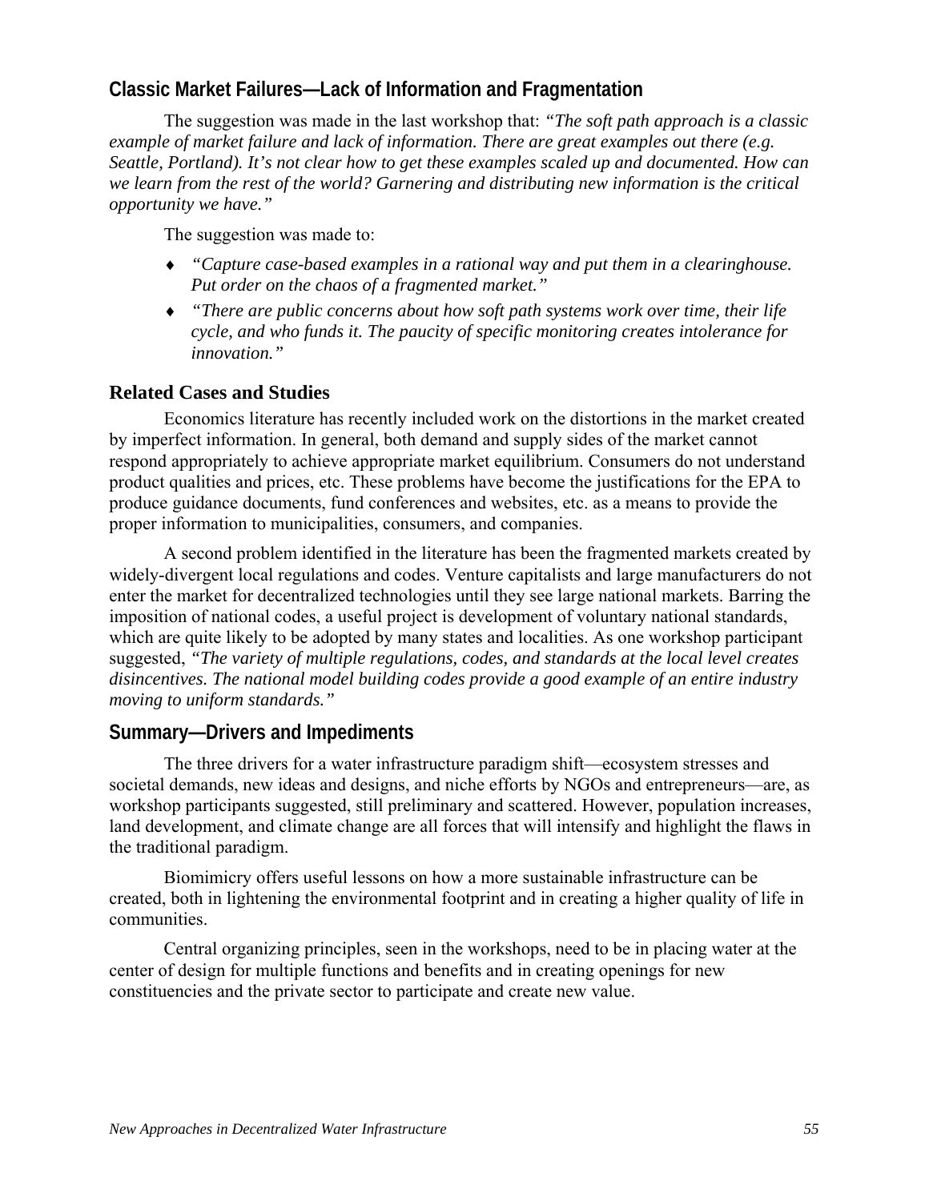## Classic Market Failures—Lack of Information and Fragmentation

The suggestion was made in the last workshop that: *"The soft path approach is a classic example of market failure and lack of information. There are great examples out there (e.g. Seattle, Portland). It's not clear how to get these examples scaled up and documented. How can we learn from the rest of the world? Garnering and distributing new information is the critical opportunity we have."*

The suggestion was made to:

- *"Capture case-based examples in a rational way and put them in a clearinghouse. Put order on the chaos of a fragmented market."*
- *"There are public concerns about how soft path systems work over time, their life cycle, and who funds it. The paucity of specific monitoring creates intolerance for innovation."*

### Related Cases and Studies

Economics literature has recently included work on the distortions in the market created by imperfect information. In general, both demand and supply sides of the market cannot respond appropriately to achieve appropriate market equilibrium. Consumers do not understand product qualities and prices, etc. These problems have become the justifications for the EPA to produce guidance documents, fund conferences and websites, etc. as a means to provide the proper information to municipalities, consumers, and companies.

A second problem identified in the literature has been the fragmented markets created by widely-divergent local regulations and codes. Venture capitalists and large manufacturers do not enter the market for decentralized technologies until they see large national markets. Barring the imposition of national codes, a useful project is development of voluntary national standards, which are quite likely to be adopted by many states and localities. As one workshop participant suggested, *"The variety of multiple regulations, codes, and standards at the local level creates disincentives. The national model building codes provide a good example of an entire industry moving to uniform standards."*

## Summary—Drivers and Impediments

The three drivers for a water infrastructure paradigm shift—ecosystem stresses and societal demands, new ideas and designs, and niche efforts by NGOs and entrepreneurs—are, as workshop participants suggested, still preliminary and scattered. However, population increases, land development, and climate change are all forces that will intensify and highlight the flaws in the traditional paradigm.

Biomimicry offers useful lessons on how a more sustainable infrastructure can be created, both in lightening the environmental footprint and in creating a higher quality of life in communities.

Central organizing principles, seen in the workshops, need to be in placing water at the center of design for multiple functions and benefits and in creating openings for new constituencies and the private sector to participate and create new value.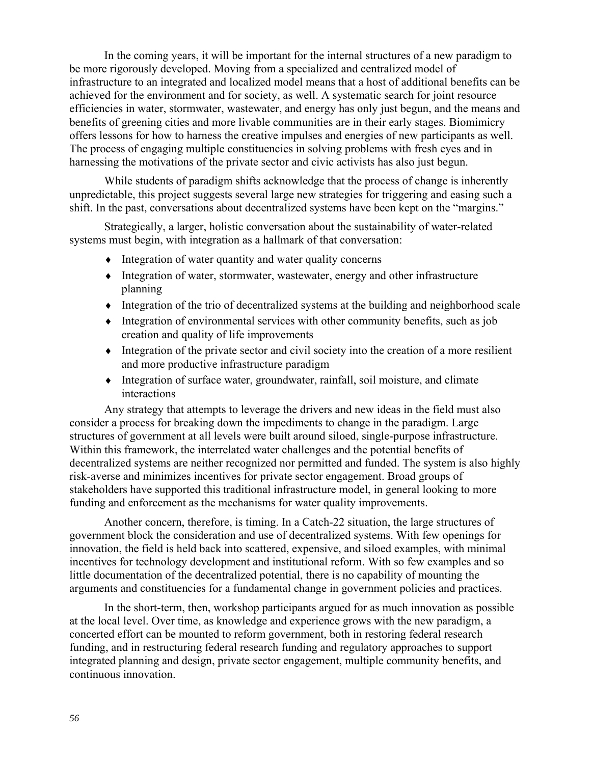In the coming years, it will be important for the internal structures of a new paradigm to be more rigorously developed. Moving from a specialized and centralized model of infrastructure to an integrated and localized model means that a host of additional benefits can be achieved for the environment and for society, as well. A systematic search for joint resource efficiencies in water, stormwater, wastewater, and energy has only just begun, and the means and benefits of greening cities and more livable communities are in their early stages. Biomimicry offers lessons for how to harness the creative impulses and energies of new participants as well. The process of engaging multiple constituencies in solving problems with fresh eyes and in harnessing the motivations of the private sector and civic activists has also just begun.

While students of paradigm shifts acknowledge that the process of change is inherently unpredictable, this project suggests several large new strategies for triggering and easing such a shift. In the past, conversations about decentralized systems have been kept on the "margins."

Strategically, a larger, holistic conversation about the sustainability of water-related systems must begin, with integration as a hallmark of that conversation:

- Integration of water quantity and water quality concerns
- Integration of water, stormwater, wastewater, energy and other infrastructure planning
- Integration of the trio of decentralized systems at the building and neighborhood scale
- Integration of environmental services with other community benefits, such as job creation and quality of life improvements
- Integration of the private sector and civil society into the creation of a more resilient and more productive infrastructure paradigm
- Integration of surface water, groundwater, rainfall, soil moisture, and climate interactions

Any strategy that attempts to leverage the drivers and new ideas in the field must also consider a process for breaking down the impediments to change in the paradigm. Large structures of government at all levels were built around siloed, single-purpose infrastructure. Within this framework, the interrelated water challenges and the potential benefits of decentralized systems are neither recognized nor permitted and funded. The system is also highly risk-averse and minimizes incentives for private sector engagement. Broad groups of stakeholders have supported this traditional infrastructure model, in general looking to more funding and enforcement as the mechanisms for water quality improvements.

Another concern, therefore, is timing. In a Catch-22 situation, the large structures of government block the consideration and use of decentralized systems. With few openings for innovation, the field is held back into scattered, expensive, and siloed examples, with minimal incentives for technology development and institutional reform. With so few examples and so little documentation of the decentralized potential, there is no capability of mounting the arguments and constituencies for a fundamental change in government policies and practices.

In the short-term, then, workshop participants argued for as much innovation as possible at the local level. Over time, as knowledge and experience grows with the new paradigm, a concerted effort can be mounted to reform government, both in restoring federal research funding, and in restructuring federal research funding and regulatory approaches to support integrated planning and design, private sector engagement, multiple community benefits, and continuous innovation.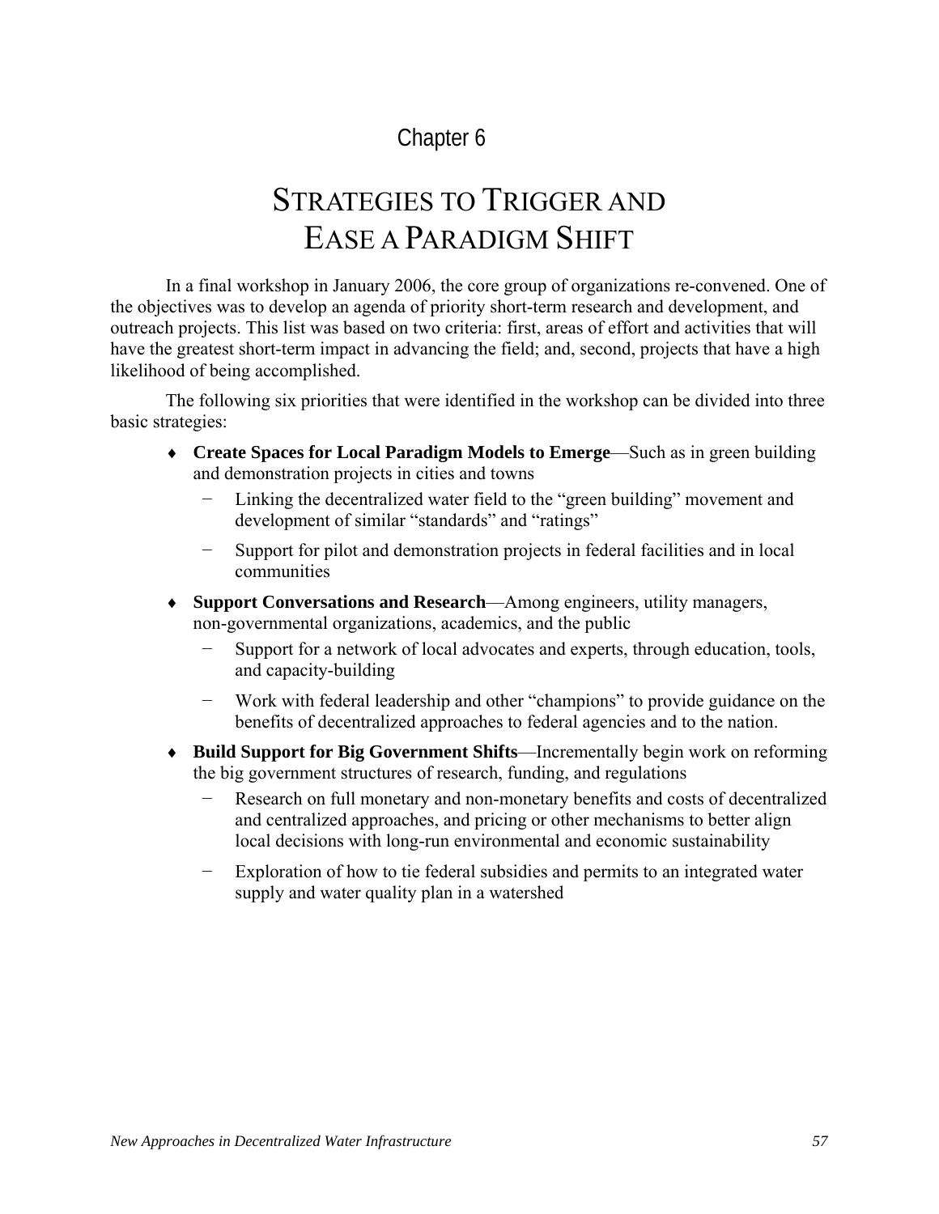# Chapter 6

# STRATEGIES TO TRIGGER AND EASE A PARADIGM SHIFT

In a final workshop in January 2006, the core group of organizations re-convened. One of the objectives was to develop an agenda of priority short-term research and development, and outreach projects. This list was based on two criteria: first, areas of effort and activities that will have the greatest short-term impact in advancing the field; and, second, projects that have a high likelihood of being accomplished.

The following six priorities that were identified in the workshop can be divided into three basic strategies:

- **Create Spaces for Local Paradigm Models to Emerge**—Such as in green building and demonstration projects in cities and towns
  - Linking the decentralized water field to the "green building" movement and development of similar "standards" and "ratings"
  - Support for pilot and demonstration projects in federal facilities and in local communities
- **Support Conversations and Research**—Among engineers, utility managers, non-governmental organizations, academics, and the public
  - Support for a network of local advocates and experts, through education, tools, and capacity-building
  - Work with federal leadership and other "champions" to provide guidance on the benefits of decentralized approaches to federal agencies and to the nation.
- **Build Support for Big Government Shifts**—Incrementally begin work on reforming the big government structures of research, funding, and regulations
  - Research on full monetary and non-monetary benefits and costs of decentralized and centralized approaches, and pricing or other mechanisms to better align local decisions with long-run environmental and economic sustainability
  - Exploration of how to tie federal subsidies and permits to an integrated water supply and water quality plan in a watershed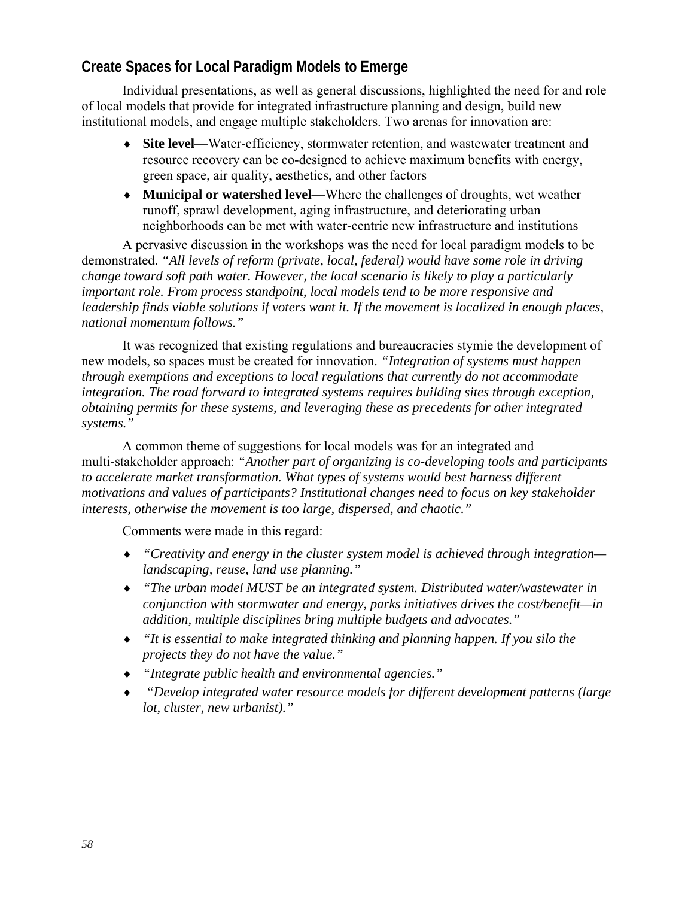## Create Spaces for Local Paradigm Models to Emerge

Individual presentations, as well as general discussions, highlighted the need for and role of local models that provide for integrated infrastructure planning and design, build new institutional models, and engage multiple stakeholders. Two arenas for innovation are:

- **Site level**—Water-efficiency, stormwater retention, and wastewater treatment and resource recovery can be co-designed to achieve maximum benefits with energy, green space, air quality, aesthetics, and other factors
- **Municipal or watershed level**—Where the challenges of droughts, wet weather runoff, sprawl development, aging infrastructure, and deteriorating urban neighborhoods can be met with water-centric new infrastructure and institutions

A pervasive discussion in the workshops was the need for local paradigm models to be demonstrated. *"All levels of reform (private, local, federal) would have some role in driving change toward soft path water. However, the local scenario is likely to play a particularly important role. From process standpoint, local models tend to be more responsive and leadership finds viable solutions if voters want it. If the movement is localized in enough places, national momentum follows."*

It was recognized that existing regulations and bureaucracies stymie the development of new models, so spaces must be created for innovation. *"Integration of systems must happen through exemptions and exceptions to local regulations that currently do not accommodate integration. The road forward to integrated systems requires building sites through exception, obtaining permits for these systems, and leveraging these as precedents for other integrated systems."*

A common theme of suggestions for local models was for an integrated and multi-stakeholder approach: *"Another part of organizing is co-developing tools and participants to accelerate market transformation. What types of systems would best harness different motivations and values of participants? Institutional changes need to focus on key stakeholder interests, otherwise the movement is too large, dispersed, and chaotic."*

Comments were made in this regard:

- *"Creativity and energy in the cluster system model is achieved through integration—landscaping, reuse, land use planning."*
- *"The urban model MUST be an integrated system. Distributed water/wastewater in conjunction with stormwater and energy, parks initiatives drives the cost/benefit—in addition, multiple disciplines bring multiple budgets and advocates."*
- *"It is essential to make integrated thinking and planning happen. If you silo the projects they do not have the value."*
- *"Integrate public health and environmental agencies."*
- *"Develop integrated water resource models for different development patterns (large lot, cluster, new urbanist)."*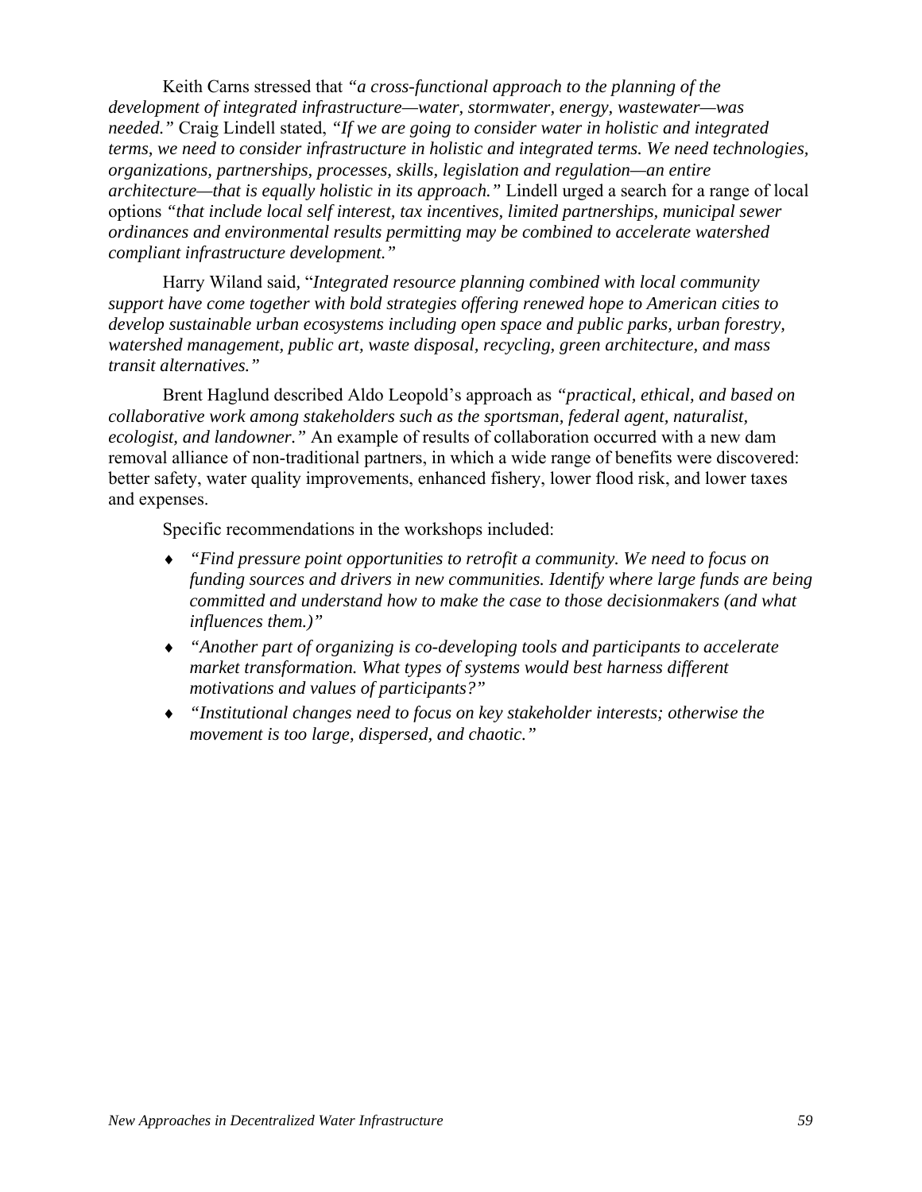Keith Carns stressed that *"a cross-functional approach to the planning of the development of integrated infrastructure—water, stormwater, energy, wastewater—was needed."* Craig Lindell stated, *"If we are going to consider water in holistic and integrated terms, we need to consider infrastructure in holistic and integrated terms. We need technologies, organizations, partnerships, processes, skills, legislation and regulation—an entire architecture—that is equally holistic in its approach."* Lindell urged a search for a range of local options *"that include local self interest, tax incentives, limited partnerships, municipal sewer ordinances and environmental results permitting may be combined to accelerate watershed compliant infrastructure development."*

Harry Wiland said, "*Integrated resource planning combined with local community support have come together with bold strategies offering renewed hope to American cities to develop sustainable urban ecosystems including open space and public parks, urban forestry, watershed management, public art, waste disposal, recycling, green architecture, and mass transit alternatives."*

Brent Haglund described Aldo Leopold's approach as *"practical, ethical, and based on collaborative work among stakeholders such as the sportsman, federal agent, naturalist, ecologist, and landowner."* An example of results of collaboration occurred with a new dam removal alliance of non-traditional partners, in which a wide range of benefits were discovered: better safety, water quality improvements, enhanced fishery, lower flood risk, and lower taxes and expenses.

Specific recommendations in the workshops included:

- *"Find pressure point opportunities to retrofit a community. We need to focus on funding sources and drivers in new communities. Identify where large funds are being committed and understand how to make the case to those decisionmakers (and what influences them.)"*
- *"Another part of organizing is co-developing tools and participants to accelerate market transformation. What types of systems would best harness different motivations and values of participants?"*
- *"Institutional changes need to focus on key stakeholder interests; otherwise the movement is too large, dispersed, and chaotic."*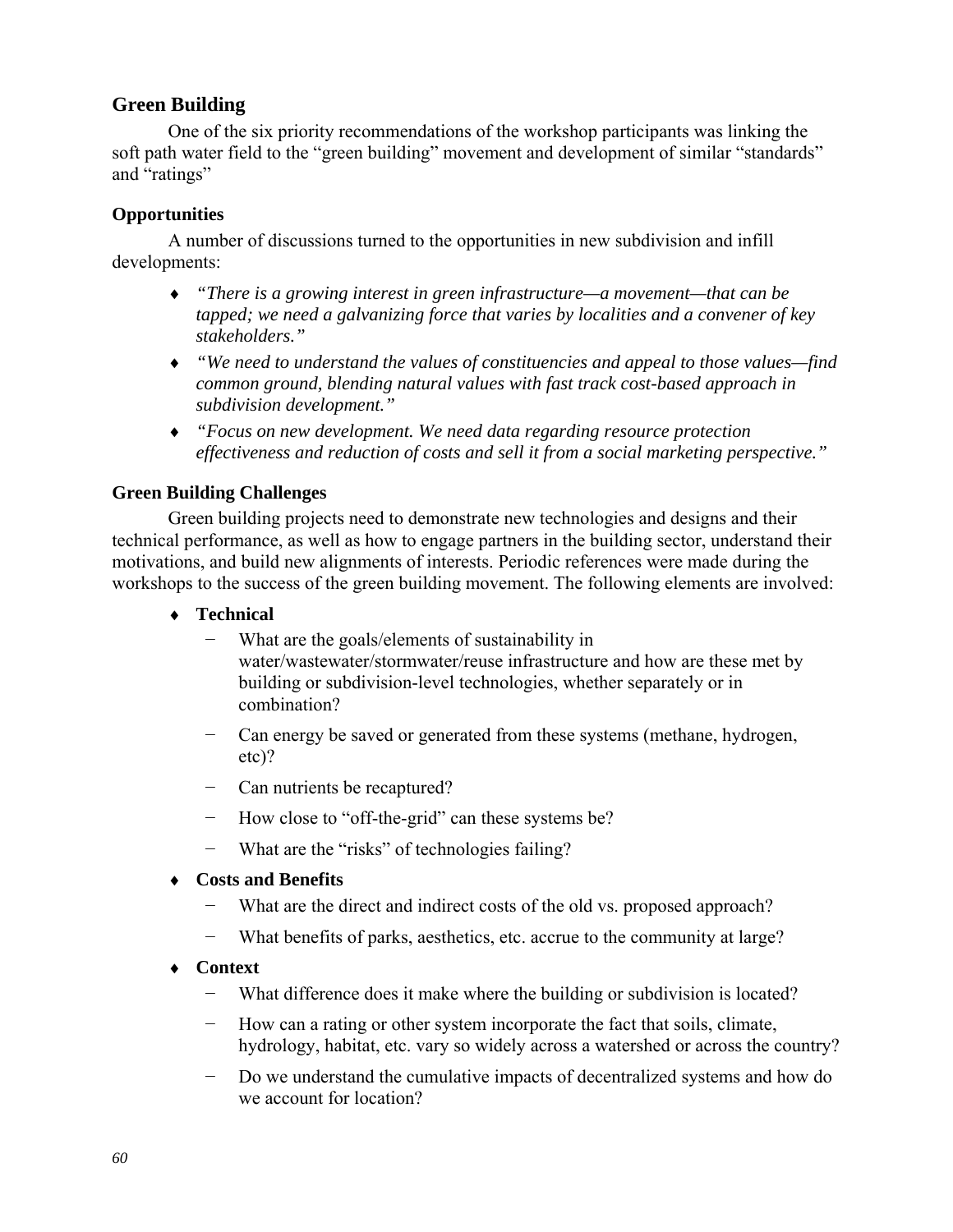## Green Building

One of the six priority recommendations of the workshop participants was linking the soft path water field to the "green building" movement and development of similar "standards" and "ratings"

### Opportunities

A number of discussions turned to the opportunities in new subdivision and infill developments:

- *"There is a growing interest in green infrastructure—a movement—that can be tapped; we need a galvanizing force that varies by localities and a convener of key stakeholders."*
- *"We need to understand the values of constituencies and appeal to those values—find common ground, blending natural values with fast track cost-based approach in subdivision development."*
- *"Focus on new development. We need data regarding resource protection effectiveness and reduction of costs and sell it from a social marketing perspective."*

### Green Building Challenges

Green building projects need to demonstrate new technologies and designs and their technical performance, as well as how to engage partners in the building sector, understand their motivations, and build new alignments of interests. Periodic references were made during the workshops to the success of the green building movement. The following elements are involved:

- **Technical**
  - What are the goals/elements of sustainability in water/wastewater/stormwater/reuse infrastructure and how are these met by building or subdivision-level technologies, whether separately or in combination?
  - Can energy be saved or generated from these systems (methane, hydrogen, etc)?
  - Can nutrients be recaptured?
  - How close to "off-the-grid" can these systems be?
  - What are the "risks" of technologies failing?
- **Costs and Benefits**
  - What are the direct and indirect costs of the old vs. proposed approach?
  - What benefits of parks, aesthetics, etc. accrue to the community at large?
- **Context**
  - What difference does it make where the building or subdivision is located?
  - How can a rating or other system incorporate the fact that soils, climate, hydrology, habitat, etc. vary so widely across a watershed or across the country?
  - Do we understand the cumulative impacts of decentralized systems and how do we account for location?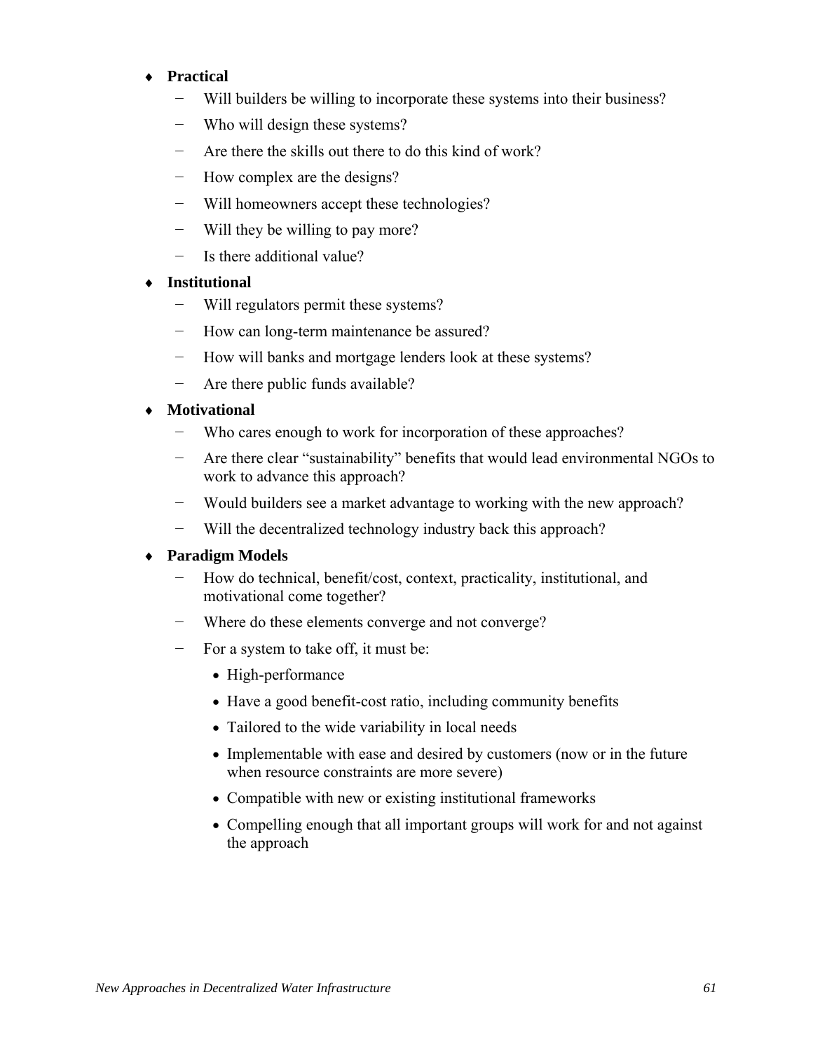- **Practical**
  - Will builders be willing to incorporate these systems into their business?
  - Who will design these systems?
  - Are there the skills out there to do this kind of work?
  - How complex are the designs?
  - Will homeowners accept these technologies?
  - Will they be willing to pay more?
  - Is there additional value?
- **Institutional**
  - Will regulators permit these systems?
  - How can long-term maintenance be assured?
  - How will banks and mortgage lenders look at these systems?
  - Are there public funds available?
- **Motivational**
  - Who cares enough to work for incorporation of these approaches?
  - Are there clear “sustainability” benefits that would lead environmental NGOs to work to advance this approach?
  - Would builders see a market advantage to working with the new approach?
  - Will the decentralized technology industry back this approach?
- **Paradigm Models**
  - How do technical, benefit/cost, context, practicality, institutional, and motivational come together?
  - Where do these elements converge and not converge?
  - For a system to take off, it must be:
    - High-performance
    - Have a good benefit-cost ratio, including community benefits
    - Tailored to the wide variability in local needs
    - Implementable with ease and desired by customers (now or in the future when resource constraints are more severe)
    - Compatible with new or existing institutional frameworks
    - Compelling enough that all important groups will work for and not against the approach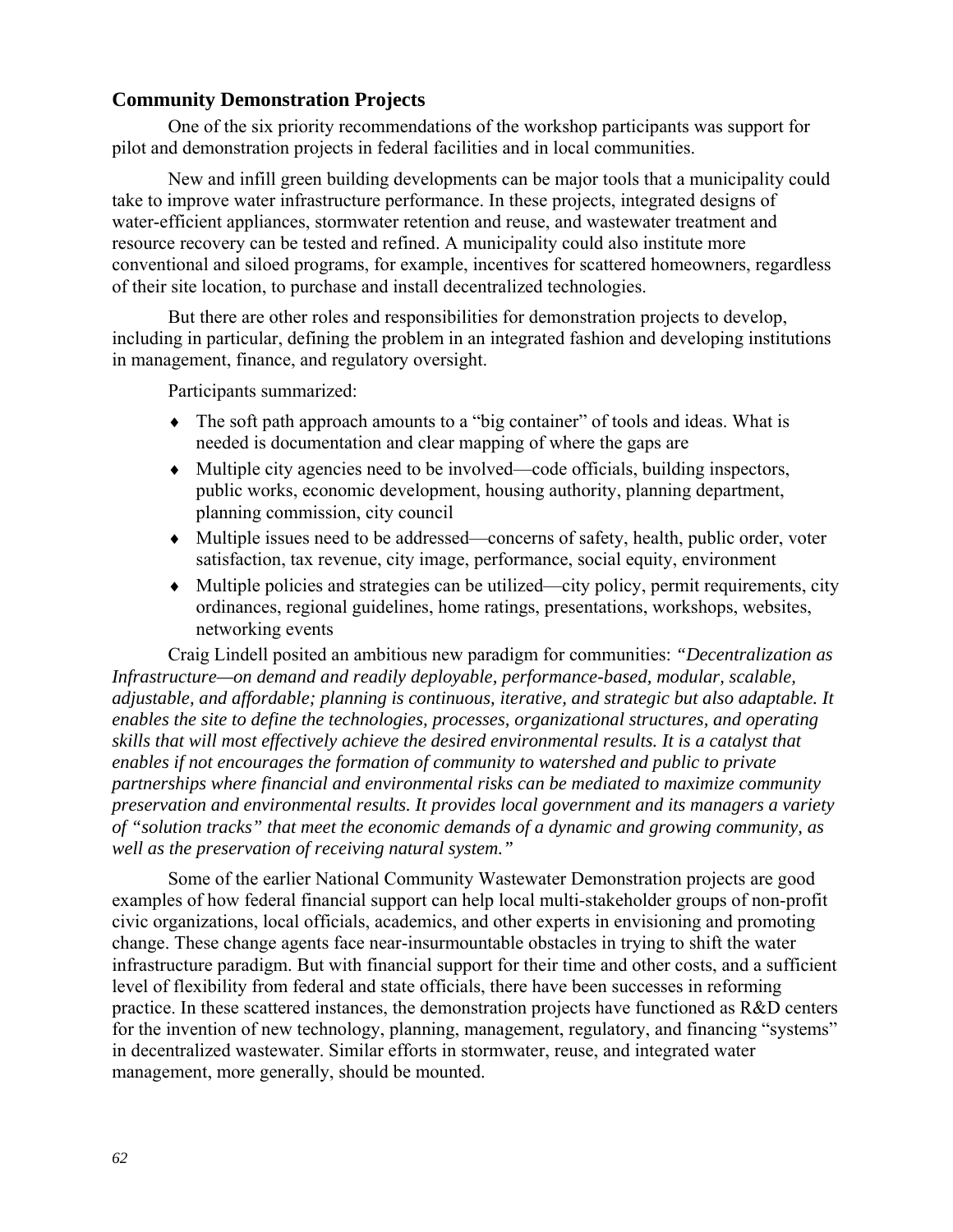### Community Demonstration Projects

One of the six priority recommendations of the workshop participants was support for pilot and demonstration projects in federal facilities and in local communities.

New and infill green building developments can be major tools that a municipality could take to improve water infrastructure performance. In these projects, integrated designs of water-efficient appliances, stormwater retention and reuse, and wastewater treatment and resource recovery can be tested and refined. A municipality could also institute more conventional and siloed programs, for example, incentives for scattered homeowners, regardless of their site location, to purchase and install decentralized technologies.

But there are other roles and responsibilities for demonstration projects to develop, including in particular, defining the problem in an integrated fashion and developing institutions in management, finance, and regulatory oversight.

Participants summarized:

- The soft path approach amounts to a "big container" of tools and ideas. What is needed is documentation and clear mapping of where the gaps are
- Multiple city agencies need to be involved—code officials, building inspectors, public works, economic development, housing authority, planning department, planning commission, city council
- Multiple issues need to be addressed—concerns of safety, health, public order, voter satisfaction, tax revenue, city image, performance, social equity, environment
- Multiple policies and strategies can be utilized—city policy, permit requirements, city ordinances, regional guidelines, home ratings, presentations, workshops, websites, networking events

Craig Lindell posited an ambitious new paradigm for communities: ***"Decentralization as Infrastructure—on demand and readily deployable, performance-based, modular, scalable, adjustable, and affordable; planning is continuous, iterative, and strategic but also adaptable. It enables the site to define the technologies, processes, organizational structures, and operating skills that will most effectively achieve the desired environmental results. It is a catalyst that enables if not encourages the formation of community to watershed and public to private partnerships where financial and environmental risks can be mediated to maximize community preservation and environmental results. It provides local government and its managers a variety of "solution tracks" that meet the economic demands of a dynamic and growing community, as well as the preservation of receiving natural system."***

Some of the earlier National Community Wastewater Demonstration projects are good examples of how federal financial support can help local multi-stakeholder groups of non-profit civic organizations, local officials, academics, and other experts in envisioning and promoting change. These change agents face near-insurmountable obstacles in trying to shift the water infrastructure paradigm. But with financial support for their time and other costs, and a sufficient level of flexibility from federal and state officials, there have been successes in reforming practice. In these scattered instances, the demonstration projects have functioned as R&D centers for the invention of new technology, planning, management, regulatory, and financing "systems" in decentralized wastewater. Similar efforts in stormwater, reuse, and integrated water management, more generally, should be mounted.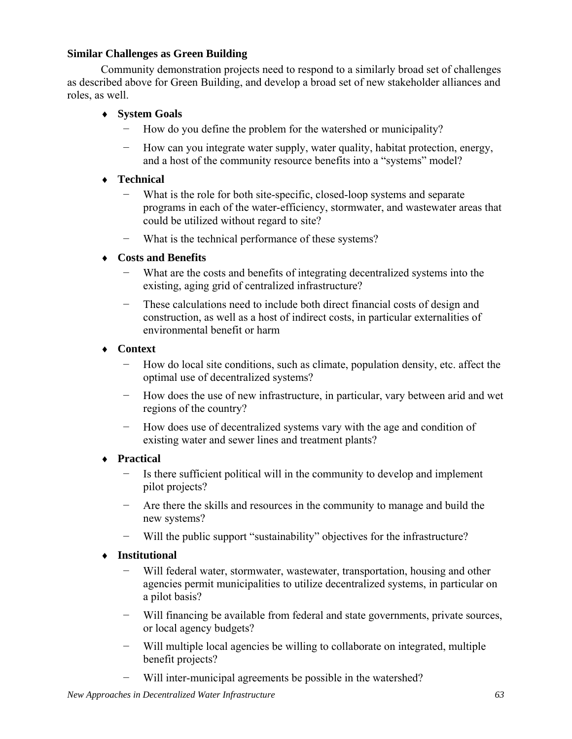**Similar Challenges as Green Building**

Community demonstration projects need to respond to a similarly broad set of challenges as described above for Green Building, and develop a broad set of new stakeholder alliances and roles, as well.

- **System Goals**
  - How do you define the problem for the watershed or municipality?
  - How can you integrate water supply, water quality, habitat protection, energy, and a host of the community resource benefits into a "systems" model?
- **Technical**
  - What is the role for both site-specific, closed-loop systems and separate programs in each of the water-efficiency, stormwater, and wastewater areas that could be utilized without regard to site?
  - What is the technical performance of these systems?
- **Costs and Benefits**
  - What are the costs and benefits of integrating decentralized systems into the existing, aging grid of centralized infrastructure?
  - These calculations need to include both direct financial costs of design and construction, as well as a host of indirect costs, in particular externalities of environmental benefit or harm
- **Context**
  - How do local site conditions, such as climate, population density, etc. affect the optimal use of decentralized systems?
  - How does the use of new infrastructure, in particular, vary between arid and wet regions of the country?
  - How does use of decentralized systems vary with the age and condition of existing water and sewer lines and treatment plants?
- **Practical**
  - Is there sufficient political will in the community to develop and implement pilot projects?
  - Are there the skills and resources in the community to manage and build the new systems?
  - Will the public support "sustainability" objectives for the infrastructure?
- **Institutional**
  - Will federal water, stormwater, wastewater, transportation, housing and other agencies permit municipalities to utilize decentralized systems, in particular on a pilot basis?
  - Will financing be available from federal and state governments, private sources, or local agency budgets?
  - Will multiple local agencies be willing to collaborate on integrated, multiple benefit projects?
  - Will inter-municipal agreements be possible in the watershed?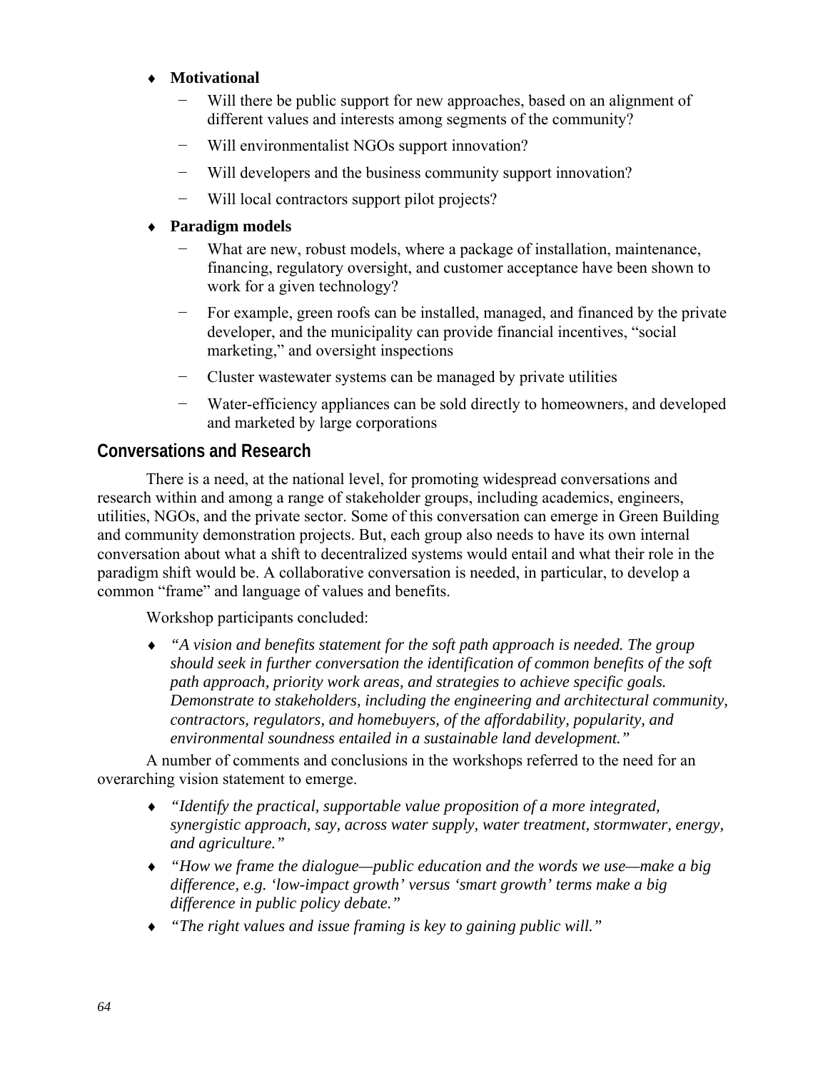- **Motivational**
  - Will there be public support for new approaches, based on an alignment of different values and interests among segments of the community?
  - Will environmentalist NGOs support innovation?
  - Will developers and the business community support innovation?
  - Will local contractors support pilot projects?
- **Paradigm models**
  - What are new, robust models, where a package of installation, maintenance, financing, regulatory oversight, and customer acceptance have been shown to work for a given technology?
  - For example, green roofs can be installed, managed, and financed by the private developer, and the municipality can provide financial incentives, "social marketing," and oversight inspections
  - Cluster wastewater systems can be managed by private utilities
  - Water-efficiency appliances can be sold directly to homeowners, and developed and marketed by large corporations

## Conversations and Research

There is a need, at the national level, for promoting widespread conversations and research within and among a range of stakeholder groups, including academics, engineers, utilities, NGOs, and the private sector. Some of this conversation can emerge in Green Building and community demonstration projects. But, each group also needs to have its own internal conversation about what a shift to decentralized systems would entail and what their role in the paradigm shift would be. A collaborative conversation is needed, in particular, to develop a common "frame" and language of values and benefits.

Workshop participants concluded:

- *"A vision and benefits statement for the soft path approach is needed. The group should seek in further conversation the identification of common benefits of the soft path approach, priority work areas, and strategies to achieve specific goals. Demonstrate to stakeholders, including the engineering and architectural community, contractors, regulators, and homebuyers, of the affordability, popularity, and environmental soundness entailed in a sustainable land development."*

A number of comments and conclusions in the workshops referred to the need for an overarching vision statement to emerge.

- *"Identify the practical, supportable value proposition of a more integrated, synergistic approach, say, across water supply, water treatment, stormwater, energy, and agriculture."*
- *"How we frame the dialogue—public education and the words we use—make a big difference, e.g. 'low-impact growth' versus 'smart growth' terms make a big difference in public policy debate."*
- *"The right values and issue framing is key to gaining public will."*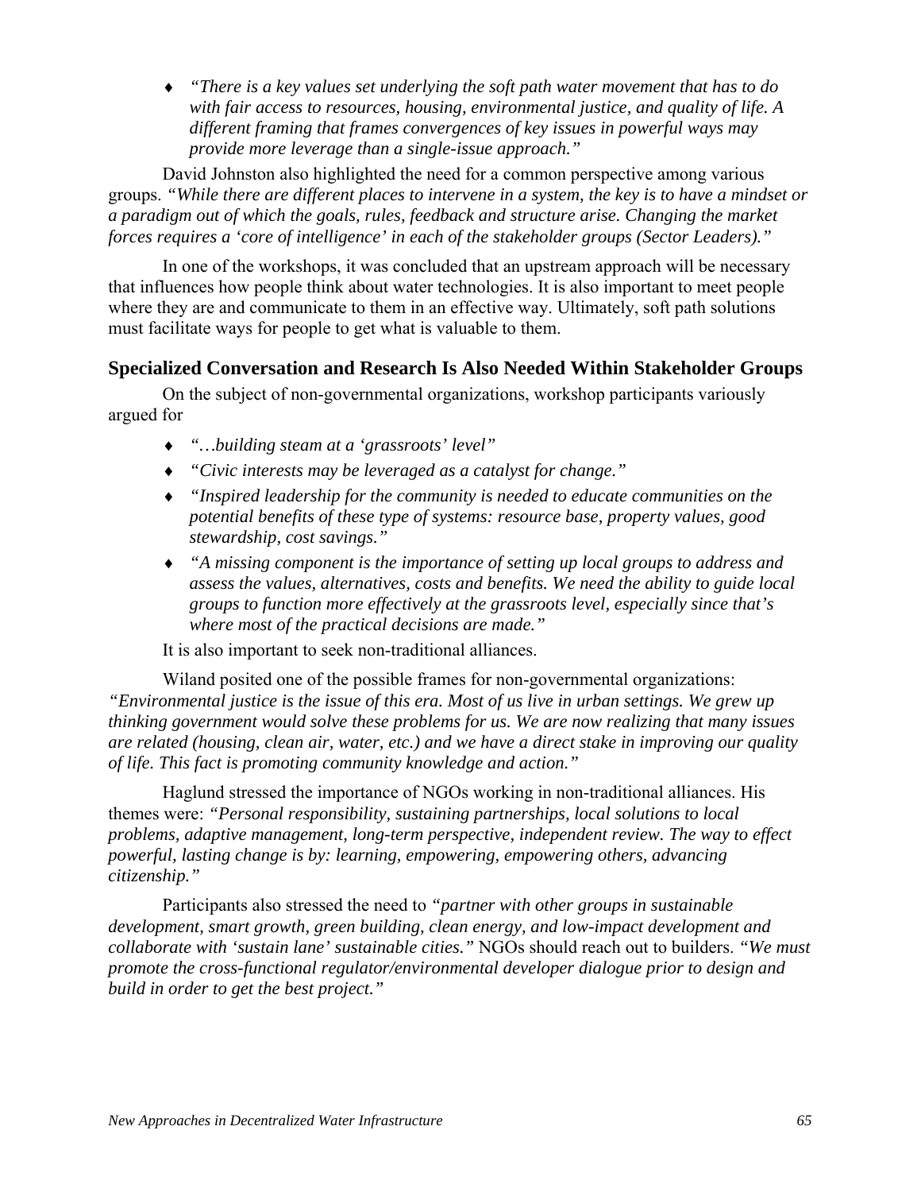- *"There is a key values set underlying the soft path water movement that has to do with fair access to resources, housing, environmental justice, and quality of life. A different framing that frames convergences of key issues in powerful ways may provide more leverage than a single-issue approach."*

David Johnston also highlighted the need for a common perspective among various groups. *"While there are different places to intervene in a system, the key is to have a mindset or a paradigm out of which the goals, rules, feedback and structure arise. Changing the market forces requires a 'core of intelligence' in each of the stakeholder groups (Sector Leaders)."*

In one of the workshops, it was concluded that an upstream approach will be necessary that influences how people think about water technologies. It is also important to meet people where they are and communicate to them in an effective way. Ultimately, soft path solutions must facilitate ways for people to get what is valuable to them.

## Specialized Conversation and Research Is Also Needed Within Stakeholder Groups

On the subject of non-governmental organizations, workshop participants variously argued for

- *"…building steam at a 'grassroots' level"*
- *"Civic interests may be leveraged as a catalyst for change."*
- *"Inspired leadership for the community is needed to educate communities on the potential benefits of these type of systems: resource base, property values, good stewardship, cost savings."*
- *"A missing component is the importance of setting up local groups to address and assess the values, alternatives, costs and benefits. We need the ability to guide local groups to function more effectively at the grassroots level, especially since that's where most of the practical decisions are made."*

It is also important to seek non-traditional alliances.

Wiland posited one of the possible frames for non-governmental organizations: *"Environmental justice is the issue of this era. Most of us live in urban settings. We grew up thinking government would solve these problems for us. We are now realizing that many issues are related (housing, clean air, water, etc.) and we have a direct stake in improving our quality of life. This fact is promoting community knowledge and action."*

Haglund stressed the importance of NGOs working in non-traditional alliances. His themes were: *"Personal responsibility, sustaining partnerships, local solutions to local problems, adaptive management, long-term perspective, independent review. The way to effect powerful, lasting change is by: learning, empowering, empowering others, advancing citizenship."*

Participants also stressed the need to *"partner with other groups in sustainable development, smart growth, green building, clean energy, and low-impact development and collaborate with 'sustain lane' sustainable cities."* NGOs should reach out to builders. *"We must promote the cross-functional regulator/environmental developer dialogue prior to design and build in order to get the best project."*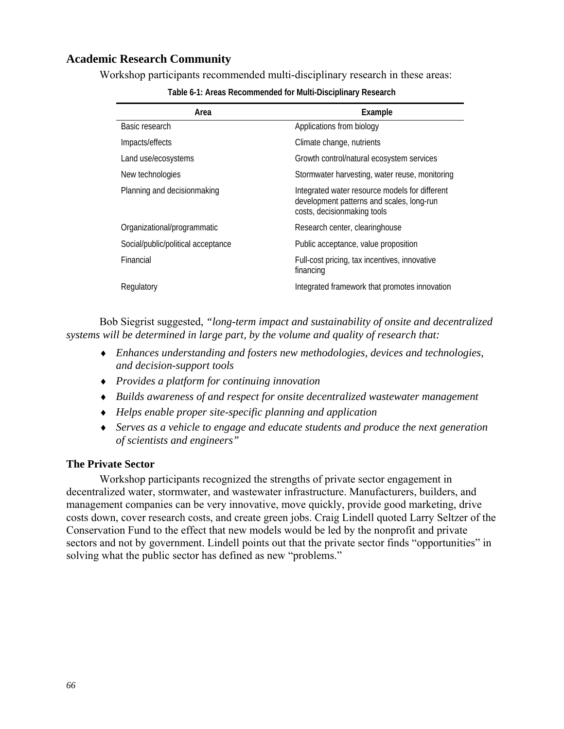## Academic Research Community

Workshop participants recommended multi-disciplinary research in these areas:

**Table 6-1: Areas Recommended for Multi-Disciplinary Research**

| Area | Example |
|---|---|
| Basic research | Applications from biology |
| Impacts/effects | Climate change, nutrients |
| Land use/ecosystems | Growth control/natural ecosystem services |
| New technologies | Stormwater harvesting, water reuse, monitoring |
| Planning and decisionmaking | Integrated water resource models for different development patterns and scales, long-run costs, decisionmaking tools |
| Organizational/programmatic | Research center, clearinghouse |
| Social/public/political acceptance | Public acceptance, value proposition |
| Financial | Full-cost pricing, tax incentives, innovative financing |
| Regulatory | Integrated framework that promotes innovation |

Bob Siegrist suggested, *"long-term impact and sustainability of onsite and decentralized systems will be determined in large part, by the volume and quality of research that:*

- *Enhances understanding and fosters new methodologies, devices and technologies, and decision-support tools*
- *Provides a platform for continuing innovation*
- *Builds awareness of and respect for onsite decentralized wastewater management*
- *Helps enable proper site-specific planning and application*
- *Serves as a vehicle to engage and educate students and produce the next generation of scientists and engineers"*

### The Private Sector

Workshop participants recognized the strengths of private sector engagement in decentralized water, stormwater, and wastewater infrastructure. Manufacturers, builders, and management companies can be very innovative, move quickly, provide good marketing, drive costs down, cover research costs, and create green jobs. Craig Lindell quoted Larry Seltzer of the Conservation Fund to the effect that new models would be led by the nonprofit and private sectors and not by government. Lindell points out that the private sector finds "opportunities" in solving what the public sector has defined as new "problems."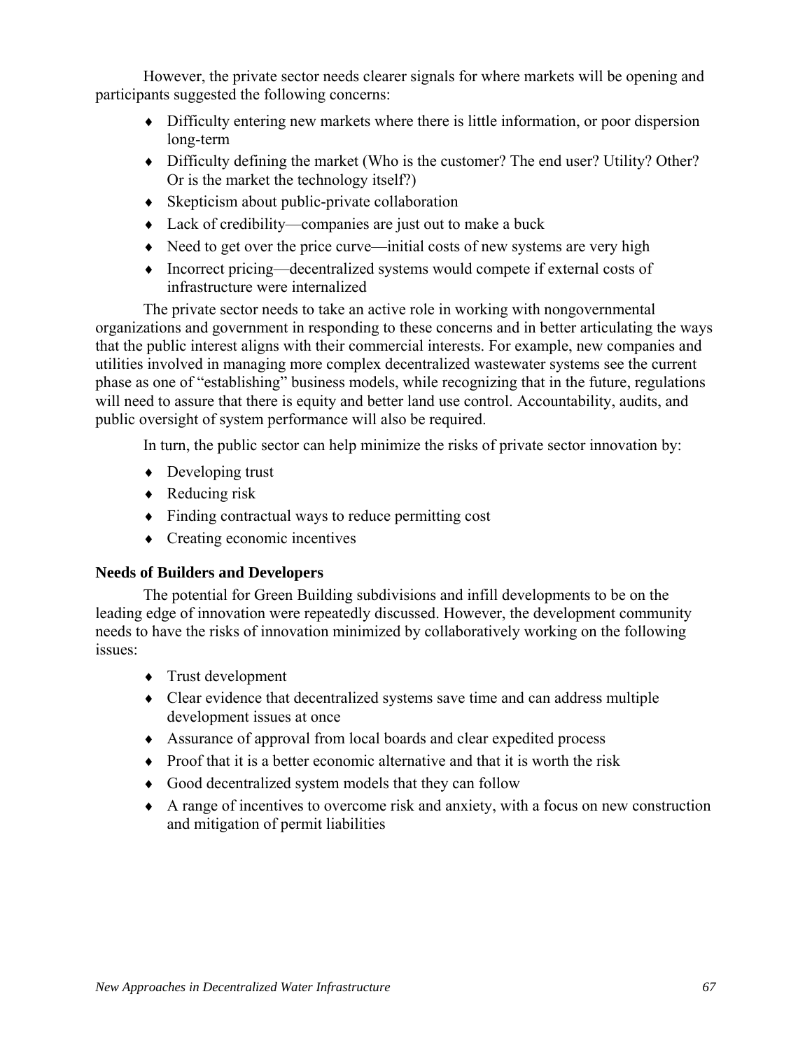However, the private sector needs clearer signals for where markets will be opening and participants suggested the following concerns:

- Difficulty entering new markets where there is little information, or poor dispersion long-term
- Difficulty defining the market (Who is the customer? The end user? Utility? Other? Or is the market the technology itself?)
- Skepticism about public-private collaboration
- Lack of credibility—companies are just out to make a buck
- Need to get over the price curve—initial costs of new systems are very high
- Incorrect pricing—decentralized systems would compete if external costs of infrastructure were internalized

The private sector needs to take an active role in working with nongovernmental organizations and government in responding to these concerns and in better articulating the ways that the public interest aligns with their commercial interests. For example, new companies and utilities involved in managing more complex decentralized wastewater systems see the current phase as one of "establishing" business models, while recognizing that in the future, regulations will need to assure that there is equity and better land use control. Accountability, audits, and public oversight of system performance will also be required.

In turn, the public sector can help minimize the risks of private sector innovation by:

- Developing trust
- Reducing risk
- Finding contractual ways to reduce permitting cost
- Creating economic incentives

### Needs of Builders and Developers

The potential for Green Building subdivisions and infill developments to be on the leading edge of innovation were repeatedly discussed. However, the development community needs to have the risks of innovation minimized by collaboratively working on the following issues:

- Trust development
- Clear evidence that decentralized systems save time and can address multiple development issues at once
- Assurance of approval from local boards and clear expedited process
- Proof that it is a better economic alternative and that it is worth the risk
- Good decentralized system models that they can follow
- A range of incentives to overcome risk and anxiety, with a focus on new construction and mitigation of permit liabilities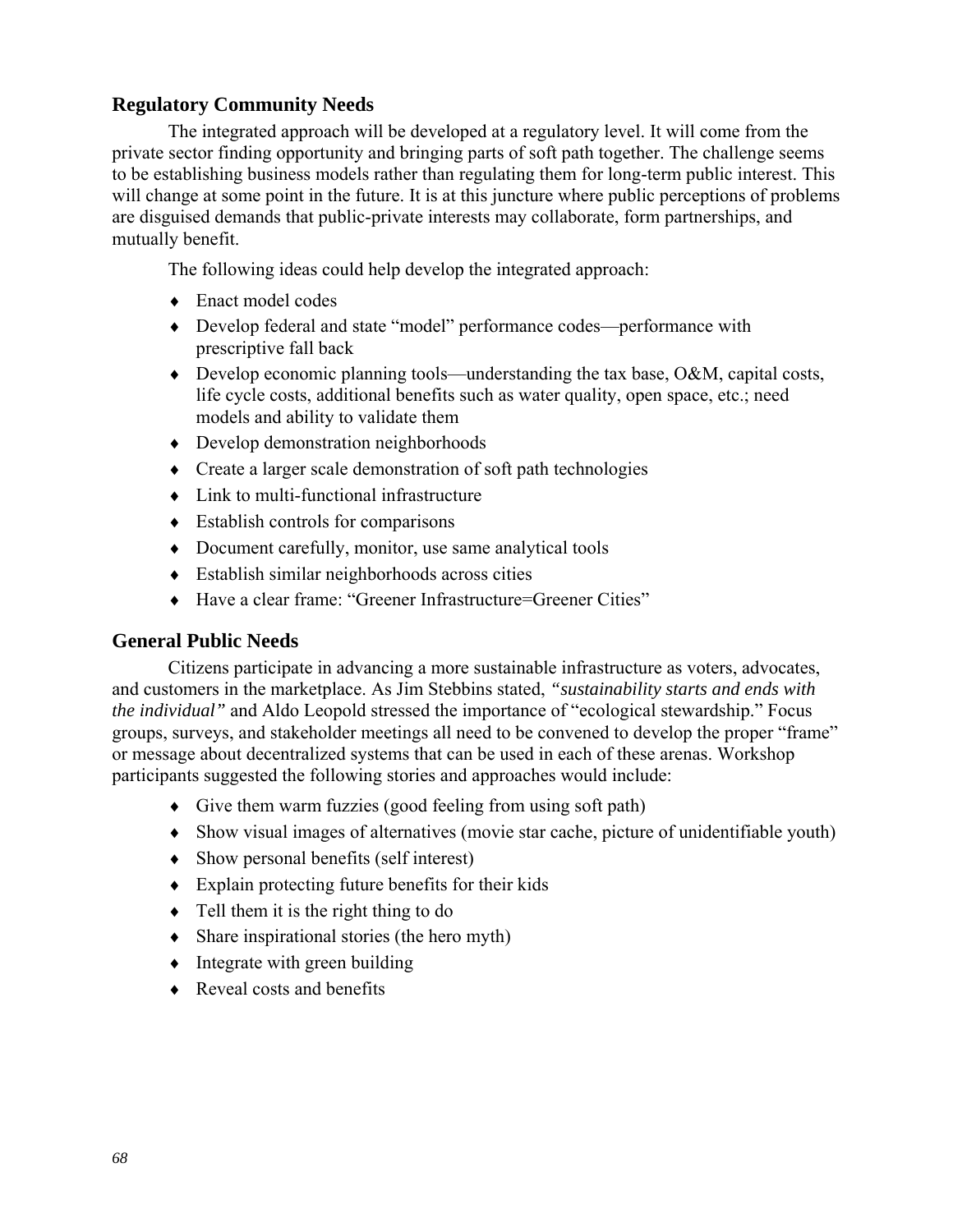## Regulatory Community Needs

The integrated approach will be developed at a regulatory level. It will come from the private sector finding opportunity and bringing parts of soft path together. The challenge seems to be establishing business models rather than regulating them for long-term public interest. This will change at some point in the future. It is at this juncture where public perceptions of problems are disguised demands that public-private interests may collaborate, form partnerships, and mutually benefit.

The following ideas could help develop the integrated approach:

- Enact model codes
- Develop federal and state "model" performance codes—performance with prescriptive fall back
- Develop economic planning tools—understanding the tax base, O&M, capital costs, life cycle costs, additional benefits such as water quality, open space, etc.; need models and ability to validate them
- Develop demonstration neighborhoods
- Create a larger scale demonstration of soft path technologies
- Link to multi-functional infrastructure
- Establish controls for comparisons
- Document carefully, monitor, use same analytical tools
- Establish similar neighborhoods across cities
- Have a clear frame: "Greener Infrastructure=Greener Cities"

## General Public Needs

Citizens participate in advancing a more sustainable infrastructure as voters, advocates, and customers in the marketplace. As Jim Stebbins stated, *"sustainability starts and ends with the individual"* and Aldo Leopold stressed the importance of "ecological stewardship." Focus groups, surveys, and stakeholder meetings all need to be convened to develop the proper "frame" or message about decentralized systems that can be used in each of these arenas. Workshop participants suggested the following stories and approaches would include:

- Give them warm fuzzies (good feeling from using soft path)
- Show visual images of alternatives (movie star cache, picture of unidentifiable youth)
- Show personal benefits (self interest)
- Explain protecting future benefits for their kids
- Tell them it is the right thing to do
- Share inspirational stories (the hero myth)
- Integrate with green building
- Reveal costs and benefits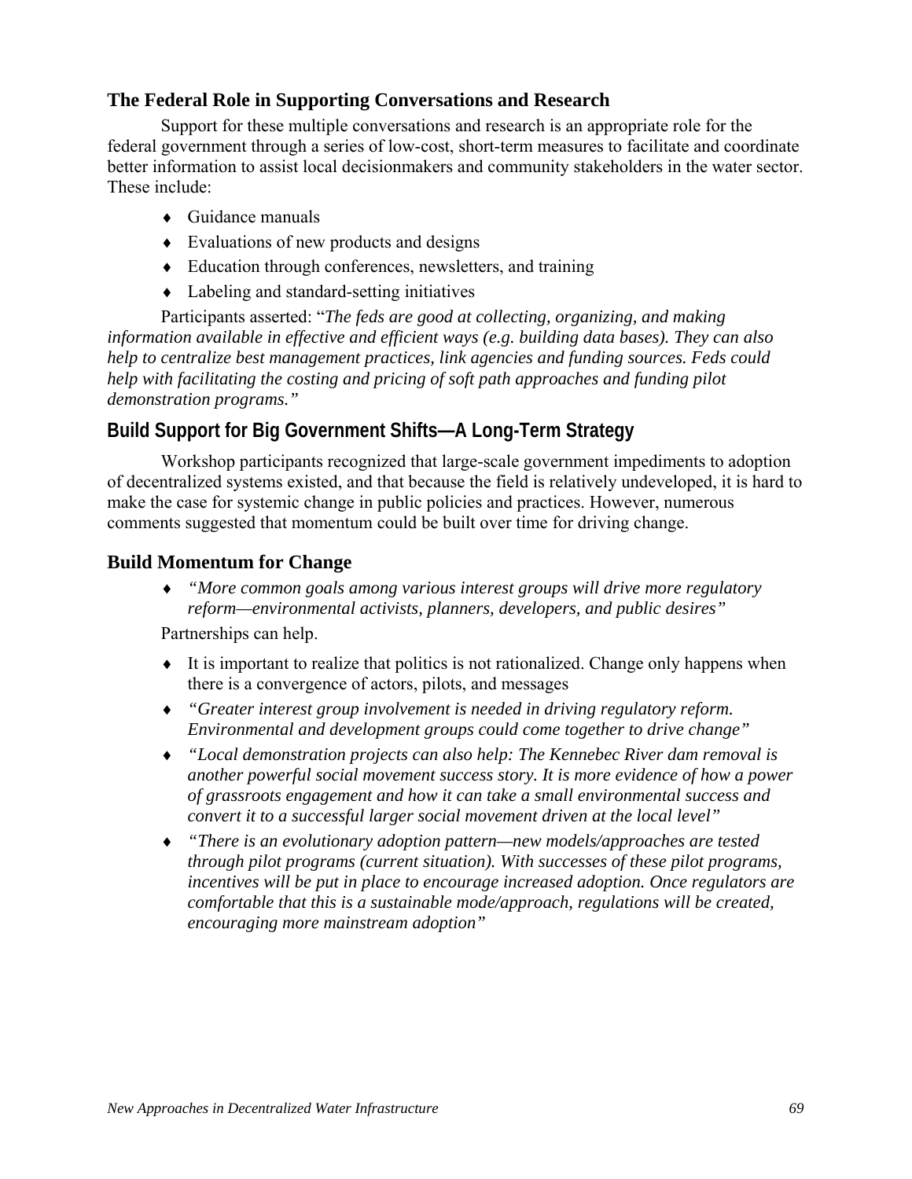### The Federal Role in Supporting Conversations and Research

Support for these multiple conversations and research is an appropriate role for the federal government through a series of low-cost, short-term measures to facilitate and coordinate better information to assist local decisionmakers and community stakeholders in the water sector. These include:

- Guidance manuals
- Evaluations of new products and designs
- Education through conferences, newsletters, and training
- Labeling and standard-setting initiatives

Participants asserted: "*The feds are good at collecting, organizing, and making information available in effective and efficient ways (e.g. building data bases). They can also help to centralize best management practices, link agencies and funding sources. Feds could help with facilitating the costing and pricing of soft path approaches and funding pilot demonstration programs."*

## Build Support for Big Government Shifts—A Long-Term Strategy

Workshop participants recognized that large-scale government impediments to adoption of decentralized systems existed, and that because the field is relatively undeveloped, it is hard to make the case for systemic change in public policies and practices. However, numerous comments suggested that momentum could be built over time for driving change.

### Build Momentum for Change

- *"More common goals among various interest groups will drive more regulatory reform—environmental activists, planners, developers, and public desires"*

Partnerships can help.

- It is important to realize that politics is not rationalized. Change only happens when there is a convergence of actors, pilots, and messages
- *"Greater interest group involvement is needed in driving regulatory reform. Environmental and development groups could come together to drive change"*
- *"Local demonstration projects can also help: The Kennebec River dam removal is another powerful social movement success story. It is more evidence of how a power of grassroots engagement and how it can take a small environmental success and convert it to a successful larger social movement driven at the local level"*
- *"There is an evolutionary adoption pattern—new models/approaches are tested through pilot programs (current situation). With successes of these pilot programs, incentives will be put in place to encourage increased adoption. Once regulators are comfortable that this is a sustainable mode/approach, regulations will be created, encouraging more mainstream adoption"*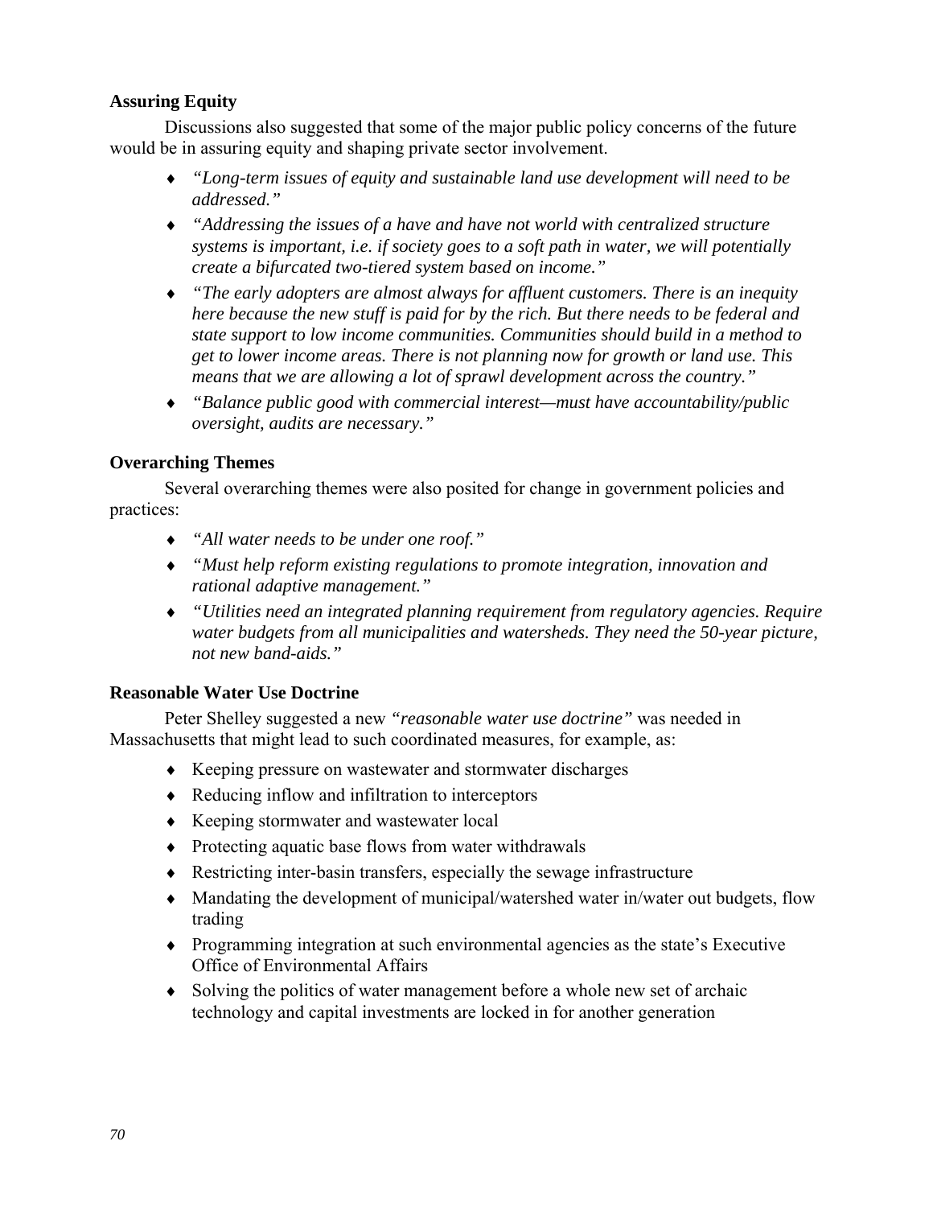### Assuring Equity

Discussions also suggested that some of the major public policy concerns of the future would be in assuring equity and shaping private sector involvement.

- *"Long-term issues of equity and sustainable land use development will need to be addressed."*
- *"Addressing the issues of a have and have not world with centralized structure systems is important, i.e. if society goes to a soft path in water, we will potentially create a bifurcated two-tiered system based on income."*
- *"The early adopters are almost always for affluent customers. There is an inequity here because the new stuff is paid for by the rich. But there needs to be federal and state support to low income communities. Communities should build in a method to get to lower income areas. There is not planning now for growth or land use. This means that we are allowing a lot of sprawl development across the country."*
- *"Balance public good with commercial interest—must have accountability/public oversight, audits are necessary."*

### Overarching Themes

Several overarching themes were also posited for change in government policies and practices:

- *"All water needs to be under one roof."*
- *"Must help reform existing regulations to promote integration, innovation and rational adaptive management."*
- *"Utilities need an integrated planning requirement from regulatory agencies. Require water budgets from all municipalities and watersheds. They need the 50-year picture, not new band-aids."*

### Reasonable Water Use Doctrine

Peter Shelley suggested a new *"reasonable water use doctrine"* was needed in Massachusetts that might lead to such coordinated measures, for example, as:

- Keeping pressure on wastewater and stormwater discharges
- Reducing inflow and infiltration to interceptors
- Keeping stormwater and wastewater local
- Protecting aquatic base flows from water withdrawals
- Restricting inter-basin transfers, especially the sewage infrastructure
- Mandating the development of municipal/watershed water in/water out budgets, flow trading
- Programming integration at such environmental agencies as the state's Executive Office of Environmental Affairs
- Solving the politics of water management before a whole new set of archaic technology and capital investments are locked in for another generation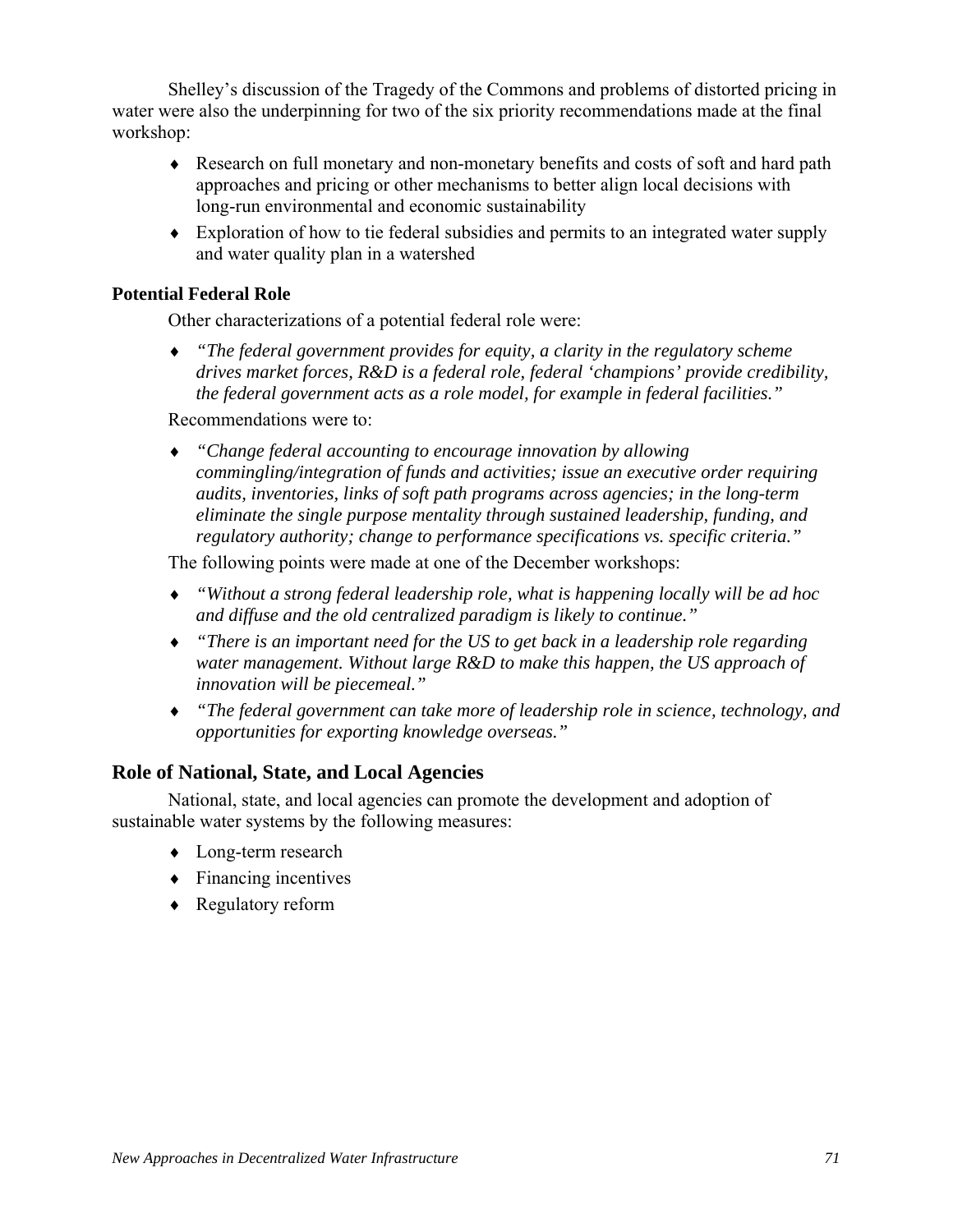Shelley's discussion of the Tragedy of the Commons and problems of distorted pricing in water were also the underpinning for two of the six priority recommendations made at the final workshop:

- Research on full monetary and non-monetary benefits and costs of soft and hard path approaches and pricing or other mechanisms to better align local decisions with long-run environmental and economic sustainability
- Exploration of how to tie federal subsidies and permits to an integrated water supply and water quality plan in a watershed

### Potential Federal Role

Other characterizations of a potential federal role were:

- *"The federal government provides for equity, a clarity in the regulatory scheme drives market forces, R&D is a federal role, federal 'champions' provide credibility, the federal government acts as a role model, for example in federal facilities."*

Recommendations were to:

- *"Change federal accounting to encourage innovation by allowing commingling/integration of funds and activities; issue an executive order requiring audits, inventories, links of soft path programs across agencies; in the long-term eliminate the single purpose mentality through sustained leadership, funding, and regulatory authority; change to performance specifications vs. specific criteria."*

The following points were made at one of the December workshops:

- *"Without a strong federal leadership role, what is happening locally will be ad hoc and diffuse and the old centralized paradigm is likely to continue."*
- *"There is an important need for the US to get back in a leadership role regarding water management. Without large R&D to make this happen, the US approach of innovation will be piecemeal."*
- *"The federal government can take more of leadership role in science, technology, and opportunities for exporting knowledge overseas."*

## Role of National, State, and Local Agencies

National, state, and local agencies can promote the development and adoption of sustainable water systems by the following measures:

- Long-term research
- Financing incentives
- Regulatory reform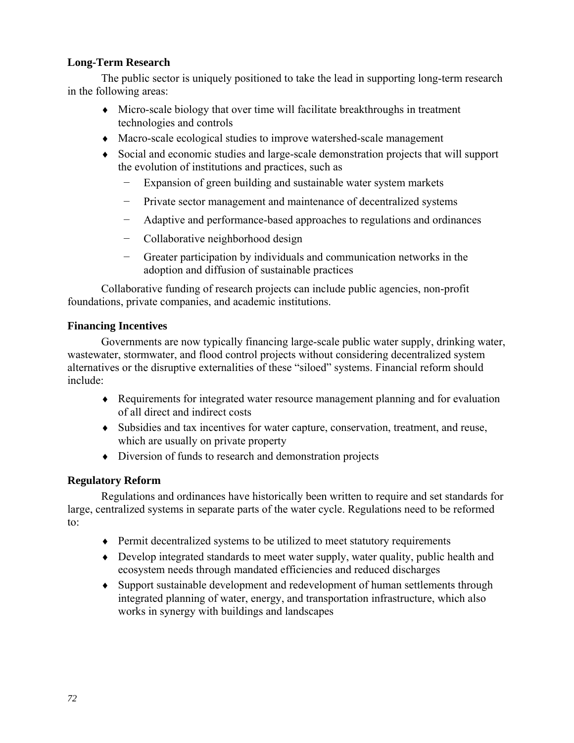### Long-Term Research

The public sector is uniquely positioned to take the lead in supporting long-term research in the following areas:

- Micro-scale biology that over time will facilitate breakthroughs in treatment technologies and controls
- Macro-scale ecological studies to improve watershed-scale management
- Social and economic studies and large-scale demonstration projects that will support the evolution of institutions and practices, such as
  - Expansion of green building and sustainable water system markets
  - Private sector management and maintenance of decentralized systems
  - Adaptive and performance-based approaches to regulations and ordinances
  - Collaborative neighborhood design
  - Greater participation by individuals and communication networks in the adoption and diffusion of sustainable practices

Collaborative funding of research projects can include public agencies, non-profit foundations, private companies, and academic institutions.

### Financing Incentives

Governments are now typically financing large-scale public water supply, drinking water, wastewater, stormwater, and flood control projects without considering decentralized system alternatives or the disruptive externalities of these "siloed" systems. Financial reform should include:

- Requirements for integrated water resource management planning and for evaluation of all direct and indirect costs
- Subsidies and tax incentives for water capture, conservation, treatment, and reuse, which are usually on private property
- Diversion of funds to research and demonstration projects

### Regulatory Reform

Regulations and ordinances have historically been written to require and set standards for large, centralized systems in separate parts of the water cycle. Regulations need to be reformed to:

- Permit decentralized systems to be utilized to meet statutory requirements
- Develop integrated standards to meet water supply, water quality, public health and ecosystem needs through mandated efficiencies and reduced discharges
- Support sustainable development and redevelopment of human settlements through integrated planning of water, energy, and transportation infrastructure, which also works in synergy with buildings and landscapes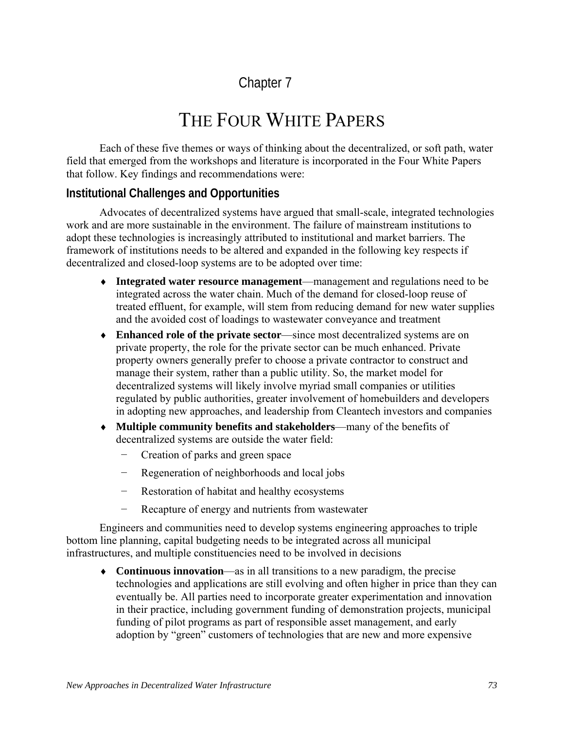# Chapter 7

# THE FOUR WHITE PAPERS

Each of these five themes or ways of thinking about the decentralized, or soft path, water field that emerged from the workshops and literature is incorporated in the Four White Papers that follow. Key findings and recommendations were:

## Institutional Challenges and Opportunities

Advocates of decentralized systems have argued that small-scale, integrated technologies work and are more sustainable in the environment. The failure of mainstream institutions to adopt these technologies is increasingly attributed to institutional and market barriers. The framework of institutions needs to be altered and expanded in the following key respects if decentralized and closed-loop systems are to be adopted over time:

- **Integrated water resource management**—management and regulations need to be integrated across the water chain. Much of the demand for closed-loop reuse of treated effluent, for example, will stem from reducing demand for new water supplies and the avoided cost of loadings to wastewater conveyance and treatment
- **Enhanced role of the private sector**—since most decentralized systems are on private property, the role for the private sector can be much enhanced. Private property owners generally prefer to choose a private contractor to construct and manage their system, rather than a public utility. So, the market model for decentralized systems will likely involve myriad small companies or utilities regulated by public authorities, greater involvement of homebuilders and developers in adopting new approaches, and leadership from Cleantech investors and companies
- **Multiple community benefits and stakeholders**—many of the benefits of decentralized systems are outside the water field:
  - Creation of parks and green space
  - Regeneration of neighborhoods and local jobs
  - Restoration of habitat and healthy ecosystems
  - Recapture of energy and nutrients from wastewater

Engineers and communities need to develop systems engineering approaches to triple bottom line planning, capital budgeting needs to be integrated across all municipal infrastructures, and multiple constituencies need to be involved in decisions

- **Continuous innovation**—as in all transitions to a new paradigm, the precise technologies and applications are still evolving and often higher in price than they can eventually be. All parties need to incorporate greater experimentation and innovation in their practice, including government funding of demonstration projects, municipal funding of pilot programs as part of responsible asset management, and early adoption by "green" customers of technologies that are new and more expensive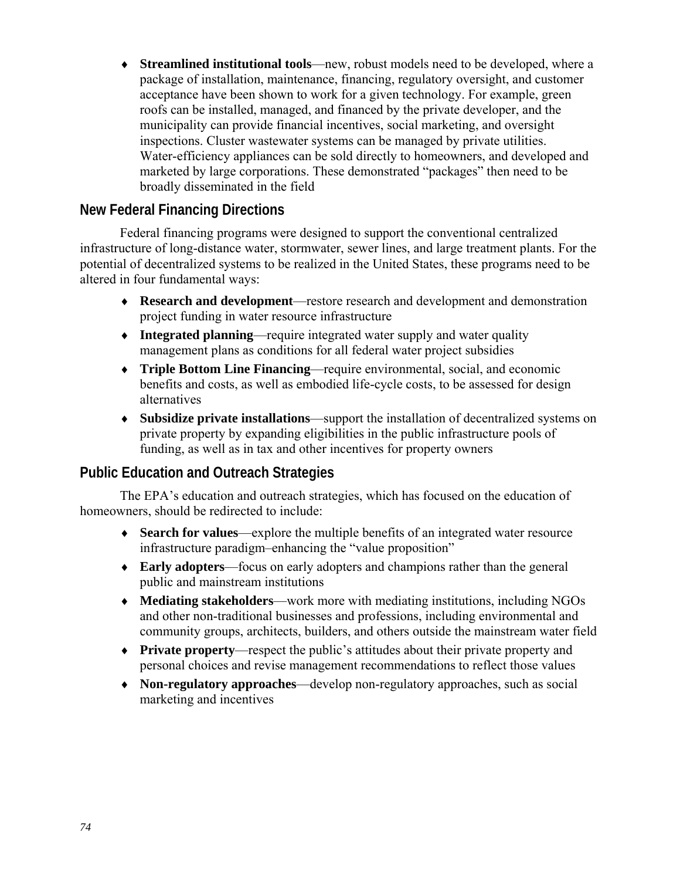- **Streamlined institutional tools**—new, robust models need to be developed, where a package of installation, maintenance, financing, regulatory oversight, and customer acceptance have been shown to work for a given technology. For example, green roofs can be installed, managed, and financed by the private developer, and the municipality can provide financial incentives, social marketing, and oversight inspections. Cluster wastewater systems can be managed by private utilities. Water-efficiency appliances can be sold directly to homeowners, and developed and marketed by large corporations. These demonstrated "packages" then need to be broadly disseminated in the field

## New Federal Financing Directions

Federal financing programs were designed to support the conventional centralized infrastructure of long-distance water, stormwater, sewer lines, and large treatment plants. For the potential of decentralized systems to be realized in the United States, these programs need to be altered in four fundamental ways:

- **Research and development**—restore research and development and demonstration project funding in water resource infrastructure
- **Integrated planning**—require integrated water supply and water quality management plans as conditions for all federal water project subsidies
- **Triple Bottom Line Financing**—require environmental, social, and economic benefits and costs, as well as embodied life-cycle costs, to be assessed for design alternatives
- **Subsidize private installations**—support the installation of decentralized systems on private property by expanding eligibilities in the public infrastructure pools of funding, as well as in tax and other incentives for property owners

## Public Education and Outreach Strategies

The EPA's education and outreach strategies, which has focused on the education of homeowners, should be redirected to include:

- **Search for values**—explore the multiple benefits of an integrated water resource infrastructure paradigm–enhancing the "value proposition"
- **Early adopters**—focus on early adopters and champions rather than the general public and mainstream institutions
- **Mediating stakeholders**—work more with mediating institutions, including NGOs and other non-traditional businesses and professions, including environmental and community groups, architects, builders, and others outside the mainstream water field
- **Private property**—respect the public's attitudes about their private property and personal choices and revise management recommendations to reflect those values
- **Non-regulatory approaches**—develop non-regulatory approaches, such as social marketing and incentives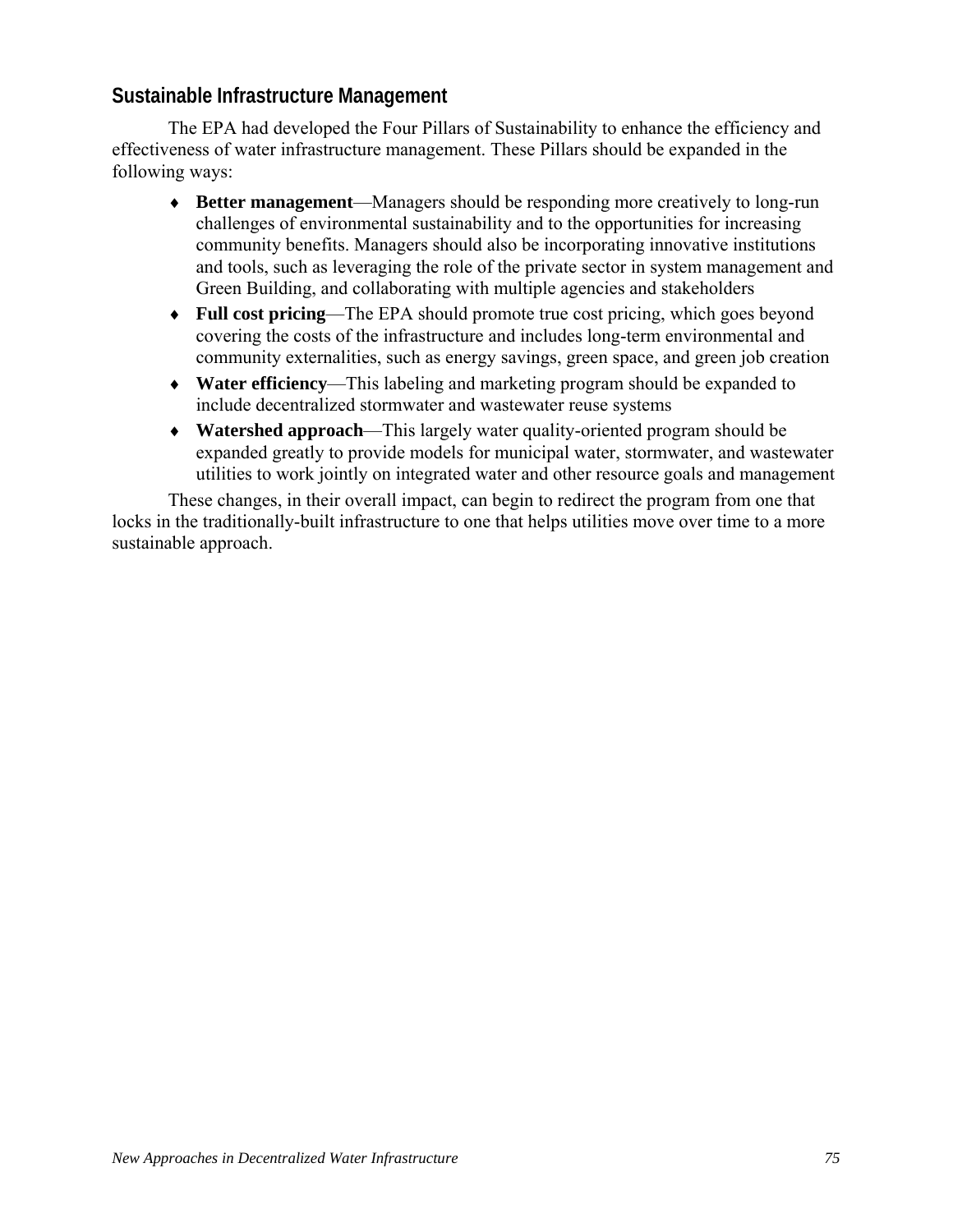## Sustainable Infrastructure Management

The EPA had developed the Four Pillars of Sustainability to enhance the efficiency and effectiveness of water infrastructure management. These Pillars should be expanded in the following ways:

- **Better management**—Managers should be responding more creatively to long-run challenges of environmental sustainability and to the opportunities for increasing community benefits. Managers should also be incorporating innovative institutions and tools, such as leveraging the role of the private sector in system management and Green Building, and collaborating with multiple agencies and stakeholders
- **Full cost pricing**—The EPA should promote true cost pricing, which goes beyond covering the costs of the infrastructure and includes long-term environmental and community externalities, such as energy savings, green space, and green job creation
- **Water efficiency**—This labeling and marketing program should be expanded to include decentralized stormwater and wastewater reuse systems
- **Watershed approach**—This largely water quality-oriented program should be expanded greatly to provide models for municipal water, stormwater, and wastewater utilities to work jointly on integrated water and other resource goals and management

These changes, in their overall impact, can begin to redirect the program from one that locks in the traditionally-built infrastructure to one that helps utilities move over time to a more sustainable approach.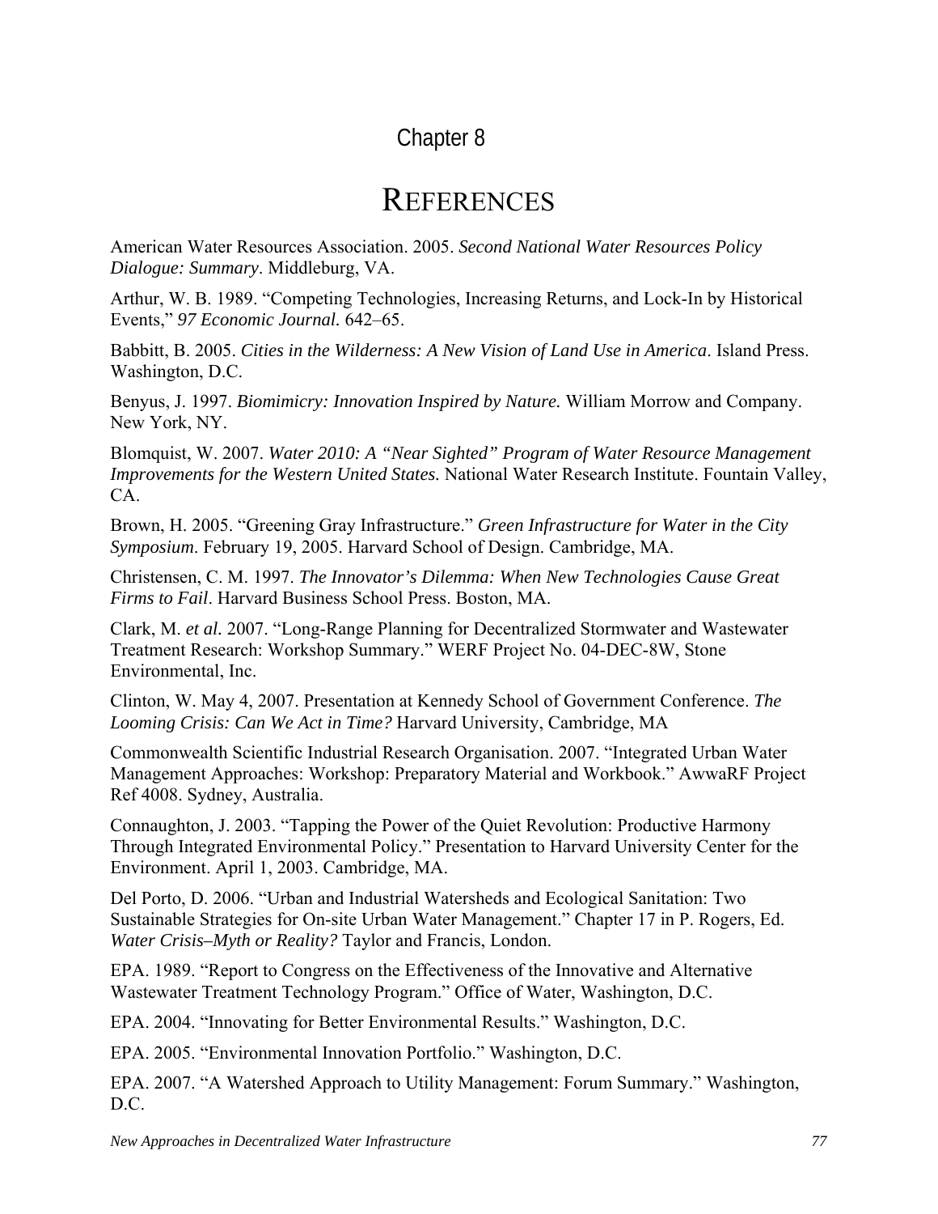Chapter 8

# REFERENCES

American Water Resources Association. 2005. *Second National Water Resources Policy Dialogue: Summary*. Middleburg, VA.

Arthur, W. B. 1989. "Competing Technologies, Increasing Returns, and Lock-In by Historical Events," *97 Economic Journal.* 642–65.

Babbitt, B. 2005. *Cities in the Wilderness: A New Vision of Land Use in America*. Island Press. Washington, D.C.

Benyus, J. 1997. *Biomimicry: Innovation Inspired by Nature.* William Morrow and Company. New York, NY.

Blomquist, W. 2007. *Water 2010: A "Near Sighted" Program of Water Resource Management Improvements for the Western United States.* National Water Research Institute. Fountain Valley, CA.

Brown, H. 2005. "Greening Gray Infrastructure." *Green Infrastructure for Water in the City Symposium*. February 19, 2005. Harvard School of Design. Cambridge, MA.

Christensen, C. M. 1997. *The Innovator's Dilemma: When New Technologies Cause Great Firms to Fail*. Harvard Business School Press. Boston, MA.

Clark, M. *et al.* 2007. "Long-Range Planning for Decentralized Stormwater and Wastewater Treatment Research: Workshop Summary." WERF Project No. 04-DEC-8W, Stone Environmental, Inc.

Clinton, W. May 4, 2007. Presentation at Kennedy School of Government Conference. *The Looming Crisis: Can We Act in Time?* Harvard University, Cambridge, MA

Commonwealth Scientific Industrial Research Organisation. 2007. "Integrated Urban Water Management Approaches: Workshop: Preparatory Material and Workbook." AwwaRF Project Ref 4008. Sydney, Australia.

Connaughton, J. 2003. "Tapping the Power of the Quiet Revolution: Productive Harmony Through Integrated Environmental Policy." Presentation to Harvard University Center for the Environment. April 1, 2003. Cambridge, MA.

Del Porto, D. 2006. "Urban and Industrial Watersheds and Ecological Sanitation: Two Sustainable Strategies for On-site Urban Water Management." Chapter 17 in P. Rogers, Ed. *Water Crisis–Myth or Reality?* Taylor and Francis, London.

EPA. 1989. "Report to Congress on the Effectiveness of the Innovative and Alternative Wastewater Treatment Technology Program." Office of Water, Washington, D.C.

EPA. 2004. "Innovating for Better Environmental Results." Washington, D.C.

EPA. 2005. "Environmental Innovation Portfolio." Washington, D.C.

EPA. 2007. "A Watershed Approach to Utility Management: Forum Summary." Washington, D.C.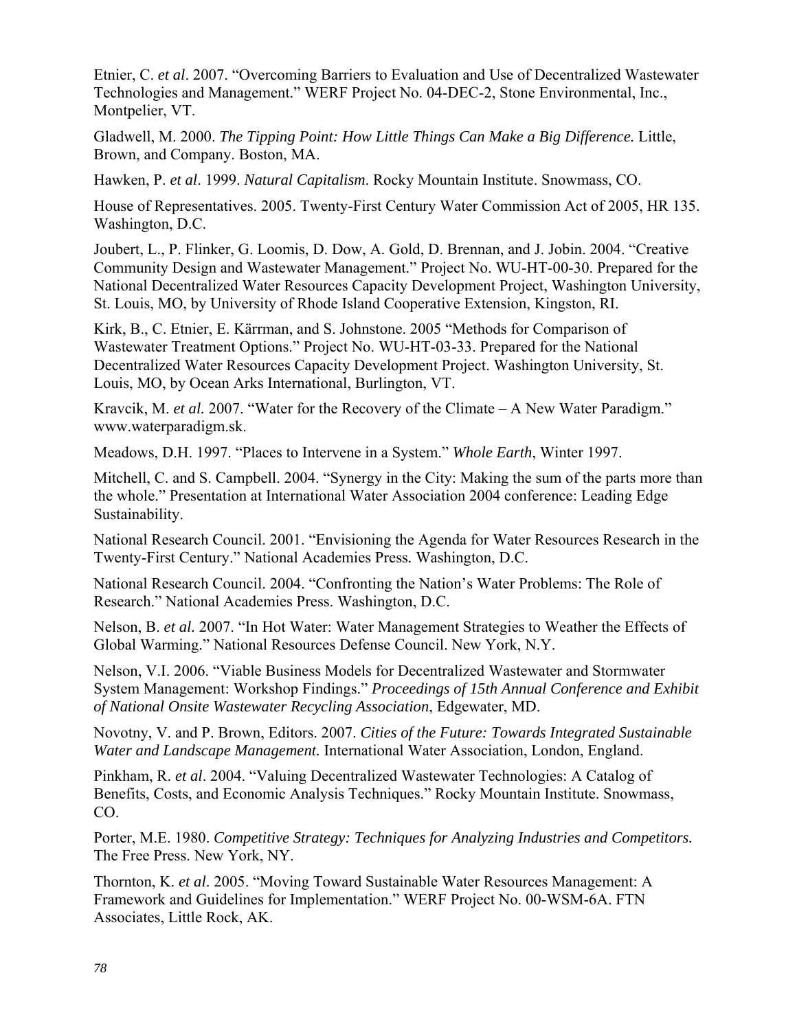Etnier, C. *et al*. 2007. "Overcoming Barriers to Evaluation and Use of Decentralized Wastewater Technologies and Management." WERF Project No. 04-DEC-2, Stone Environmental, Inc., Montpelier, VT.

Gladwell, M. 2000. *The Tipping Point: How Little Things Can Make a Big Difference.* Little, Brown, and Company. Boston, MA.

Hawken, P. *et al*. 1999. *Natural Capitalism.* Rocky Mountain Institute. Snowmass, CO.

House of Representatives. 2005. Twenty-First Century Water Commission Act of 2005, HR 135. Washington, D.C.

Joubert, L., P. Flinker, G. Loomis, D. Dow, A. Gold, D. Brennan, and J. Jobin. 2004. "Creative Community Design and Wastewater Management." Project No. WU-HT-00-30. Prepared for the National Decentralized Water Resources Capacity Development Project, Washington University, St. Louis, MO, by University of Rhode Island Cooperative Extension, Kingston, RI.

Kirk, B., C. Etnier, E. Kärrman, and S. Johnstone. 2005 "Methods for Comparison of Wastewater Treatment Options." Project No. WU-HT-03-33. Prepared for the National Decentralized Water Resources Capacity Development Project. Washington University, St. Louis, MO, by Ocean Arks International, Burlington, VT.

Kravcik, M. *et al.* 2007. "Water for the Recovery of the Climate – A New Water Paradigm." www.waterparadigm.sk.

Meadows, D.H. 1997. "Places to Intervene in a System." *Whole Earth*, Winter 1997.

Mitchell, C. and S. Campbell. 2004. "Synergy in the City: Making the sum of the parts more than the whole." Presentation at International Water Association 2004 conference: Leading Edge Sustainability.

National Research Council. 2001. "Envisioning the Agenda for Water Resources Research in the Twenty-First Century." National Academies Press. Washington, D.C.

National Research Council. 2004. "Confronting the Nation's Water Problems: The Role of Research." National Academies Press. Washington, D.C.

Nelson, B. *et al.* 2007. "In Hot Water: Water Management Strategies to Weather the Effects of Global Warming." National Resources Defense Council. New York, N.Y.

Nelson, V.I. 2006. "Viable Business Models for Decentralized Wastewater and Stormwater System Management: Workshop Findings." *Proceedings of 15th Annual Conference and Exhibit of National Onsite Wastewater Recycling Association*, Edgewater, MD.

Novotny, V. and P. Brown, Editors. 2007. *Cities of the Future: Towards Integrated Sustainable Water and Landscape Management.* International Water Association, London, England.

Pinkham, R. *et al*. 2004. "Valuing Decentralized Wastewater Technologies: A Catalog of Benefits, Costs, and Economic Analysis Techniques." Rocky Mountain Institute. Snowmass, CO.

Porter, M.E. 1980. *Competitive Strategy: Techniques for Analyzing Industries and Competitors.* The Free Press. New York, NY.

Thornton, K. *et al*. 2005. "Moving Toward Sustainable Water Resources Management: A Framework and Guidelines for Implementation." WERF Project No. 00-WSM-6A. FTN Associates, Little Rock, AK.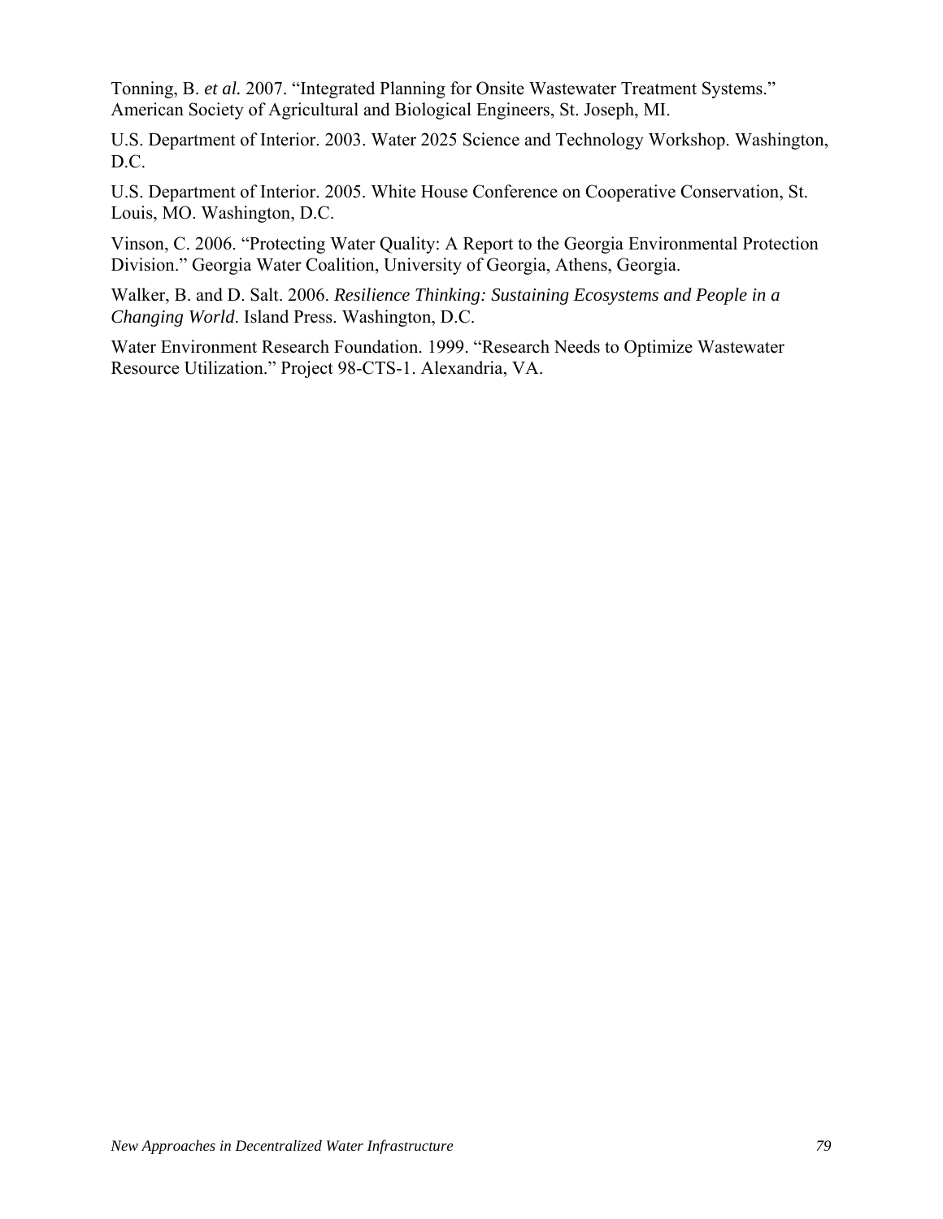Tonning, B. *et al.* 2007. "Integrated Planning for Onsite Wastewater Treatment Systems." American Society of Agricultural and Biological Engineers, St. Joseph, MI.

U.S. Department of Interior. 2003. Water 2025 Science and Technology Workshop. Washington, D.C.

U.S. Department of Interior. 2005. White House Conference on Cooperative Conservation, St. Louis, MO. Washington, D.C.

Vinson, C. 2006. "Protecting Water Quality: A Report to the Georgia Environmental Protection Division." Georgia Water Coalition, University of Georgia, Athens, Georgia.

Walker, B. and D. Salt. 2006. *Resilience Thinking: Sustaining Ecosystems and People in a Changing World*. Island Press. Washington, D.C.

Water Environment Research Foundation. 1999. "Research Needs to Optimize Wastewater Resource Utilization." Project 98-CTS-1. Alexandria, VA.